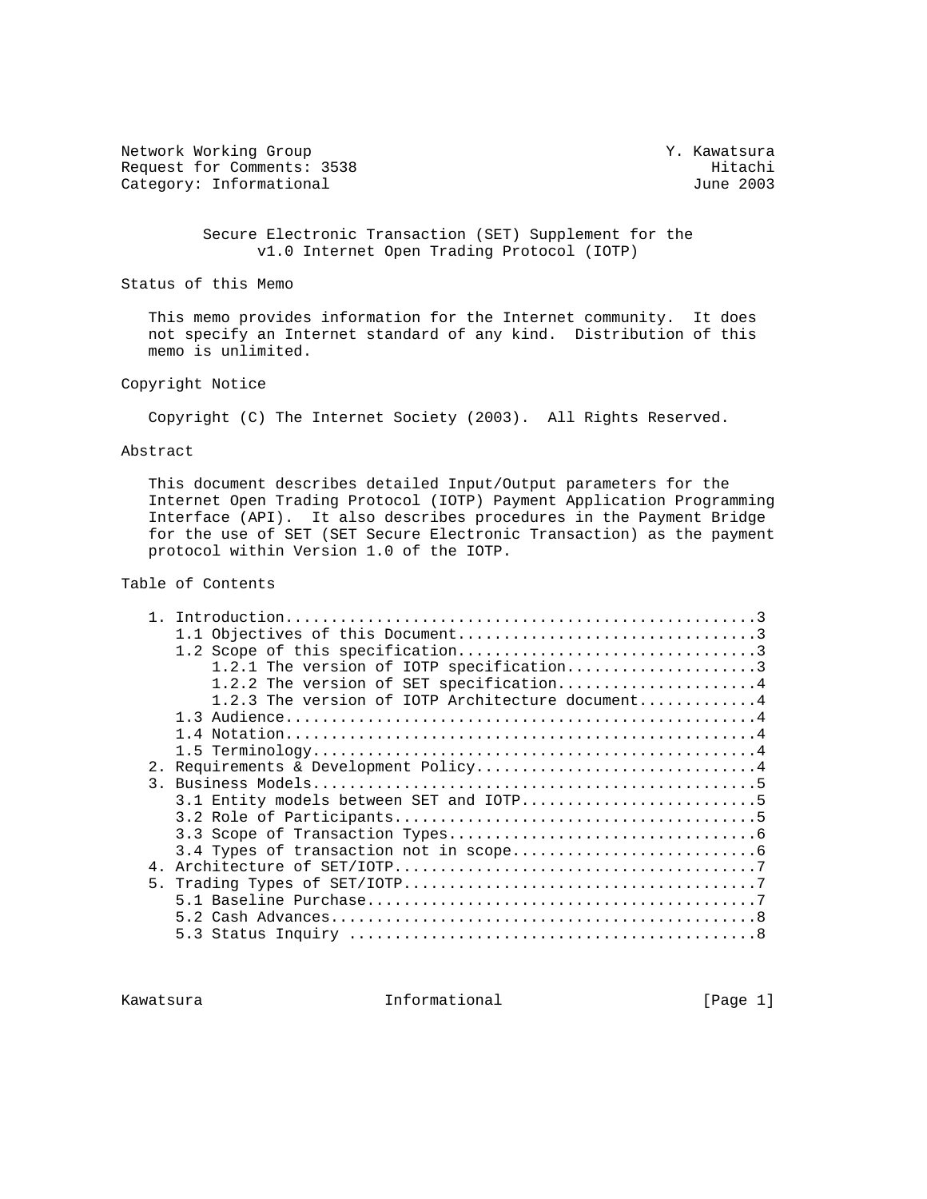Network Working Group                                       Y. Kawatsura
Request for Comments: 3538                                       Hitachi
Category: Informational                                        June 2003

# Secure Electronic Transaction (SET) Supplement for the v1.0 Internet Open Trading Protocol (IOTP)

## Status of this Memo

This memo provides information for the Internet community. It does not specify an Internet standard of any kind. Distribution of this memo is unlimited.

## Copyright Notice

Copyright (C) The Internet Society (2003). All Rights Reserved.

## Abstract

This document describes detailed Input/Output parameters for the Internet Open Trading Protocol (IOTP) Payment Application Programming Interface (API). It also describes procedures in the Payment Bridge for the use of SET (SET Secure Electronic Transaction) as the payment protocol within Version 1.0 of the IOTP.

## Table of Contents

```
   1. Introduction...................................................3
      1.1 Objectives of this Document................................3
      1.2 Scope of this specification................................3
          1.2.1 The version of IOTP specification....................3
          1.2.2 The version of SET specification.....................4
          1.2.3 The version of IOTP Architecture document............4
      1.3 Audience...................................................4
      1.4 Notation...................................................4
      1.5 Terminology................................................4
   2. Requirements & Development Policy..............................4
   3. Business Models................................................5
      3.1 Entity models between SET and IOTP.........................5
      3.2 Role of Participants.......................................5
      3.3 Scope of Transaction Types.................................6
      3.4 Types of transaction not in scope..........................6
   4. Architecture of SET/IOTP.......................................7
   5. Trading Types of SET/IOTP......................................7
      5.1 Baseline Purchase..........................................7
      5.2 Cash Advances..............................................8
      5.3 Status Inquiry ............................................8
```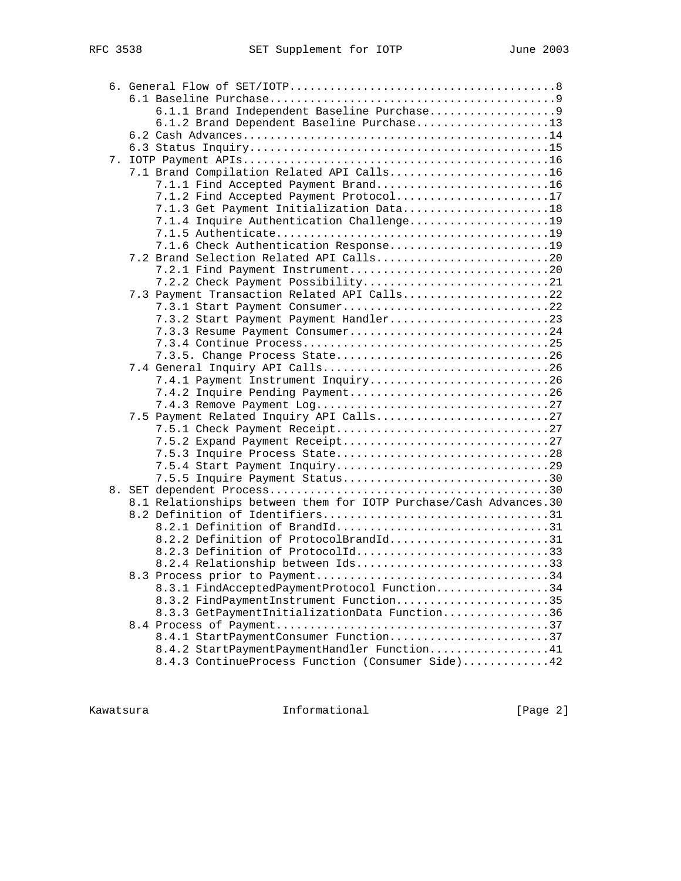```
   6. General Flow of SET/IOTP........................................8
      6.1 Baseline Purchase...........................................9
          6.1.1 Brand Independent Baseline Purchase...................9
          6.1.2 Brand Dependent Baseline Purchase....................13
      6.2 Cash Advances..............................................14
      6.3 Status Inquiry.............................................15
   7. IOTP Payment APIs..............................................16
      7.1 Brand Compilation Related API Calls........................16
          7.1.1 Find Accepted Payment Brand..........................16
          7.1.2 Find Accepted Payment Protocol.......................17
          7.1.3 Get Payment Initialization Data......................18
          7.1.4 Inquire Authentication Challenge.....................19
          7.1.5 Authenticate.........................................19
          7.1.6 Check Authentication Response........................19
      7.2 Brand Selection Related API Calls..........................20
          7.2.1 Find Payment Instrument..............................20
          7.2.2 Check Payment Possibility............................21
      7.3 Payment Transaction Related API Calls......................22
          7.3.1 Start Payment Consumer...............................22
          7.3.2 Start Payment Payment Handler........................23
          7.3.3 Resume Payment Consumer..............................24
          7.3.4 Continue Process.....................................25
          7.3.5. Change Process State................................26
      7.4 General Inquiry API Calls..................................26
          7.4.1 Payment Instrument Inquiry...........................26
          7.4.2 Inquire Pending Payment..............................26
          7.4.3 Remove Payment Log...................................27
      7.5 Payment Related Inquiry API Calls..........................27
          7.5.1 Check Payment Receipt................................27
          7.5.2 Expand Payment Receipt...............................27
          7.5.3 Inquire Process State................................28
          7.5.4 Start Payment Inquiry................................29
          7.5.5 Inquire Payment Status...............................30
   8. SET dependent Process..........................................30
      8.1 Relationships between them for IOTP Purchase/Cash Advances.30
      8.2 Definition of Identifiers..................................31
          8.2.1 Definition of BrandId................................31
          8.2.2 Definition of ProtocolBrandId........................31
          8.2.3 Definition of ProtocolId.............................33
          8.2.4 Relationship between Ids.............................33
      8.3 Process prior to Payment...................................34
          8.3.1 FindAcceptedPaymentProtocol Function.................34
          8.3.2 FindPaymentInstrument Function.......................35
          8.3.3 GetPaymentInitializationData Function................36
      8.4 Process of Payment.........................................37
          8.4.1 StartPaymentConsumer Function........................37
          8.4.2 StartPaymentPaymentHandler Function..................41
          8.4.3 ContinueProcess Function (Consumer Side).............42
```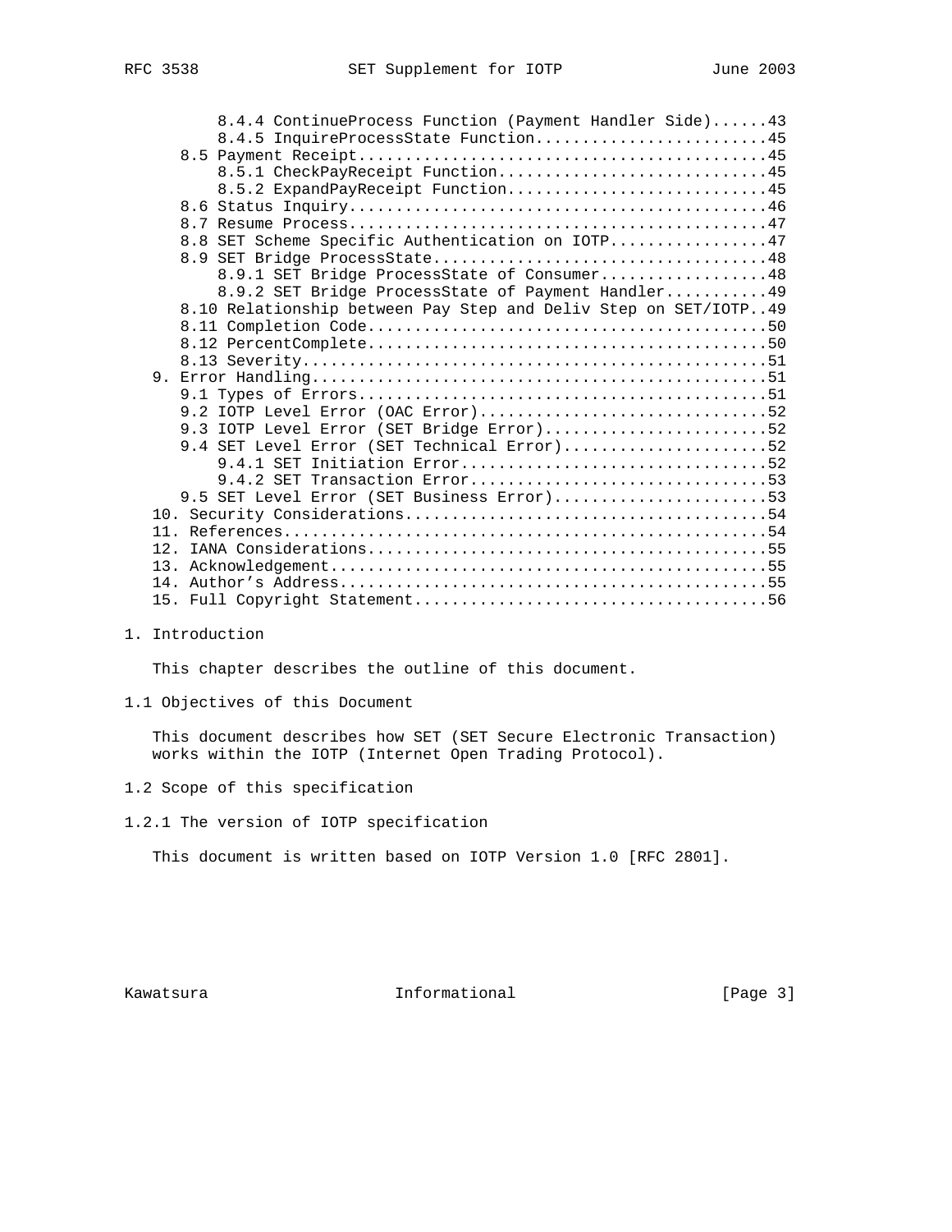8.4.4 ContinueProcess Function (Payment Handler Side)......43
8.4.5 InquireProcessState Function.........................45
8.5 Payment Receipt...........................................45
8.5.1 CheckPayReceipt Function.............................45
8.5.2 ExpandPayReceipt Function............................45
8.6 Status Inquiry............................................46
8.7 Resume Process............................................47
8.8 SET Scheme Specific Authentication on IOTP.................47
8.9 SET Bridge ProcessState...................................48
8.9.1 SET Bridge ProcessState of Consumer..................48
8.9.2 SET Bridge ProcessState of Payment Handler...........49
8.10 Relationship between Pay Step and Deliv Step on SET/IOTP..49
8.11 Completion Code..........................................50
8.12 PercentComplete..........................................50
8.13 Severity.................................................51
9. Error Handling................................................51
9.1 Types of Errors...........................................51
9.2 IOTP Level Error (OAC Error)..............................52
9.3 IOTP Level Error (SET Bridge Error)........................52
9.4 SET Level Error (SET Technical Error)......................52
9.4.1 SET Initiation Error.................................52
9.4.2 SET Transaction Error................................53
9.5 SET Level Error (SET Business Error).......................53
10. Security Considerations......................................54
11. References...................................................54
12. IANA Considerations..........................................55
13. Acknowledgement..............................................55
14. Author's Address.............................................55
15. Full Copyright Statement.....................................56

# 1. Introduction

This chapter describes the outline of this document.

## 1.1 Objectives of this Document

This document describes how SET (SET Secure Electronic Transaction) works within the IOTP (Internet Open Trading Protocol).

## 1.2 Scope of this specification

### 1.2.1 The version of IOTP specification

This document is written based on IOTP Version 1.0 [RFC 2801].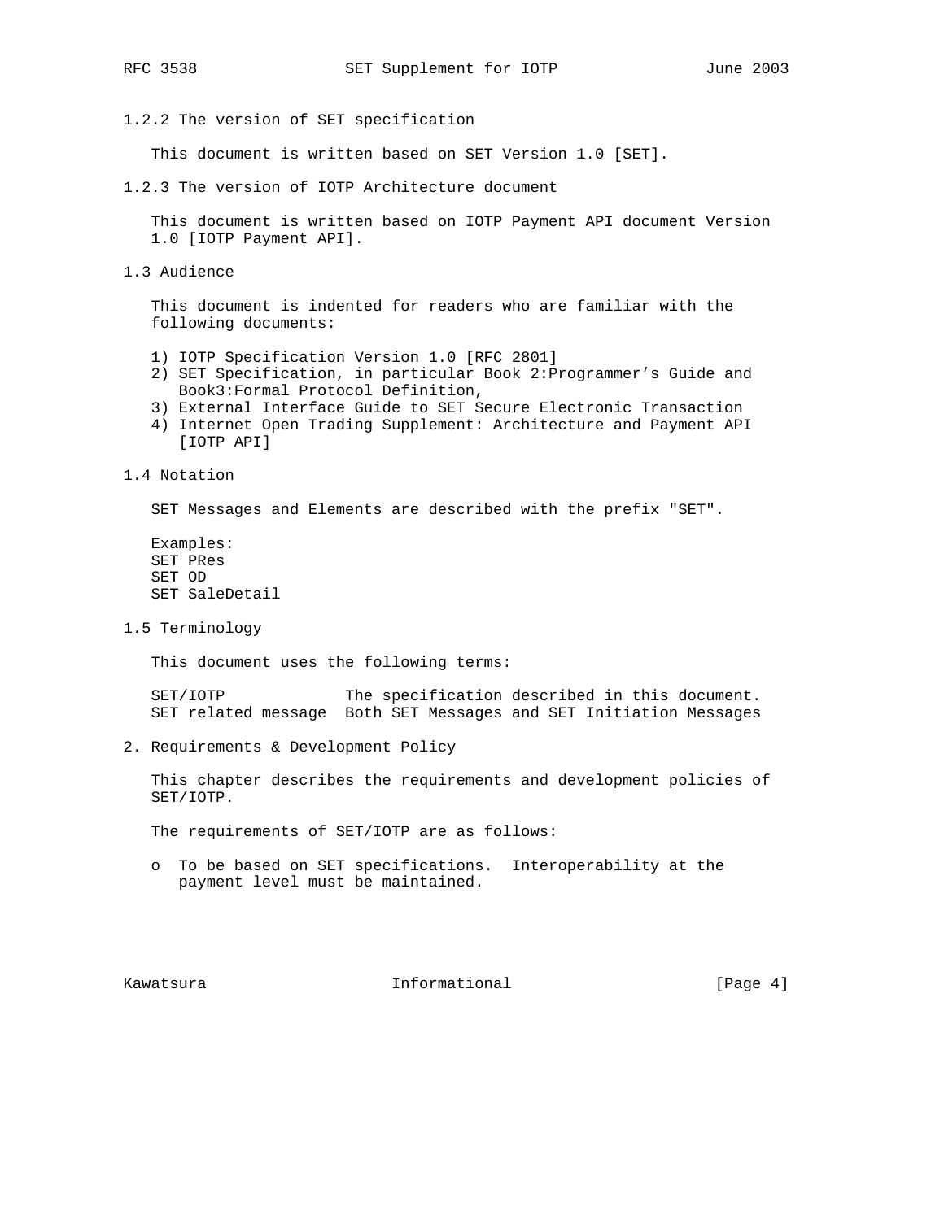### 1.2.2 The version of SET specification

This document is written based on SET Version 1.0 [SET].

### 1.2.3 The version of IOTP Architecture document

This document is written based on IOTP Payment API document Version 1.0 [IOTP Payment API].

## 1.3 Audience

This document is indented for readers who are familiar with the following documents:

1) IOTP Specification Version 1.0 [RFC 2801]
2) SET Specification, in particular Book 2:Programmer’s Guide and Book3:Formal Protocol Definition,
3) External Interface Guide to SET Secure Electronic Transaction
4) Internet Open Trading Supplement: Architecture and Payment API [IOTP API]

## 1.4 Notation

SET Messages and Elements are described with the prefix "SET".

Examples:
SET PRes
SET OD
SET SaleDetail

## 1.5 Terminology

This document uses the following terms:

| | |
|---|---|
| SET/IOTP | The specification described in this document. |
| SET related message | Both SET Messages and SET Initiation Messages |

# 2. Requirements & Development Policy

This chapter describes the requirements and development policies of SET/IOTP.

The requirements of SET/IOTP are as follows:

- To be based on SET specifications. Interoperability at the payment level must be maintained.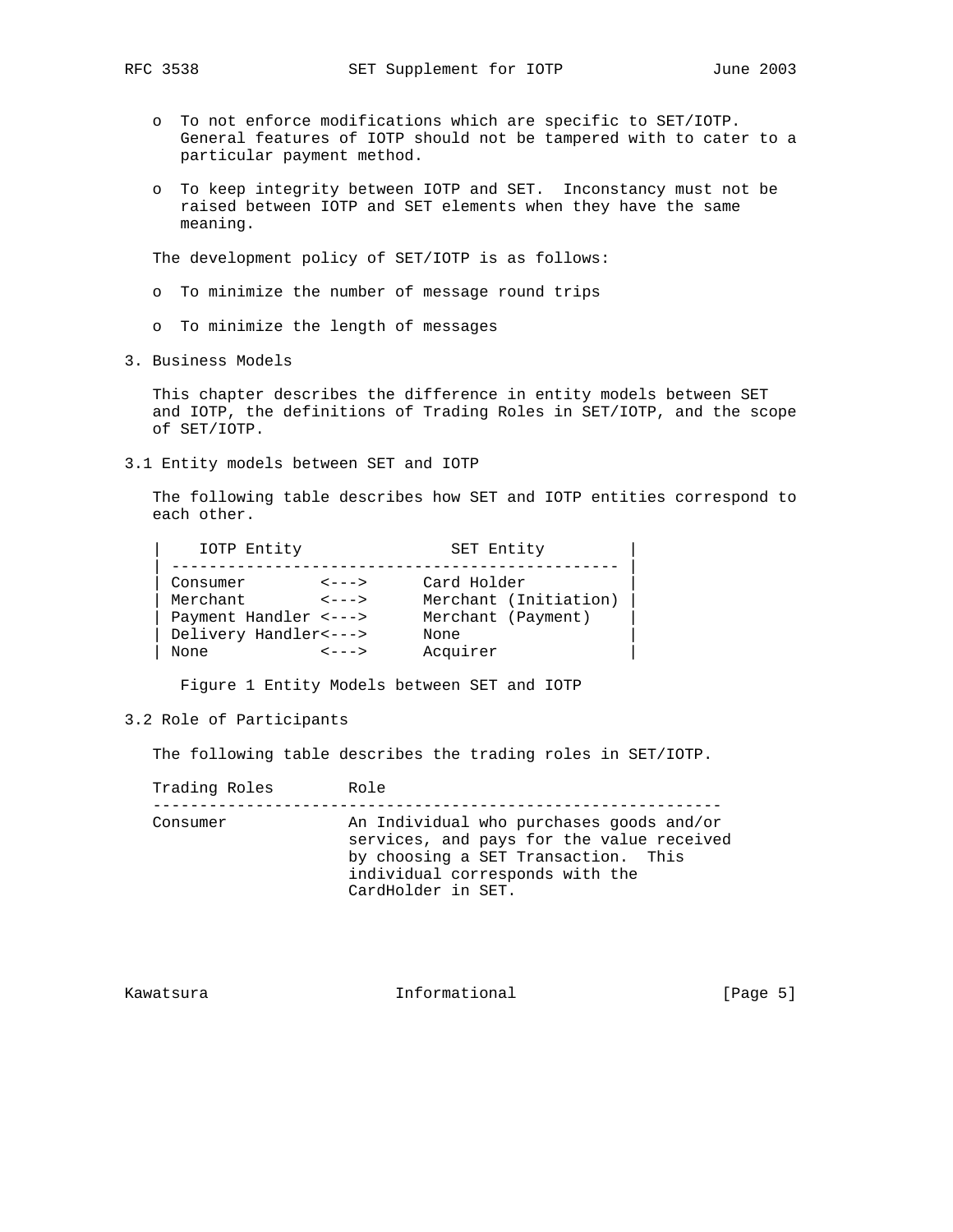- To not enforce modifications which are specific to SET/IOTP. General features of IOTP should not be tampered with to cater to a particular payment method.

- To keep integrity between IOTP and SET. Inconstancy must not be raised between IOTP and SET elements when they have the same meaning.

The development policy of SET/IOTP is as follows:

- To minimize the number of message round trips

- To minimize the length of messages

## 3. Business Models

This chapter describes the difference in entity models between SET and IOTP, the definitions of Trading Roles in SET/IOTP, and the scope of SET/IOTP.

### 3.1 Entity models between SET and IOTP

The following table describes how SET and IOTP entities correspond to each other.

| IOTP Entity | | SET Entity |
|---|---|---|
| Consumer | <---> | Card Holder |
| Merchant | <---> | Merchant (Initiation) |
| Payment Handler | <---> | Merchant (Payment) |
| Delivery Handler | <---> | None |
| None | <---> | Acquirer |

Figure 1 Entity Models between SET and IOTP

### 3.2 Role of Participants

The following table describes the trading roles in SET/IOTP.

| Trading Roles | Role |
|---|---|
| Consumer | An Individual who purchases goods and/or services, and pays for the value received by choosing a SET Transaction. This individual corresponds with the CardHolder in SET. |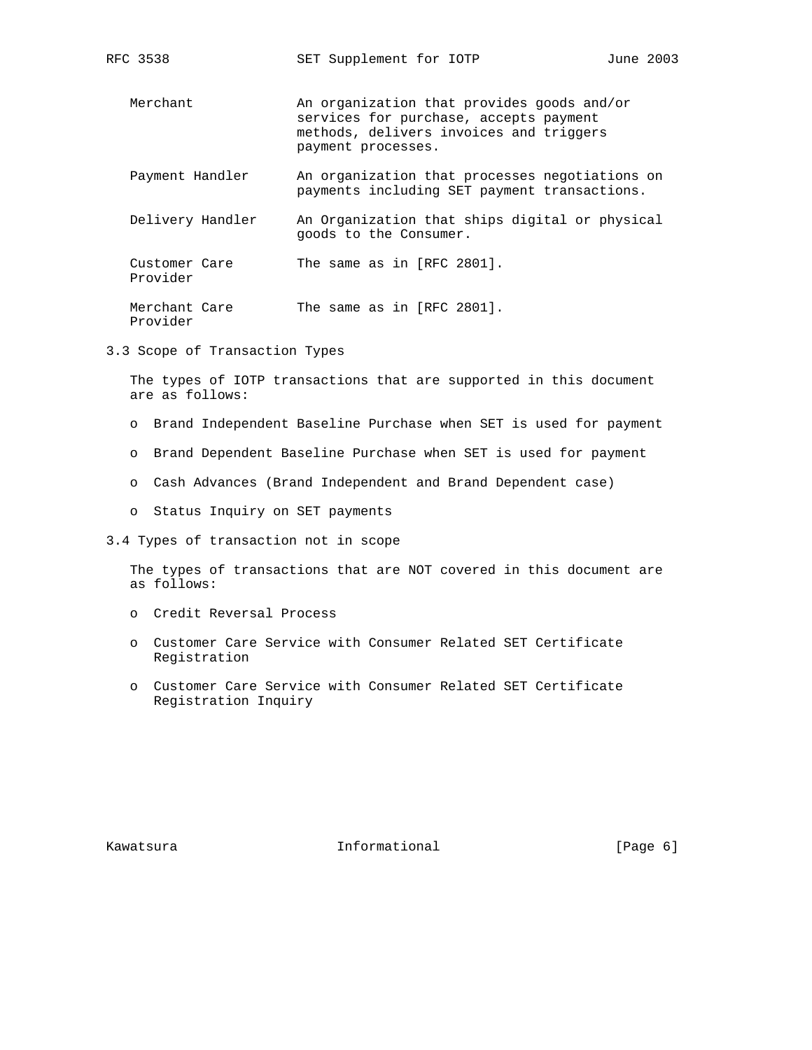| | |
|---|---|
| Merchant | An organization that provides goods and/or services for purchase, accepts payment methods, delivers invoices and triggers payment processes. |
| Payment Handler | An organization that processes negotiations on payments including SET payment transactions. |
| Delivery Handler | An Organization that ships digital or physical goods to the Consumer. |
| Customer Care Provider | The same as in [RFC 2801]. |
| Merchant Care Provider | The same as in [RFC 2801]. |

### 3.3 Scope of Transaction Types

The types of IOTP transactions that are supported in this document are as follows:

- Brand Independent Baseline Purchase when SET is used for payment
- Brand Dependent Baseline Purchase when SET is used for payment
- Cash Advances (Brand Independent and Brand Dependent case)
- Status Inquiry on SET payments

### 3.4 Types of transaction not in scope

The types of transactions that are NOT covered in this document are as follows:

- Credit Reversal Process
- Customer Care Service with Consumer Related SET Certificate Registration
- Customer Care Service with Consumer Related SET Certificate Registration Inquiry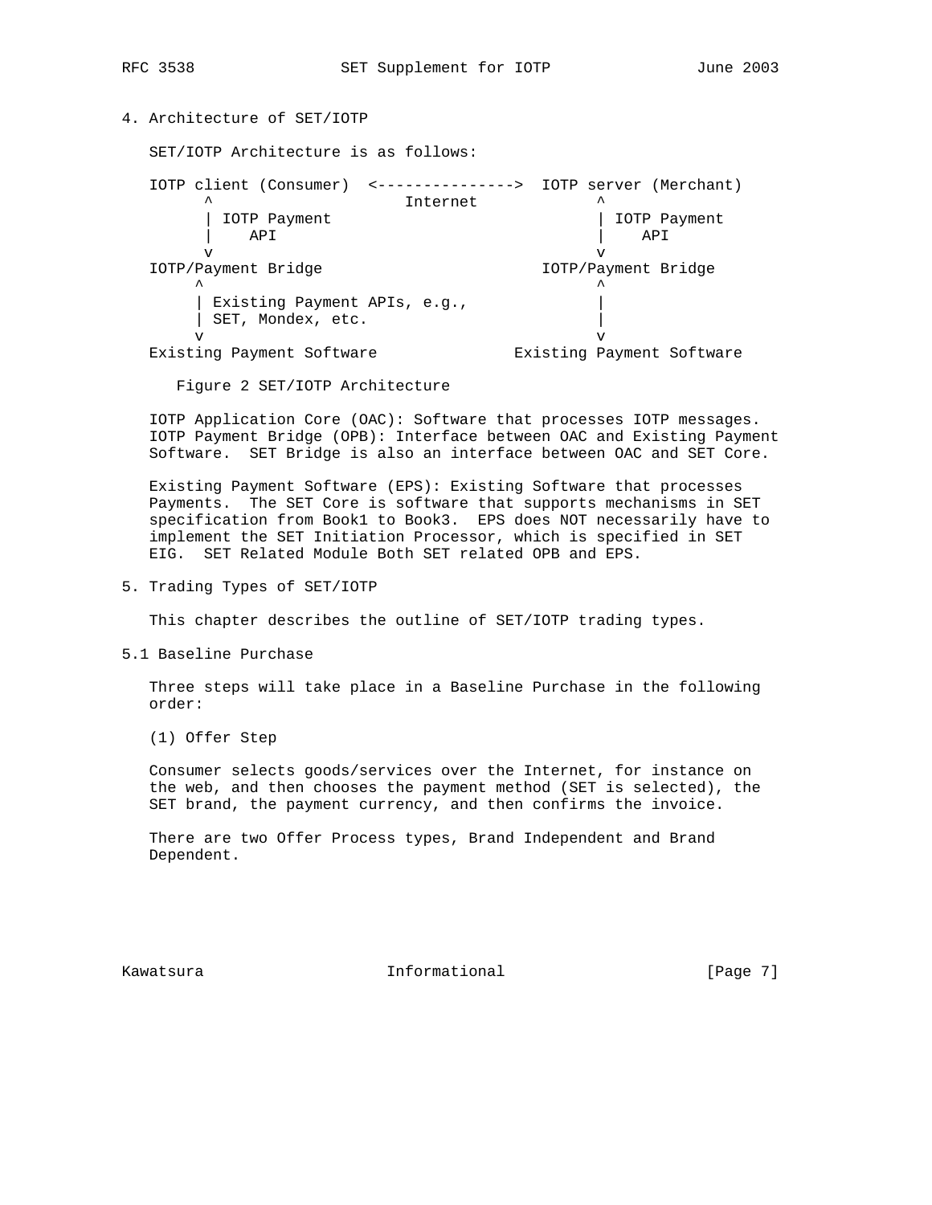## 4. Architecture of SET/IOTP

SET/IOTP Architecture is as follows:

```
IOTP client (Consumer)  <--------------->  IOTP server (Merchant)
      ^                   Internet             ^
      | IOTP Payment                           | IOTP Payment
      |    API                                 |    API
      v                                        v
IOTP/Payment Bridge                        IOTP/Payment Bridge
     ^                                         ^
     | Existing Payment APIs, e.g.,            |
     | SET, Mondex, etc.                       |
     v                                         v
Existing Payment Software              Existing Payment Software
```

Figure 2 SET/IOTP Architecture

IOTP Application Core (OAC): Software that processes IOTP messages. IOTP Payment Bridge (OPB): Interface between OAC and Existing Payment Software. SET Bridge is also an interface between OAC and SET Core.

Existing Payment Software (EPS): Existing Software that processes Payments. The SET Core is software that supports mechanisms in SET specification from Book1 to Book3. EPS does NOT necessarily have to implement the SET Initiation Processor, which is specified in SET EIG. SET Related Module Both SET related OPB and EPS.

## 5. Trading Types of SET/IOTP

This chapter describes the outline of SET/IOTP trading types.

### 5.1 Baseline Purchase

Three steps will take place in a Baseline Purchase in the following order:

(1) Offer Step

Consumer selects goods/services over the Internet, for instance on the web, and then chooses the payment method (SET is selected), the SET brand, the payment currency, and then confirms the invoice.

There are two Offer Process types, Brand Independent and Brand Dependent.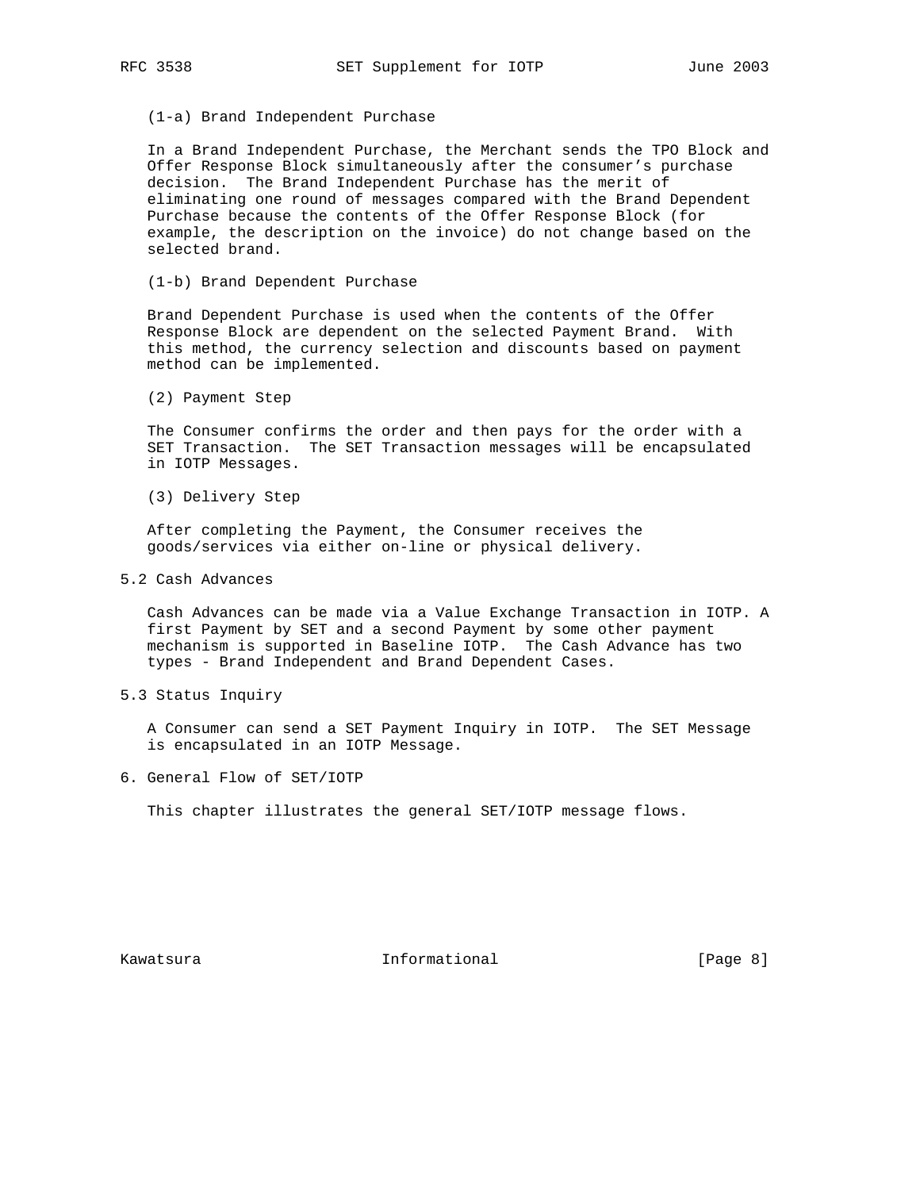(1-a) Brand Independent Purchase

In a Brand Independent Purchase, the Merchant sends the TPO Block and Offer Response Block simultaneously after the consumer's purchase decision. The Brand Independent Purchase has the merit of eliminating one round of messages compared with the Brand Dependent Purchase because the contents of the Offer Response Block (for example, the description on the invoice) do not change based on the selected brand.

(1-b) Brand Dependent Purchase

Brand Dependent Purchase is used when the contents of the Offer Response Block are dependent on the selected Payment Brand. With this method, the currency selection and discounts based on payment method can be implemented.

(2) Payment Step

The Consumer confirms the order and then pays for the order with a SET Transaction. The SET Transaction messages will be encapsulated in IOTP Messages.

(3) Delivery Step

After completing the Payment, the Consumer receives the goods/services via either on-line or physical delivery.

## 5.2 Cash Advances

Cash Advances can be made via a Value Exchange Transaction in IOTP. A first Payment by SET and a second Payment by some other payment mechanism is supported in Baseline IOTP. The Cash Advance has two types - Brand Independent and Brand Dependent Cases.

## 5.3 Status Inquiry

A Consumer can send a SET Payment Inquiry in IOTP. The SET Message is encapsulated in an IOTP Message.

# 6. General Flow of SET/IOTP

This chapter illustrates the general SET/IOTP message flows.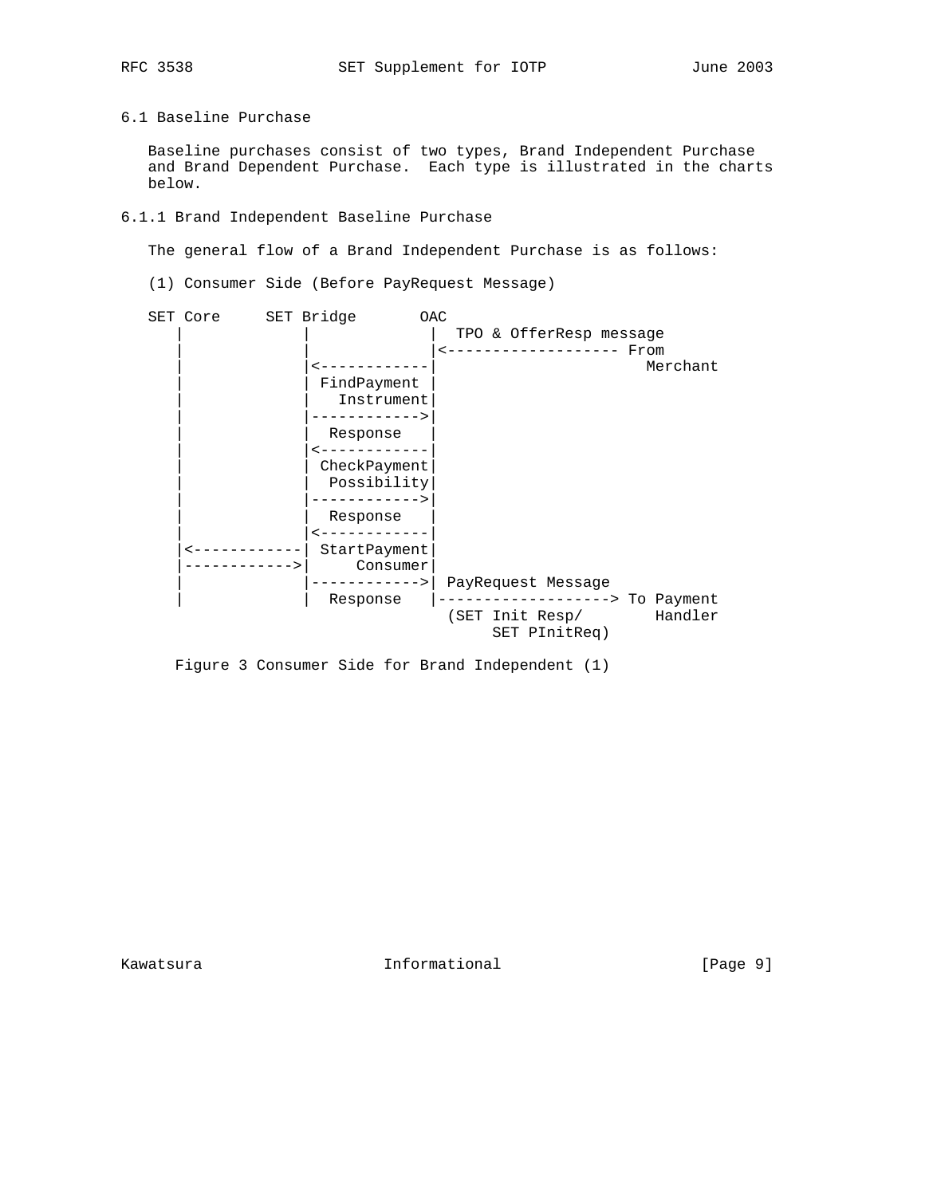### 6.1 Baseline Purchase

Baseline purchases consist of two types, Brand Independent Purchase and Brand Dependent Purchase. Each type is illustrated in the charts below.

#### 6.1.1 Brand Independent Baseline Purchase

The general flow of a Brand Independent Purchase is as follows:

(1) Consumer Side (Before PayRequest Message)

```
SET Core     SET Bridge       OAC
   |             |             |  TPO & OfferResp message
   |             |             |<------------------- From
   |             |<------------|                       Merchant
   |             | FindPayment |
   |             |   Instrument|
   |             |------------>|
   |             |  Response   |
   |             |<------------|
   |             | CheckPayment|
   |             |  Possibility|
   |             |------------>|
   |             |  Response   |
   |             |<------------|
   |<------------| StartPayment|
   |------------>|     Consumer|
   |             |------------>| PayRequest Message
   |             |  Response   |-------------------> To Payment
                                (SET Init Resp/        Handler
                                     SET PInitReq)
```

Figure 3 Consumer Side for Brand Independent (1)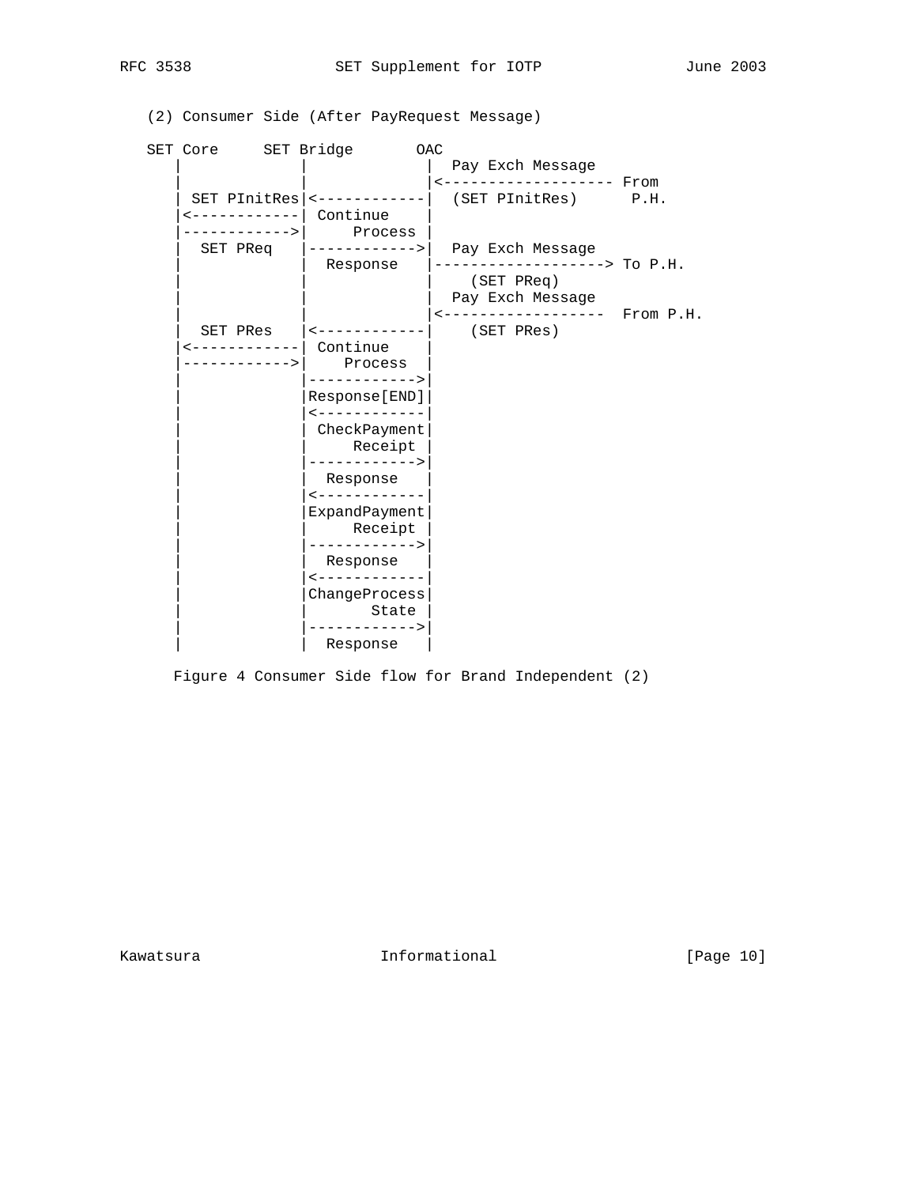(2) Consumer Side (After PayRequest Message)

```
   SET Core     SET Bridge       OAC
      |             |             |  Pay Exch Message
      |             |             |<------------------- From
      | SET PInitRes|<------------|  (SET PInitRes)      P.H.
      |<------------| Continue    |
      |------------>|     Process |
      |  SET PReq   |------------>|  Pay Exch Message
      |             |  Response   |-------------------> To P.H.
      |             |             |    (SET PReq)
      |             |             |  Pay Exch Message
      |             |             |<------------------  From P.H.
      |  SET PRes   |<------------|    (SET PRes)
      |<------------| Continue    |
      |------------>|    Process  |
      |             |------------>|
      |             |Response[END]|
      |             |<------------|
      |             | CheckPayment|
      |             |     Receipt |
      |             |------------>|
      |             |  Response   |
      |             |<------------|
      |             |ExpandPayment|
      |             |     Receipt |
      |             |------------>|
      |             |  Response   |
      |             |<------------|
      |             |ChangeProcess|
      |             |       State |
      |             |------------>|
      |             |  Response   |
```

Figure 4 Consumer Side flow for Brand Independent (2)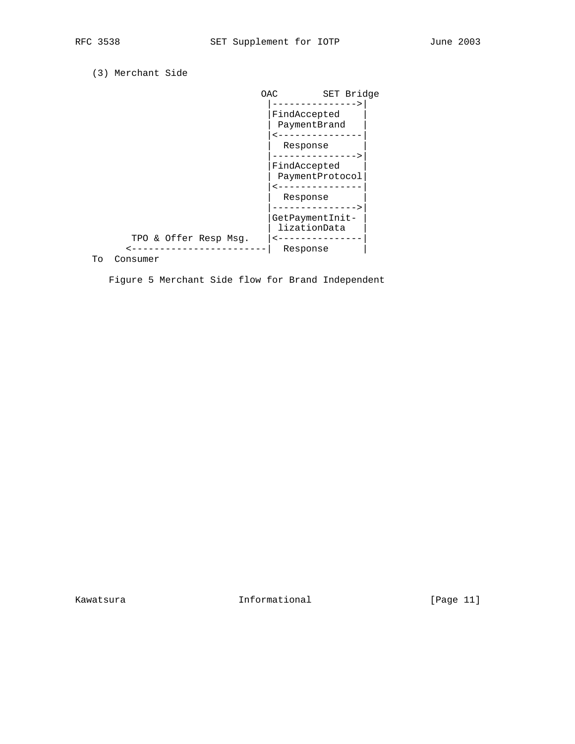(3) Merchant Side

```
                             OAC        SET Bridge
                              |--------------->|
                              |FindAccepted    |
                              | PaymentBrand   |
                              |<---------------|
                              |  Response      |
                              |--------------->|
                              |FindAccepted    |
                              | PaymentProtocol|
                              |<---------------|
                              |  Response      |
                              |--------------->|
                              |GetPaymentInit- |
                              | lizationData   |
       TPO & Offer Resp Msg.  |<---------------|
      <-----------------------|  Response      |
To  Consumer
```

Figure 5 Merchant Side flow for Brand Independent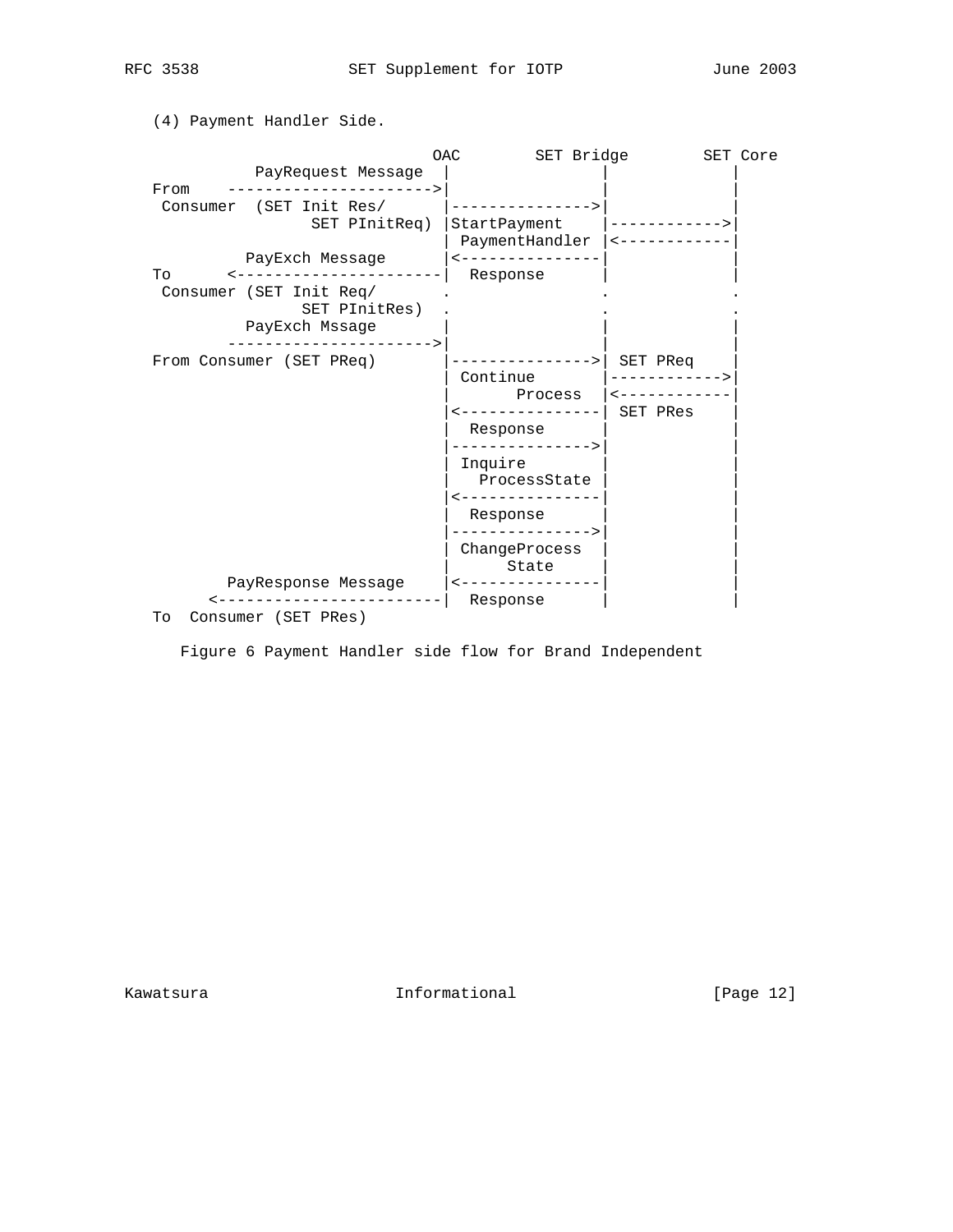(4) Payment Handler Side.

```
                             OAC        SET Bridge        SET Core
           PayRequest Message  |                |              |
From    ---------------------->|                |              |
 Consumer  (SET Init Res/      |--------------->|              |
                 SET PInitReq) |StartPayment    |------------->|
                               | PaymentHandler |<-------------|
          PayExch Message      |<---------------|              |
To      <----------------------|  Response      |              |
 Consumer (SET Init Req/       .                .              .
                SET PInitRes)  .                .              .
          PayExch Mssage       |                |              |
        ---------------------->|                |              |
From Consumer (SET PReq)       |--------------->| SET PReq     |
                               | Continue       |------------->|
                               |       Process  |<-------------|
                               |<---------------| SET PRes     |
                               |  Response      |              |
                               |--------------->|              |
                               | Inquire        |              |
                               |   ProcessState |              |
                               |<---------------|              |
                               |  Response      |              |
                               |--------------->|              |
                               | ChangeProcess  |              |
                               |      State     |              |
        PayResponse Message    |<---------------|              |
      <------------------------|  Response      |              |
To  Consumer (SET PRes)
```

Figure 6 Payment Handler side flow for Brand Independent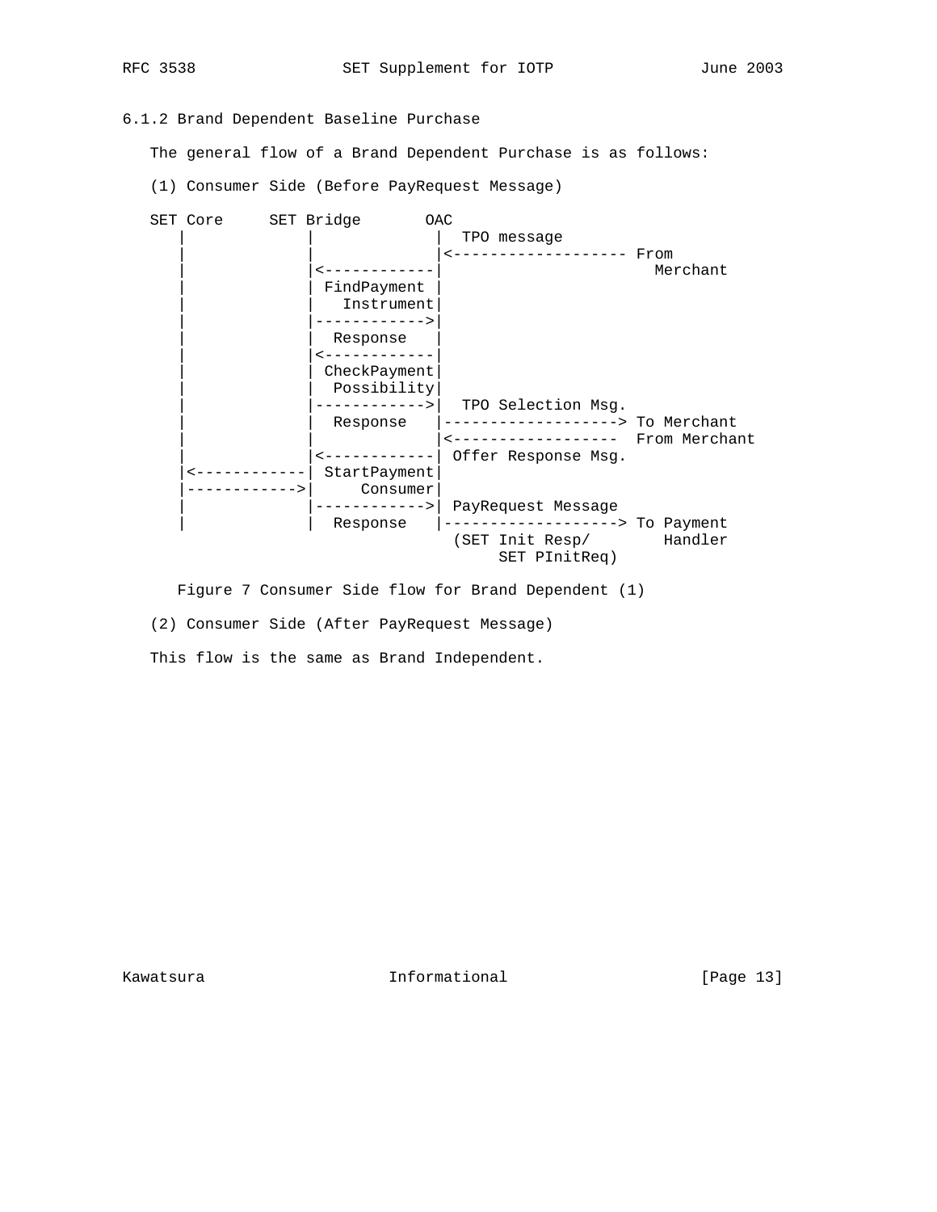### 6.1.2 Brand Dependent Baseline Purchase

The general flow of a Brand Dependent Purchase is as follows:

(1) Consumer Side (Before PayRequest Message)

```
SET Core     SET Bridge       OAC
   |             |             |  TPO message
   |             |             |<------------------- From
   |             |<------------|                       Merchant
   |             | FindPayment |
   |             |   Instrument|
   |             |------------>|
   |             |  Response   |
   |             |<------------|
   |             | CheckPayment|
   |             |  Possibility|
   |             |------------>|  TPO Selection Msg.
   |             |  Response   |-------------------> To Merchant
   |             |             |<------------------  From Merchant
   |             |<------------| Offer Response Msg.
   |<------------| StartPayment|
   |------------>|     Consumer|
   |             |------------>| PayRequest Message
   |             |  Response   |-------------------> To Payment
                                 (SET Init Resp/        Handler
                                      SET PInitReq)
```

Figure 7 Consumer Side flow for Brand Dependent (1)

(2) Consumer Side (After PayRequest Message)

This flow is the same as Brand Independent.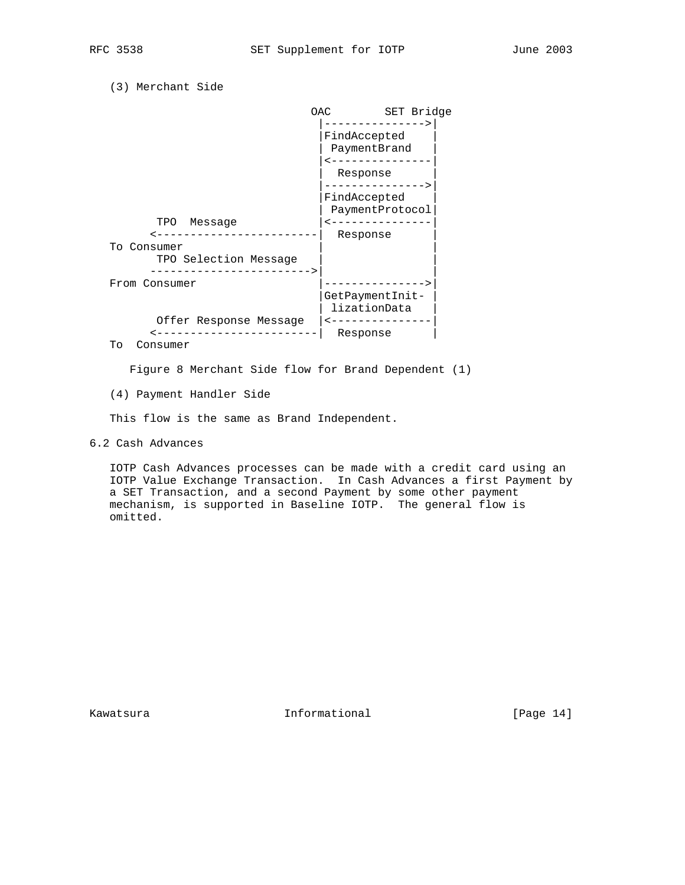(3) Merchant Side

```
                                 OAC        SET Bridge
                                  |--------------->|
                                  |FindAccepted    |
                                  | PaymentBrand   |
                                  |<---------------|
                                  |  Response      |
                                  |--------------->|
                                  |FindAccepted    |
                                  | PaymentProtocol|
       TPO  Message               |<---------------|
      <------------------------|  Response      |
   To Consumer                    |                |
       TPO Selection Message   |                |
      ------------------------>|                |
   From Consumer                  |--------------->|
                                  |GetPaymentInit- |
                                  | lizationData   |
       Offer Response Message  |<---------------|
      <------------------------|  Response      |
   To  Consumer
```

Figure 8 Merchant Side flow for Brand Dependent (1)

(4) Payment Handler Side

This flow is the same as Brand Independent.

## 6.2 Cash Advances

IOTP Cash Advances processes can be made with a credit card using an IOTP Value Exchange Transaction. In Cash Advances a first Payment by a SET Transaction, and a second Payment by some other payment mechanism, is supported in Baseline IOTP. The general flow is omitted.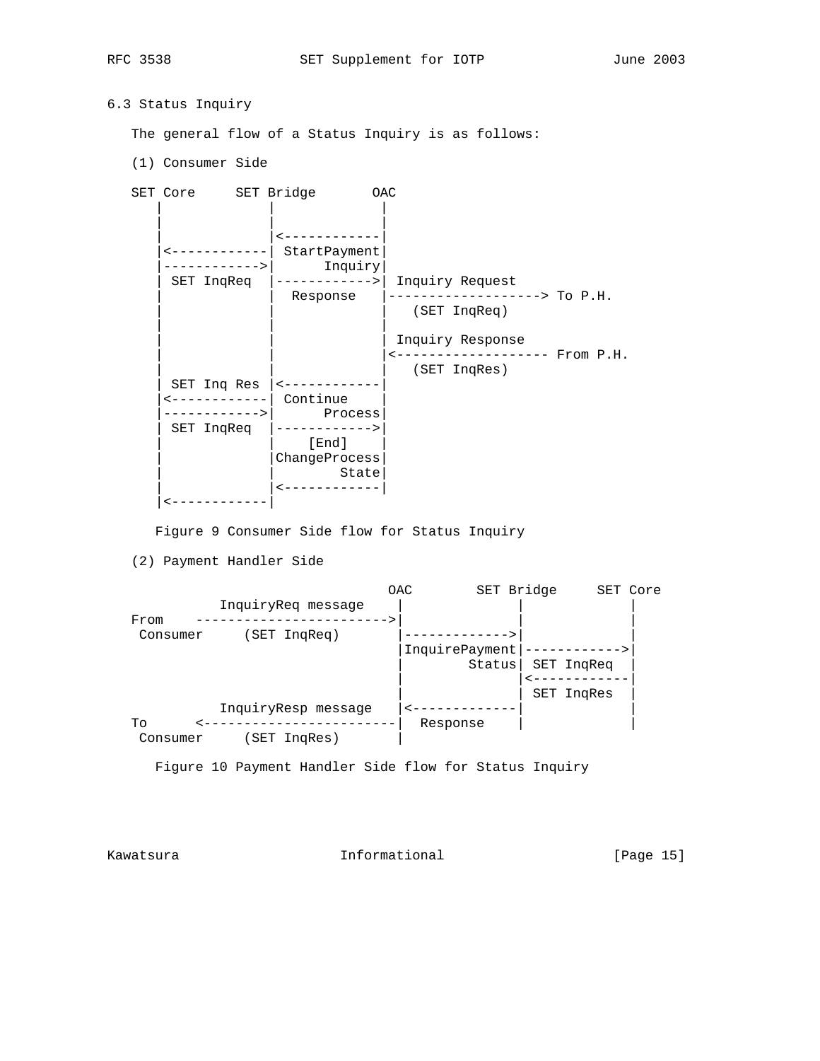## 6.3 Status Inquiry

The general flow of a Status Inquiry is as follows:

(1) Consumer Side

```
SET Core     SET Bridge       OAC
   |              |             |
   |              |             |
   |              |<------------|
   |<------------| StartPayment|
   |------------>|      Inquiry|
   | SET InqReq  |------------>| Inquiry Request
   |              |  Response   |-------------------> To P.H.
   |              |             |   (SET InqReq)
   |              |             |
   |              |             | Inquiry Response
   |              |             |<------------------- From P.H.
   |              |             |   (SET InqRes)
   | SET Inq Res |<------------|
   |<------------| Continue    |
   |------------>|      Process|
   | SET InqReq  |------------>|
   |              |    [End]    |
   |              |ChangeProcess|
   |              |        State|
   |              |<------------|
   |<------------|
```

Figure 9 Consumer Side flow for Status Inquiry

(2) Payment Handler Side

```
                                OAC        SET Bridge     SET Core
          InquiryReq message    |              |            |
From    ------------------------>|              |            |
 Consumer     (SET InqReq)       |------------->|            |
                                 |InquirePayment|------------>|
                                 |        Status| SET InqReq  |
                                 |              |<------------|
                                 |              | SET InqRes  |
          InquiryResp message    |<-------------|            |
To      <------------------------|  Response    |            |
 Consumer     (SET InqRes)       |
```

Figure 10 Payment Handler Side flow for Status Inquiry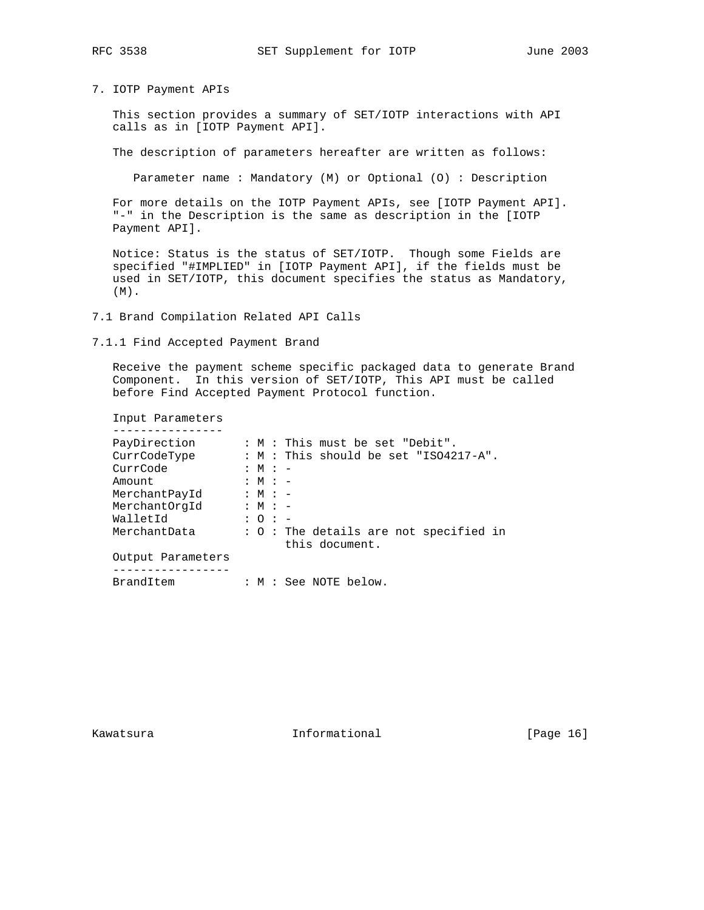# 7. IOTP Payment APIs

This section provides a summary of SET/IOTP interactions with API calls as in [IOTP Payment API].

The description of parameters hereafter are written as follows:

Parameter name : Mandatory (M) or Optional (O) : Description

For more details on the IOTP Payment APIs, see [IOTP Payment API]. "-" in the Description is the same as description in the [IOTP Payment API].

Notice: Status is the status of SET/IOTP. Though some Fields are specified "#IMPLIED" in [IOTP Payment API], if the fields must be used in SET/IOTP, this document specifies the status as Mandatory, (M).

## 7.1 Brand Compilation Related API Calls

### 7.1.1 Find Accepted Payment Brand

Receive the payment scheme specific packaged data to generate Brand Component. In this version of SET/IOTP, This API must be called before Find Accepted Payment Protocol function.

```
Input Parameters
----------------
PayDirection       : M : This must be set "Debit".
CurrCodeType       : M : This should be set "ISO4217-A".
CurrCode           : M : -
Amount             : M : -
MerchantPayId      : M : -
MerchantOrgId      : M : -
WalletId           : O : -
MerchantData       : O : The details are not specified in
                         this document.
Output Parameters
-----------------
BrandItem          : M : See NOTE below.
```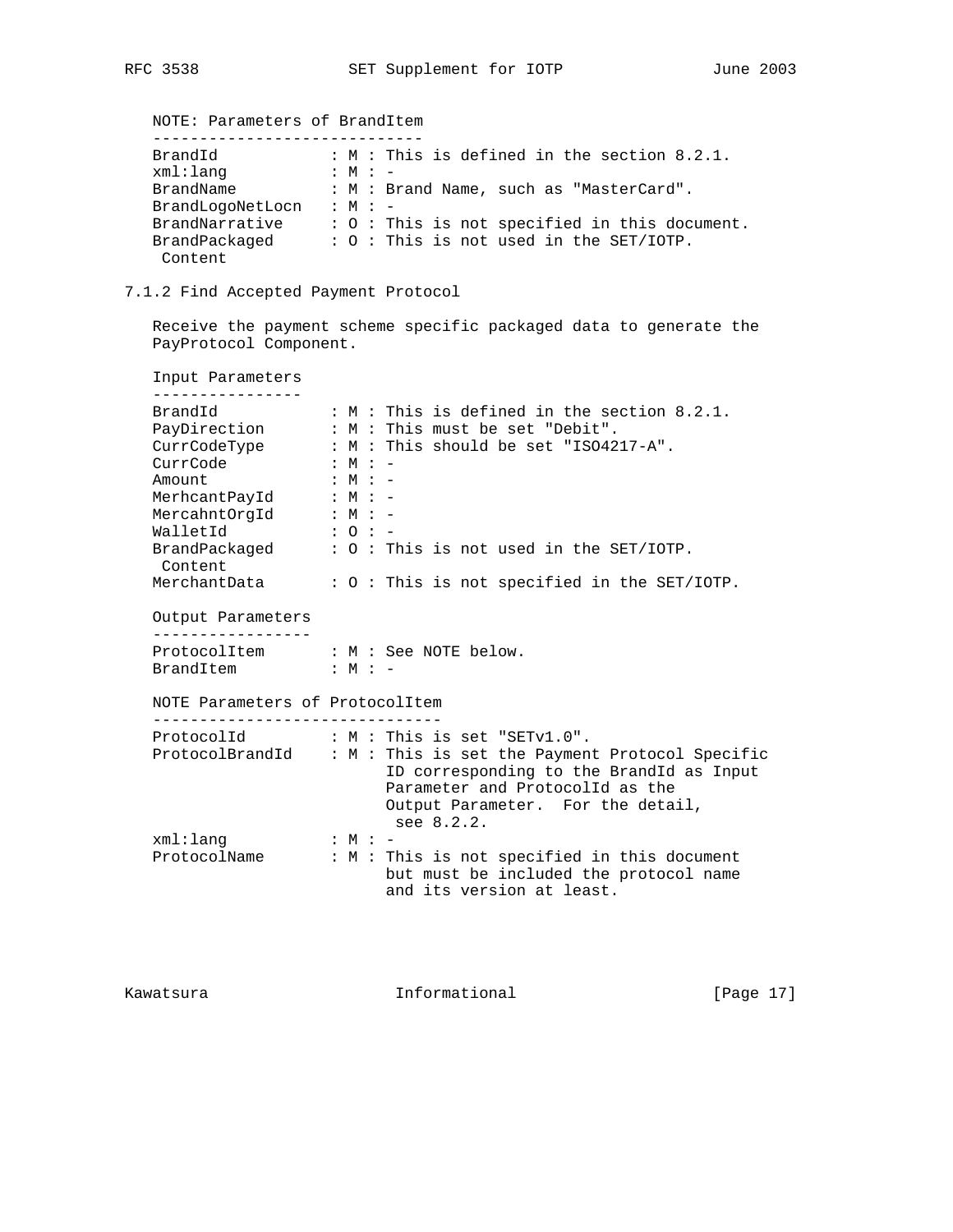NOTE: Parameters of BrandItem

```
-----------------------------
BrandId            : M : This is defined in the section 8.2.1.
xml:lang           : M : -
BrandName          : M : Brand Name, such as "MasterCard".
BrandLogoNetLocn   : M : -
BrandNarrative     : O : This is not specified in this document.
BrandPackaged      : O : This is not used in the SET/IOTP.
 Content
```

### 7.1.2 Find Accepted Payment Protocol

Receive the payment scheme specific packaged data to generate the PayProtocol Component.

Input Parameters

```
----------------
BrandId            : M : This is defined in the section 8.2.1.
PayDirection       : M : This must be set "Debit".
CurrCodeType       : M : This should be set "ISO4217-A".
CurrCode           : M : -
Amount             : M : -
MerhcantPayId      : M : -
MercahntOrgId      : M : -
WalletId           : O : -
BrandPackaged      : O : This is not used in the SET/IOTP.
 Content
MerchantData       : O : This is not specified in the SET/IOTP.
```

Output Parameters

```
-----------------
ProtocolItem       : M : See NOTE below.
BrandItem          : M : -
```

NOTE Parameters of ProtocolItem

```
-------------------------------
ProtocolId         : M : This is set "SETv1.0".
ProtocolBrandId    : M : This is set the Payment Protocol Specific
                         ID corresponding to the BrandId as Input
                         Parameter and ProtocolId as the
                         Output Parameter.  For the detail,
                          see 8.2.2.
xml:lang           : M : -
ProtocolName       : M : This is not specified in this document
                         but must be included the protocol name
                         and its version at least.
```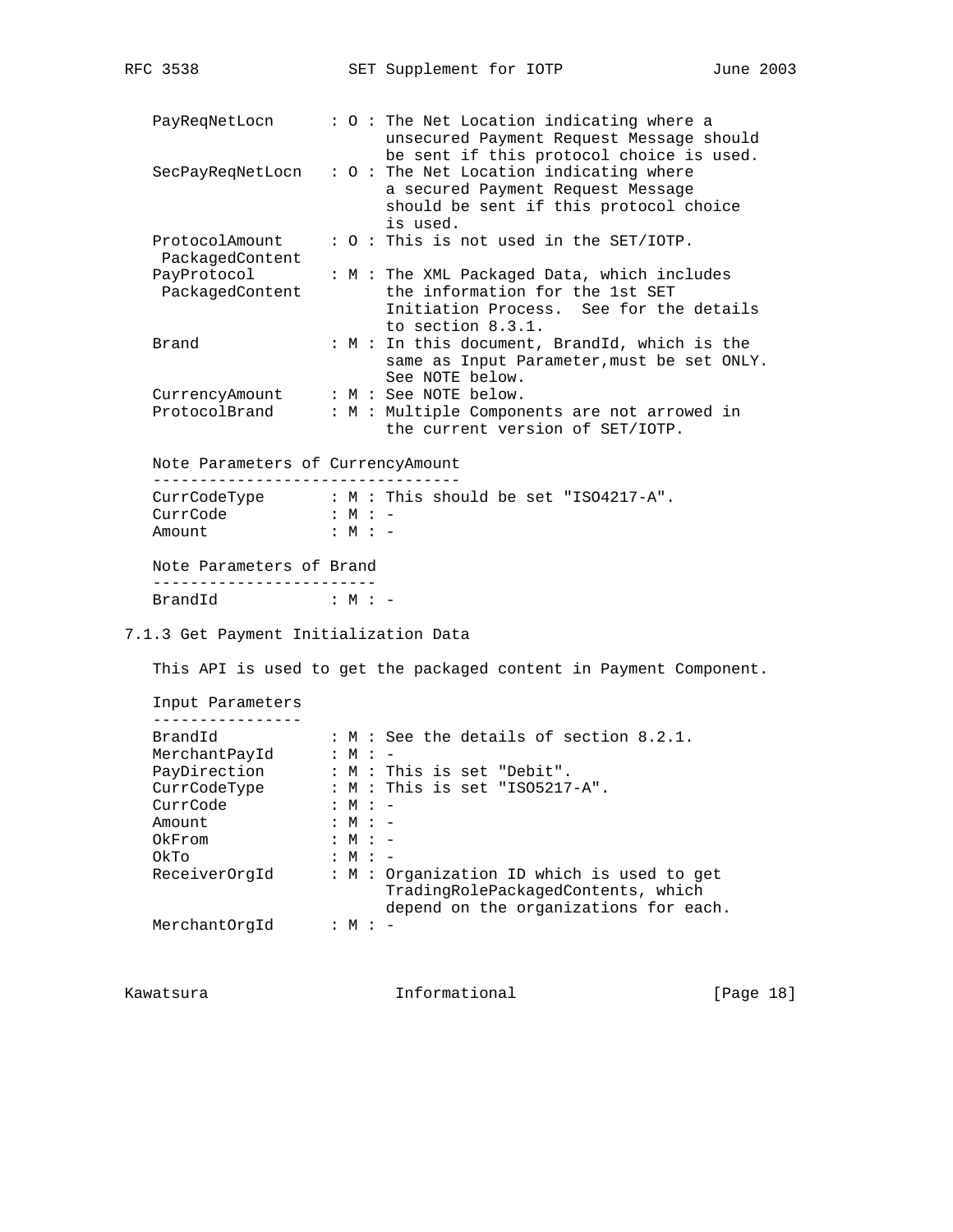```
PayReqNetLocn      : O : The Net Location indicating where a
                         unsecured Payment Request Message should
                         be sent if this protocol choice is used.
SecPayReqNetLocn   : O : The Net Location indicating where
                         a secured Payment Request Message
                         should be sent if this protocol choice
                         is used.
ProtocolAmount     : O : This is not used in the SET/IOTP.
 PackagedContent
PayProtocol        : M : The XML Packaged Data, which includes
 PackagedContent         the information for the 1st SET
                         Initiation Process.  See for the details
                         to section 8.3.1.
Brand              : M : In this document, BrandId, which is the
                         same as Input Parameter,must be set ONLY.
                         See NOTE below.
CurrencyAmount     : M : See NOTE below.
ProtocolBrand      : M : Multiple Components are not arrowed in
                         the current version of SET/IOTP.

Note Parameters of CurrencyAmount
---------------------------------
CurrCodeType       : M : This should be set "ISO4217-A".
CurrCode           : M : -
Amount             : M : -

Note Parameters of Brand
------------------------
BrandId            : M : -
```

### 7.1.3 Get Payment Initialization Data

This API is used to get the packaged content in Payment Component.

```
Input Parameters
----------------
BrandId            : M : See the details of section 8.2.1.
MerchantPayId      : M : -
PayDirection       : M : This is set "Debit".
CurrCodeType       : M : This is set "ISO5217-A".
CurrCode           : M : -
Amount             : M : -
OkFrom             : M : -
OkTo               : M : -
ReceiverOrgId      : M : Organization ID which is used to get
                         TradingRolePackagedContents, which
                         depend on the organizations for each.
MerchantOrgId      : M : -
```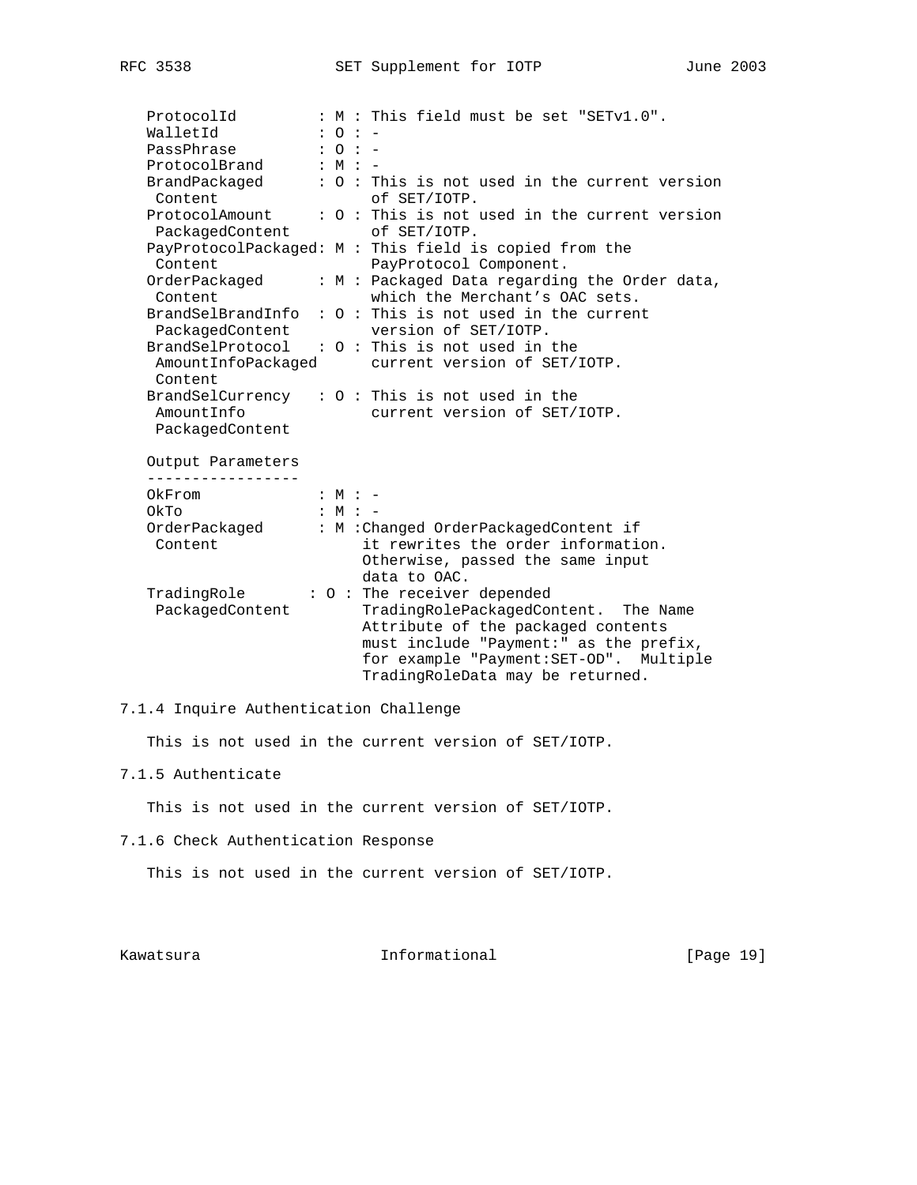```
   ProtocolId         : M : This field must be set "SETv1.0".
   WalletId           : O : -
   PassPhrase         : O : -
   ProtocolBrand      : M : -
   BrandPackaged      : O : This is not used in the current version
    Content                 of SET/IOTP.
   ProtocolAmount     : O : This is not used in the current version
    PackagedContent         of SET/IOTP.
   PayProtocolPackaged: M : This field is copied from the
    Content                 PayProtocol Component.
   OrderPackaged      : M : Packaged Data regarding the Order data,
    Content                 which the Merchant's OAC sets.
   BrandSelBrandInfo  : O : This is not used in the current
    PackagedContent         version of SET/IOTP.
   BrandSelProtocol   : O : This is not used in the
    AmountInfoPackaged      current version of SET/IOTP.
    Content
   BrandSelCurrency   : O : This is not used in the
    AmountInfo              current version of SET/IOTP.
    PackagedContent

   Output Parameters
   -----------------
   OkFrom             : M : -
   OkTo               : M : -
   OrderPackaged      : M :Changed OrderPackagedContent if
    Content                it rewrites the order information.
                           Otherwise, passed the same input
                           data to OAC.
   TradingRole       : O : The receiver depended
    PackagedContent        TradingRolePackagedContent.  The Name
                           Attribute of the packaged contents
                           must include "Payment:" as the prefix,
                           for example "Payment:SET-OD".  Multiple
                           TradingRoleData may be returned.
```

### 7.1.4 Inquire Authentication Challenge

This is not used in the current version of SET/IOTP.

### 7.1.5 Authenticate

This is not used in the current version of SET/IOTP.

### 7.1.6 Check Authentication Response

This is not used in the current version of SET/IOTP.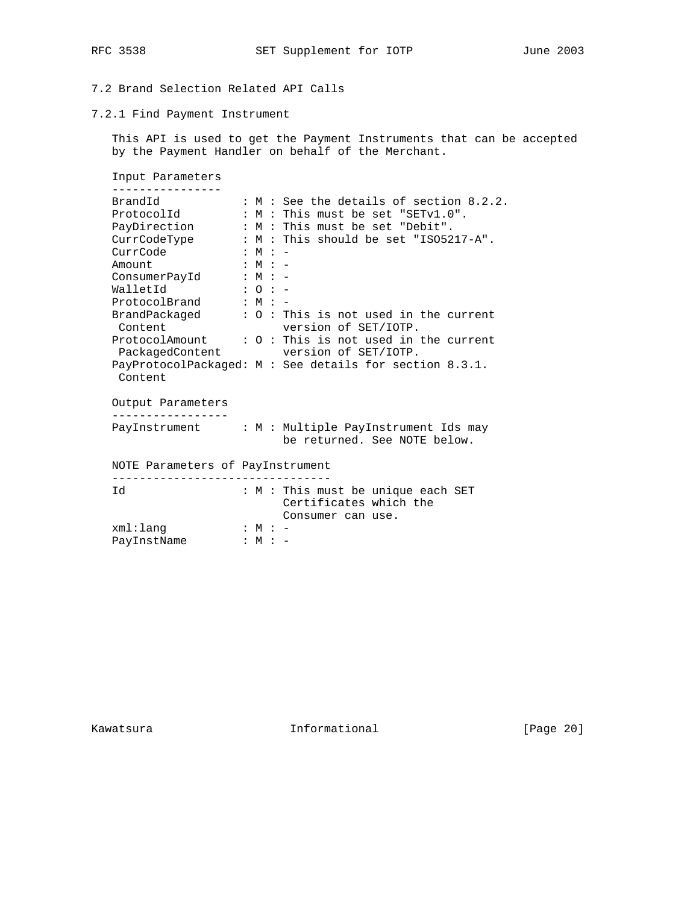### 7.2 Brand Selection Related API Calls

#### 7.2.1 Find Payment Instrument

This API is used to get the Payment Instruments that can be accepted by the Payment Handler on behalf of the Merchant.

```
Input Parameters
----------------
BrandId            : M : See the details of section 8.2.2.
ProtocolId         : M : This must be set "SETv1.0".
PayDirection       : M : This must be set "Debit".
CurrCodeType       : M : This should be set "ISO5217-A".
CurrCode           : M : -
Amount             : M : -
ConsumerPayId      : M : -
WalletId           : O : -
ProtocolBrand      : M : -
BrandPackaged      : O : This is not used in the current
 Content                 version of SET/IOTP.
ProtocolAmount     : O : This is not used in the current
 PackagedContent         version of SET/IOTP.
PayProtocolPackaged: M : See details for section 8.3.1.
 Content

Output Parameters
-----------------
PayInstrument      : M : Multiple PayInstrument Ids may
                         be returned. See NOTE below.

NOTE Parameters of PayInstrument
--------------------------------
Id                 : M : This must be unique each SET
                         Certificates which the
                         Consumer can use.
xml:lang           : M : -
PayInstName        : M : -
```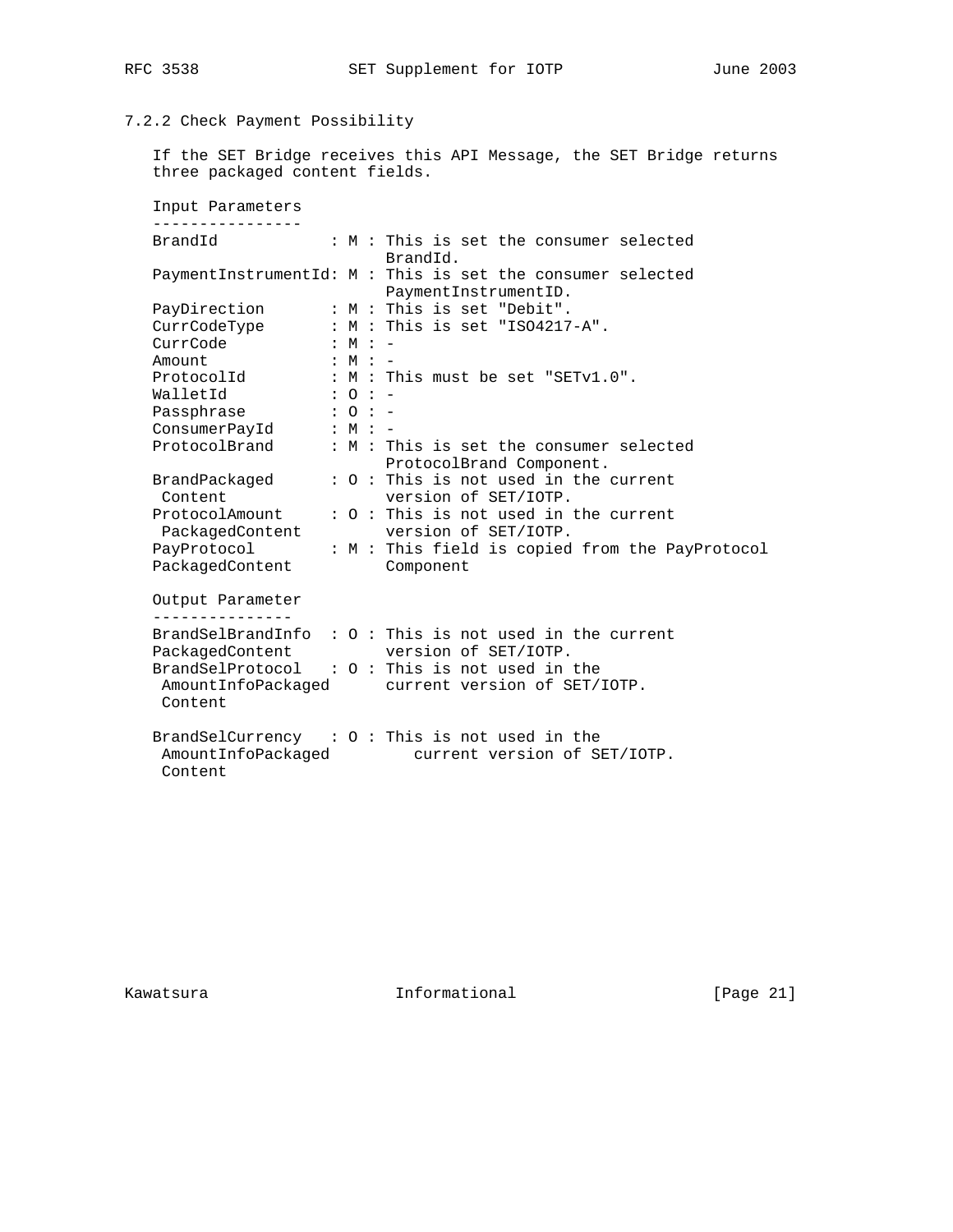### 7.2.2 Check Payment Possibility

If the SET Bridge receives this API Message, the SET Bridge returns three packaged content fields.

```
Input Parameters
----------------
BrandId           : M : This is set the consumer selected
                        BrandId.
PaymentInstrumentId: M : This is set the consumer selected
                        PaymentInstrumentID.
PayDirection      : M : This is set "Debit".
CurrCodeType      : M : This is set "ISO4217-A".
CurrCode          : M : -
Amount            : M : -
ProtocolId        : M : This must be set "SETv1.0".
WalletId          : O : -
Passphrase        : O : -
ConsumerPayId     : M : -
ProtocolBrand     : M : This is set the consumer selected
                        ProtocolBrand Component.
BrandPackaged     : O : This is not used in the current
 Content                version of SET/IOTP.
ProtocolAmount    : O : This is not used in the current
 PackagedContent        version of SET/IOTP.
PayProtocol       : M : This field is copied from the PayProtocol
PackagedContent         Component

Output Parameter
---------------
BrandSelBrandInfo  : O : This is not used in the current
PackagedContent          version of SET/IOTP.
BrandSelProtocol   : O : This is not used in the
 AmountInfoPackaged      current version of SET/IOTP.
 Content

BrandSelCurrency   : O : This is not used in the
 AmountInfoPackaged         current version of SET/IOTP.
 Content
```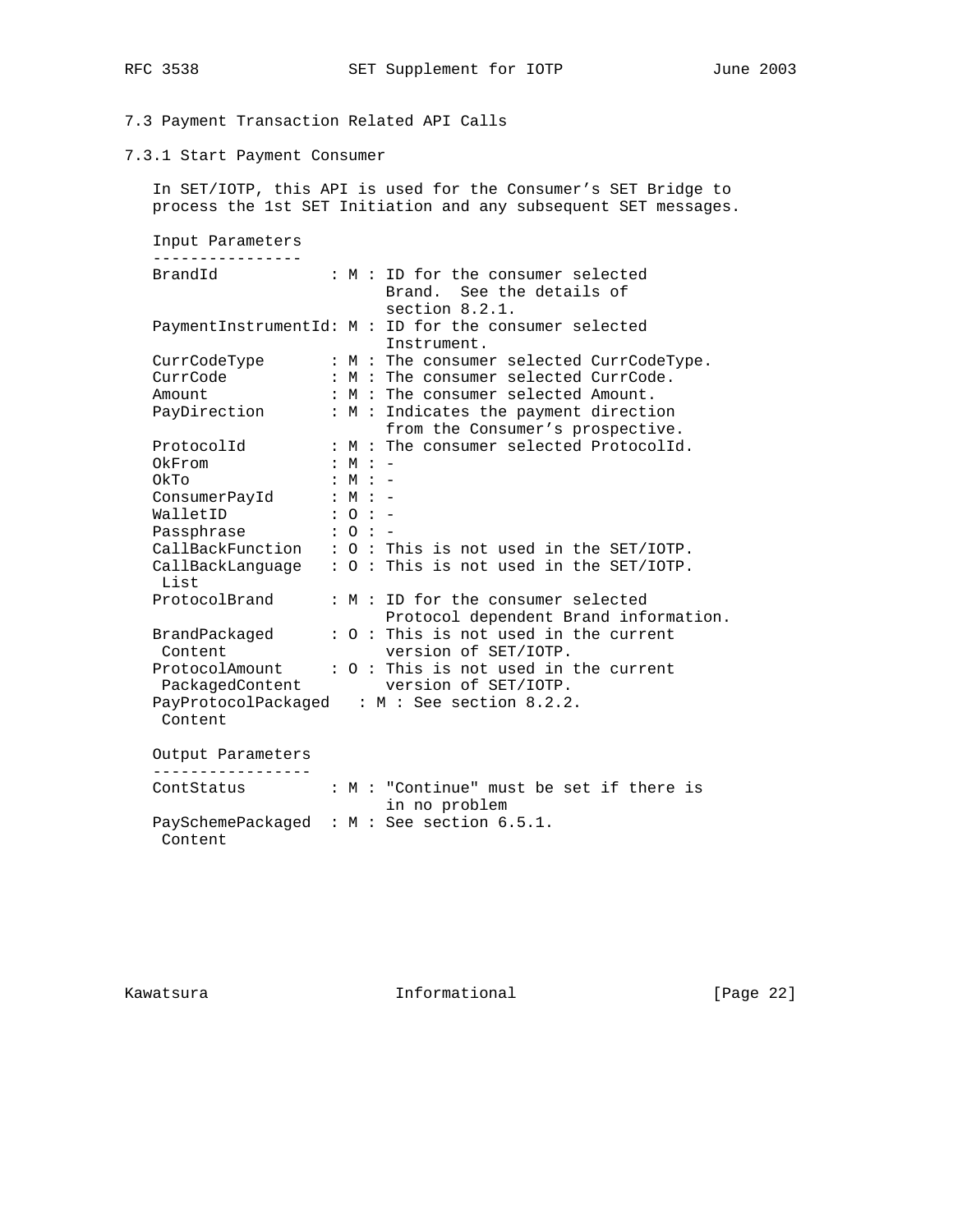### 7.3 Payment Transaction Related API Calls

#### 7.3.1 Start Payment Consumer

In SET/IOTP, this API is used for the Consumer's SET Bridge to process the 1st SET Initiation and any subsequent SET messages.

```
Input Parameters
----------------
BrandId            : M : ID for the consumer selected
                         Brand.  See the details of
                         section 8.2.1.
PaymentInstrumentId: M : ID for the consumer selected
                         Instrument.
CurrCodeType       : M : The consumer selected CurrCodeType.
CurrCode           : M : The consumer selected CurrCode.
Amount             : M : The consumer selected Amount.
PayDirection       : M : Indicates the payment direction
                         from the Consumer's prospective.
ProtocolId         : M : The consumer selected ProtocolId.
OkFrom             : M : -
OkTo               : M : -
ConsumerPayId      : M : -
WalletID           : O : -
Passphrase         : O : -
CallBackFunction   : O : This is not used in the SET/IOTP.
CallBackLanguage   : O : This is not used in the SET/IOTP.
 List
ProtocolBrand      : M : ID for the consumer selected
                         Protocol dependent Brand information.
BrandPackaged      : O : This is not used in the current
 Content                 version of SET/IOTP.
ProtocolAmount     : O : This is not used in the current
 PackagedContent         version of SET/IOTP.
PayProtocolPackaged   : M : See section 8.2.2.
 Content

Output Parameters
-----------------
ContStatus         : M : "Continue" must be set if there is
                         in no problem
PaySchemePackaged  : M : See section 6.5.1.
 Content
```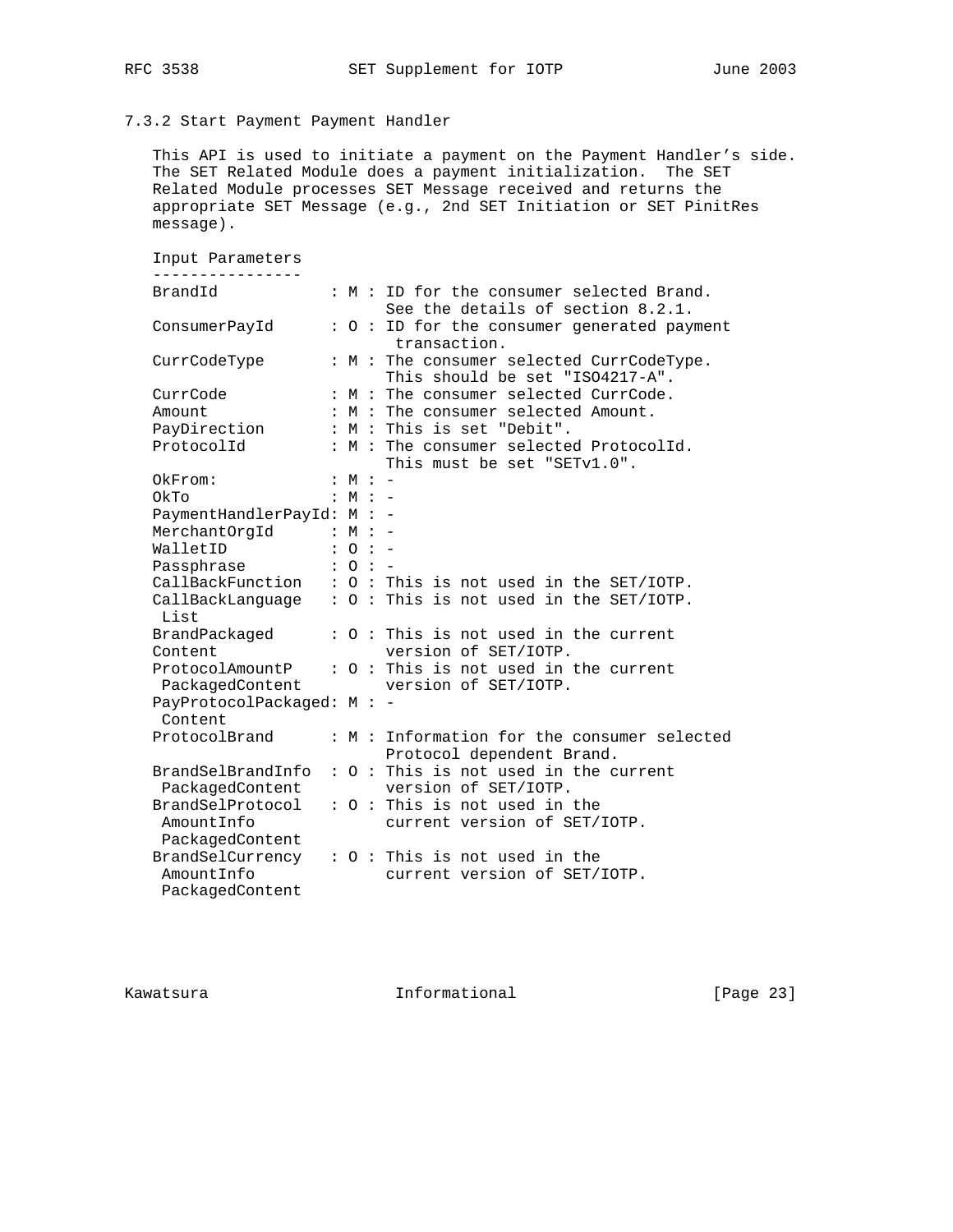### 7.3.2 Start Payment Payment Handler

This API is used to initiate a payment on the Payment Handler’s side. The SET Related Module does a payment initialization. The SET Related Module processes SET Message received and returns the appropriate SET Message (e.g., 2nd SET Initiation or SET PinitRes message).

```
Input Parameters
----------------
BrandId            : M : ID for the consumer selected Brand.
                         See the details of section 8.2.1.
ConsumerPayId      : O : ID for the consumer generated payment
                          transaction.
CurrCodeType       : M : The consumer selected CurrCodeType.
                         This should be set "ISO4217-A".
CurrCode           : M : The consumer selected CurrCode.
Amount             : M : The consumer selected Amount.
PayDirection       : M : This is set "Debit".
ProtocolId         : M : The consumer selected ProtocolId.
                         This must be set "SETv1.0".
OkFrom:            : M : -
OkTo               : M : -
PaymentHandlerPayId: M : -
MerchantOrgId      : M : -
WalletID           : O : -
Passphrase         : O : -
CallBackFunction   : O : This is not used in the SET/IOTP.
CallBackLanguage   : O : This is not used in the SET/IOTP.
 List
BrandPackaged      : O : This is not used in the current
Content                  version of SET/IOTP.
ProtocolAmountP    : O : This is not used in the current
 PackagedContent         version of SET/IOTP.
PayProtocolPackaged: M : -
 Content
ProtocolBrand      : M : Information for the consumer selected
                         Protocol dependent Brand.
BrandSelBrandInfo  : O : This is not used in the current
 PackagedContent         version of SET/IOTP.
BrandSelProtocol   : O : This is not used in the
 AmountInfo              current version of SET/IOTP.
 PackagedContent
BrandSelCurrency   : O : This is not used in the
 AmountInfo              current version of SET/IOTP.
 PackagedContent
```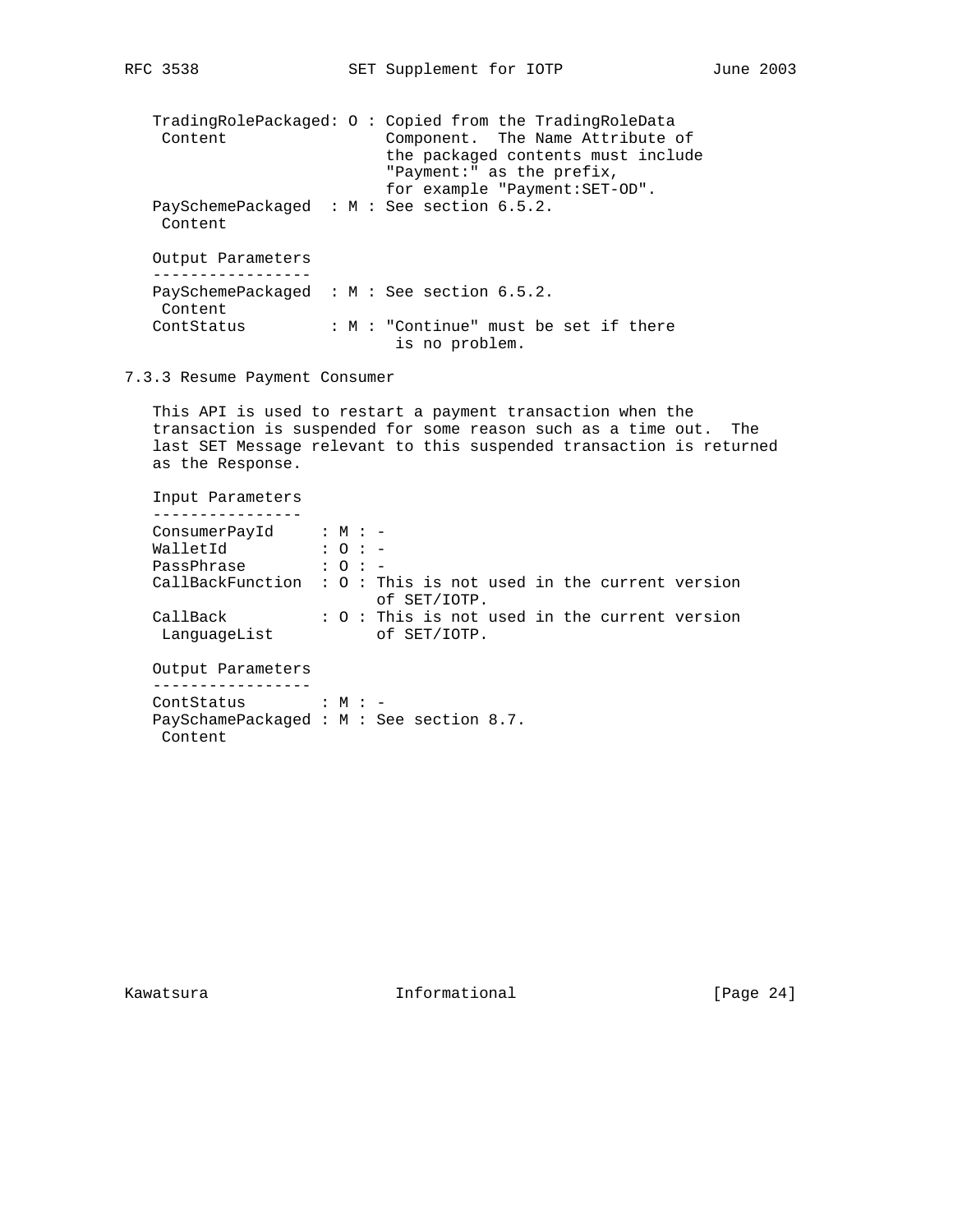```
   TradingRolePackaged: O : Copied from the TradingRoleData
    Content                 Component.  The Name Attribute of
                            the packaged contents must include
                            "Payment:" as the prefix,
                            for example "Payment:SET-OD".
   PaySchemePackaged  : M : See section 6.5.2.
    Content

   Output Parameters
   -----------------
   PaySchemePackaged  : M : See section 6.5.2.
    Content
   ContStatus         : M : "Continue" must be set if there
                             is no problem.
```

### 7.3.3 Resume Payment Consumer

This API is used to restart a payment transaction when the transaction is suspended for some reason such as a time out. The last SET Message relevant to this suspended transaction is returned as the Response.

```
   Input Parameters
   ----------------
   ConsumerPayId     : M : -
   WalletId          : O : -
   PassPhrase        : O : -
   CallBackFunction  : O : This is not used in the current version
                           of SET/IOTP.
   CallBack          : O : This is not used in the current version
    LanguageList           of SET/IOTP.

   Output Parameters
   -----------------
   ContStatus        : M : -
   PaySchamePackaged : M : See section 8.7.
    Content
```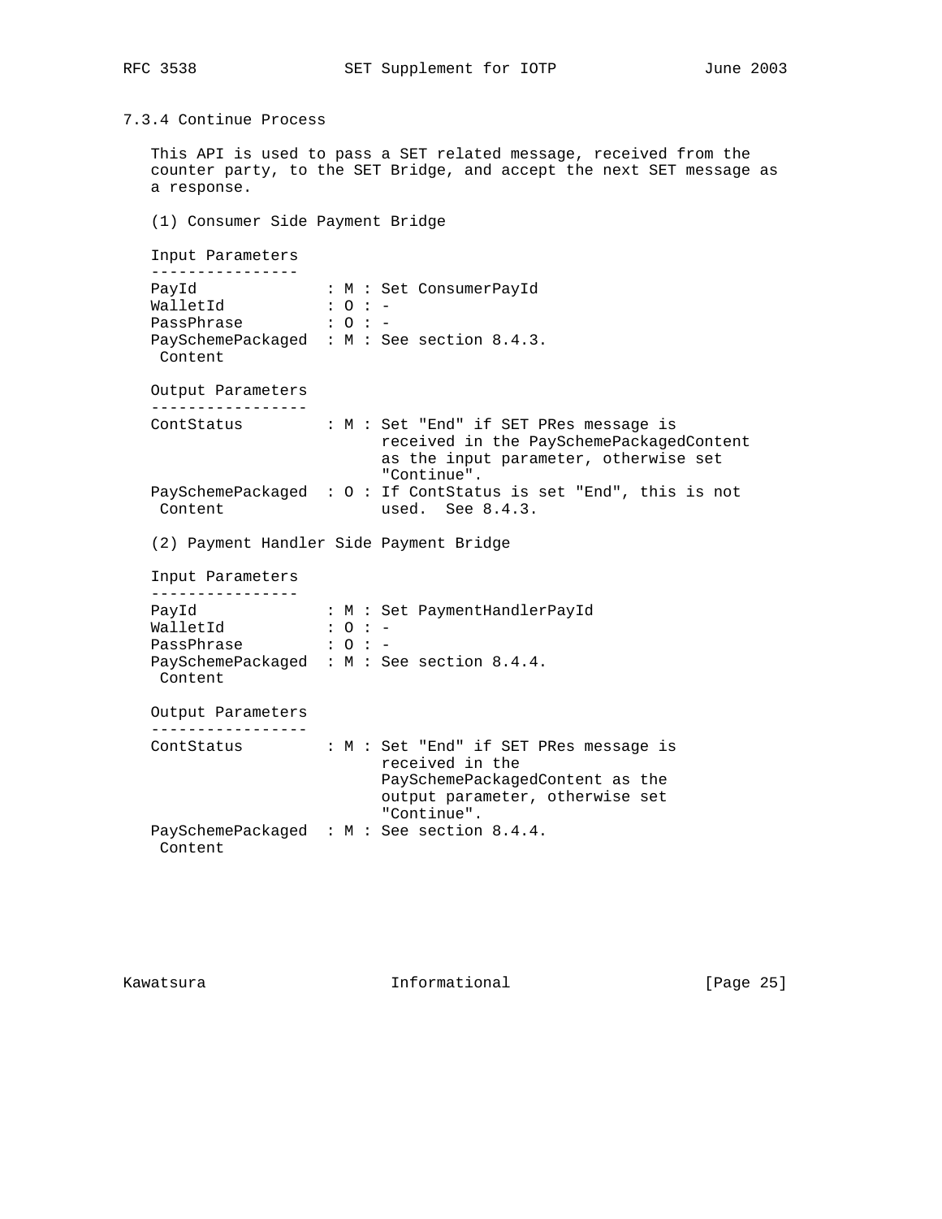### 7.3.4 Continue Process

This API is used to pass a SET related message, received from the counter party, to the SET Bridge, and accept the next SET message as a response.

(1) Consumer Side Payment Bridge

```
Input Parameters
----------------
PayId             : M : Set ConsumerPayId
WalletId          : O : -
PassPhrase        : O : -
PaySchemePackaged : M : See section 8.4.3.
 Content

Output Parameters
-----------------
ContStatus        : M : Set "End" if SET PRes message is
                        received in the PaySchemePackagedContent
                        as the input parameter, otherwise set
                        "Continue".
PaySchemePackaged : O : If ContStatus is set "End", this is not
 Content                used.  See 8.4.3.
```

(2) Payment Handler Side Payment Bridge

```
Input Parameters
----------------
PayId             : M : Set PaymentHandlerPayId
WalletId          : O : -
PassPhrase        : O : -
PaySchemePackaged : M : See section 8.4.4.
 Content

Output Parameters
-----------------
ContStatus        : M : Set "End" if SET PRes message is
                        received in the
                        PaySchemePackagedContent as the
                        output parameter, otherwise set
                        "Continue".
PaySchemePackaged : M : See section 8.4.4.
 Content
```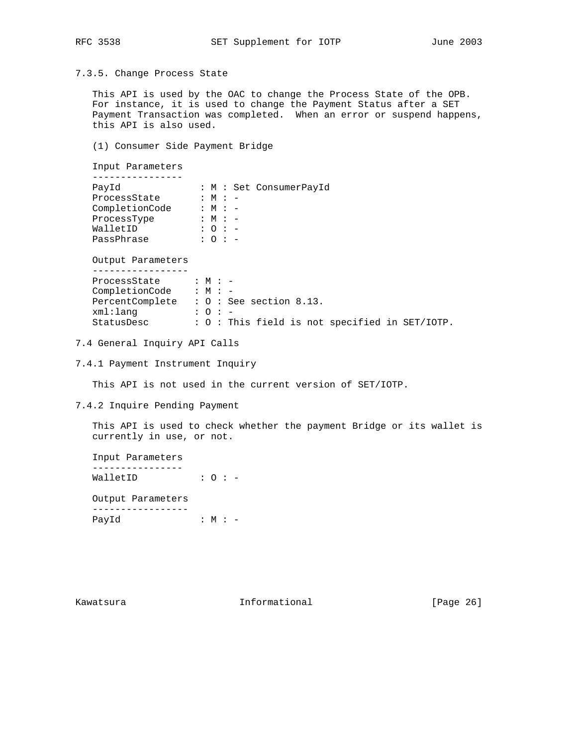### 7.3.5. Change Process State

This API is used by the OAC to change the Process State of the OPB. For instance, it is used to change the Payment Status after a SET Payment Transaction was completed. When an error or suspend happens, this API is also used.

(1) Consumer Side Payment Bridge

```
Input Parameters
----------------
PayId             : M : Set ConsumerPayId
ProcessState      : M : -
CompletionCode    : M : -
ProcessType       : M : -
WalletID          : O : -
PassPhrase        : O : -

Output Parameters
-----------------
ProcessState     : M : -
CompletionCode   : M : -
PercentComplete  : O : See section 8.13.
xml:lang         : O : -
StatusDesc       : O : This field is not specified in SET/IOTP.
```

## 7.4 General Inquiry API Calls

### 7.4.1 Payment Instrument Inquiry

This API is not used in the current version of SET/IOTP.

### 7.4.2 Inquire Pending Payment

This API is used to check whether the payment Bridge or its wallet is currently in use, or not.

```
Input Parameters
----------------
WalletID          : O : -

Output Parameters
-----------------
PayId             : M : -
```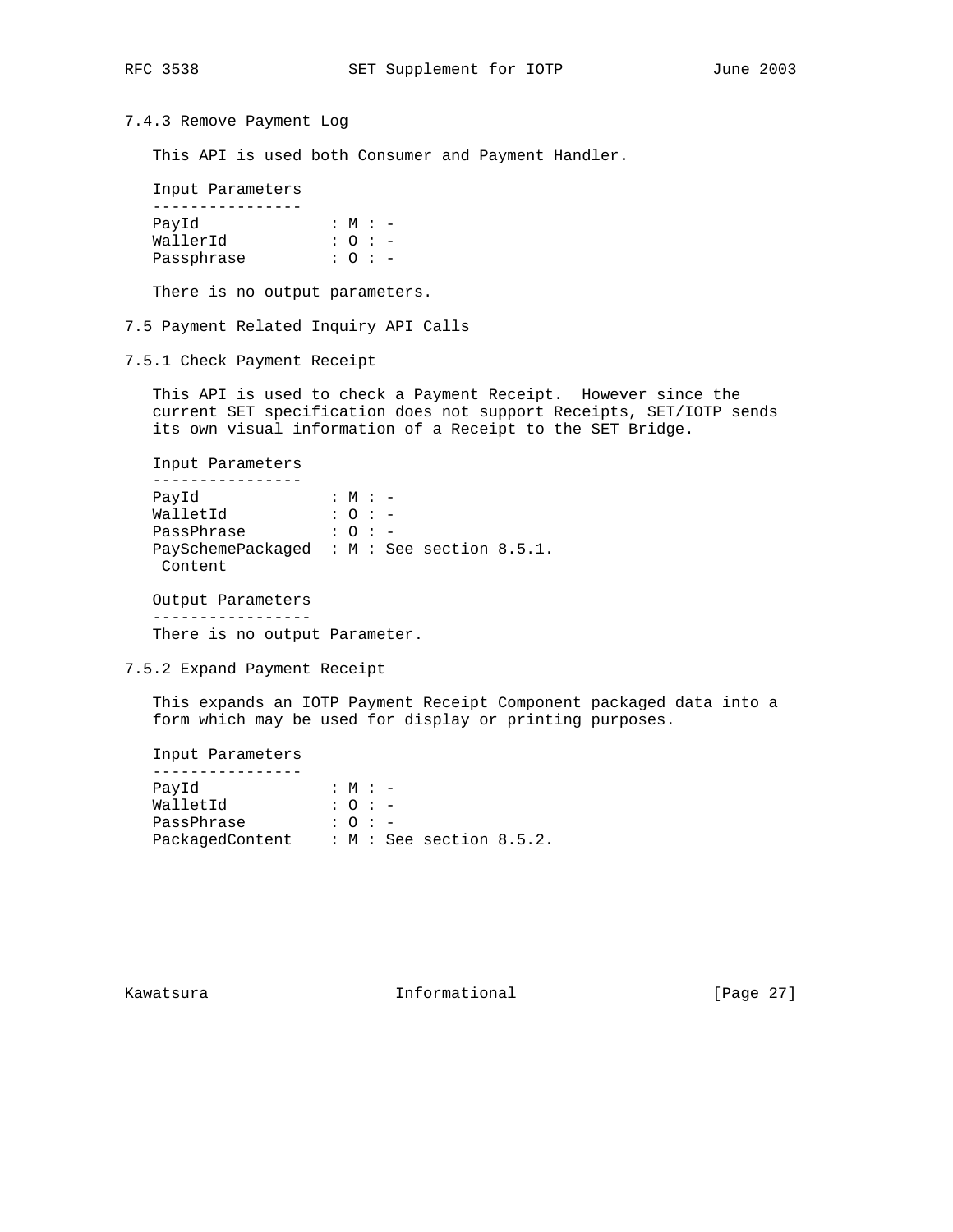### 7.4.3 Remove Payment Log

This API is used both Consumer and Payment Handler.

```
Input Parameters
----------------
PayId             : M : -
WallerId          : O : -
Passphrase        : O : -
```

There is no output parameters.

## 7.5 Payment Related Inquiry API Calls

### 7.5.1 Check Payment Receipt

This API is used to check a Payment Receipt. However since the current SET specification does not support Receipts, SET/IOTP sends its own visual information of a Receipt to the SET Bridge.

```
Input Parameters
----------------
PayId             : M : -
WalletId          : O : -
PassPhrase        : O : -
PaySchemePackaged  : M : See section 8.5.1.
 Content
```

```
Output Parameters
-----------------
There is no output Parameter.
```

### 7.5.2 Expand Payment Receipt

This expands an IOTP Payment Receipt Component packaged data into a form which may be used for display or printing purposes.

```
Input Parameters
----------------
PayId             : M : -
WalletId          : O : -
PassPhrase        : O : -
PackagedContent    : M : See section 8.5.2.
```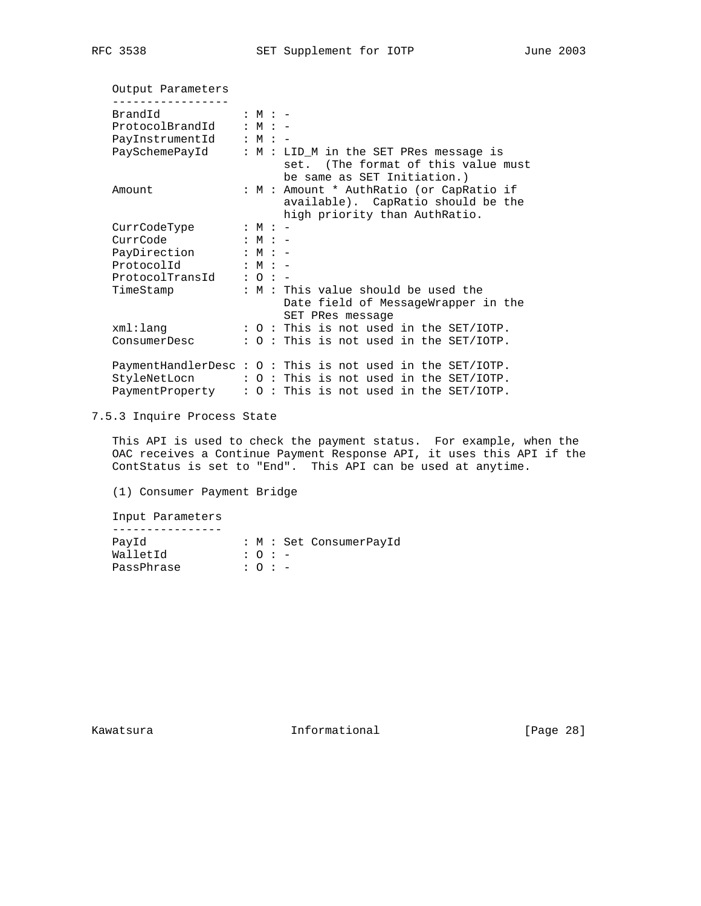Output Parameters

```
Output Parameters
-----------------
BrandId            : M : -
ProtocolBrandId    : M : -
PayInstrumentId    : M : -
PaySchemePayId     : M : LID_M in the SET PRes message is
                         set.  (The format of this value must
                         be same as SET Initiation.)
Amount             : M : Amount * AuthRatio (or CapRatio if
                         available).  CapRatio should be the
                         high priority than AuthRatio.
CurrCodeType       : M : -
CurrCode           : M : -
PayDirection       : M : -
ProtocolId         : M : -
ProtocolTransId    : O : -
TimeStamp          : M : This value should be used the
                         Date field of MessageWrapper in the
                         SET PRes message
xml:lang           : O : This is not used in the SET/IOTP.
ConsumerDesc       : O : This is not used in the SET/IOTP.

PaymentHandlerDesc : O : This is not used in the SET/IOTP.
StyleNetLocn       : O : This is not used in the SET/IOTP.
PaymentProperty    : O : This is not used in the SET/IOTP.
```

### 7.5.3 Inquire Process State

This API is used to check the payment status. For example, when the OAC receives a Continue Payment Response API, it uses this API if the ContStatus is set to "End". This API can be used at anytime.

(1) Consumer Payment Bridge

```
Input Parameters
----------------
PayId              : M : Set ConsumerPayId
WalletId           : O : -
PassPhrase         : O : -
```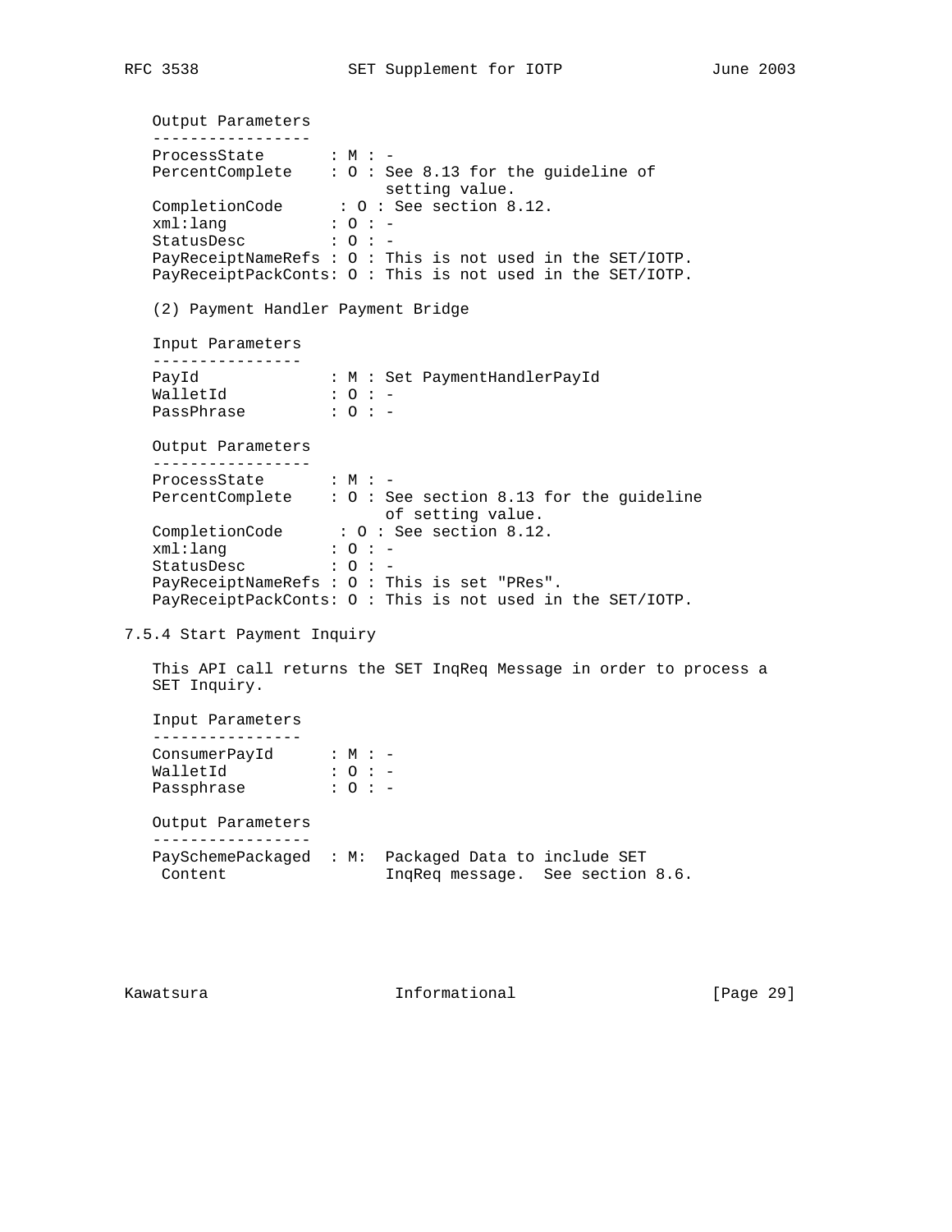```
   Output Parameters
   -----------------
   ProcessState       : M : -
   PercentComplete    : O : See 8.13 for the guideline of
                            setting value.
   CompletionCode      : O : See section 8.12.
   xml:lang           : O : -
   StatusDesc         : O : -
   PayReceiptNameRefs : O : This is not used in the SET/IOTP.
   PayReceiptPackConts: O : This is not used in the SET/IOTP.

   (2) Payment Handler Payment Bridge

   Input Parameters
   ----------------
   PayId              : M : Set PaymentHandlerPayId
   WalletId           : O : -
   PassPhrase         : O : -

   Output Parameters
   -----------------
   ProcessState       : M : -
   PercentComplete    : O : See section 8.13 for the guideline
                            of setting value.
   CompletionCode      : O : See section 8.12.
   xml:lang           : O : -
   StatusDesc         : O : -
   PayReceiptNameRefs : O : This is set "PRes".
   PayReceiptPackConts: O : This is not used in the SET/IOTP.
```

### 7.5.4 Start Payment Inquiry

This API call returns the SET InqReq Message in order to process a SET Inquiry.

```
   Input Parameters
   ----------------
   ConsumerPayId      : M : -
   WalletId           : O : -
   Passphrase         : O : -

   Output Parameters
   -----------------
   PaySchemePackaged  : M:  Packaged Data to include SET
    Content                 InqReq message.  See section 8.6.
```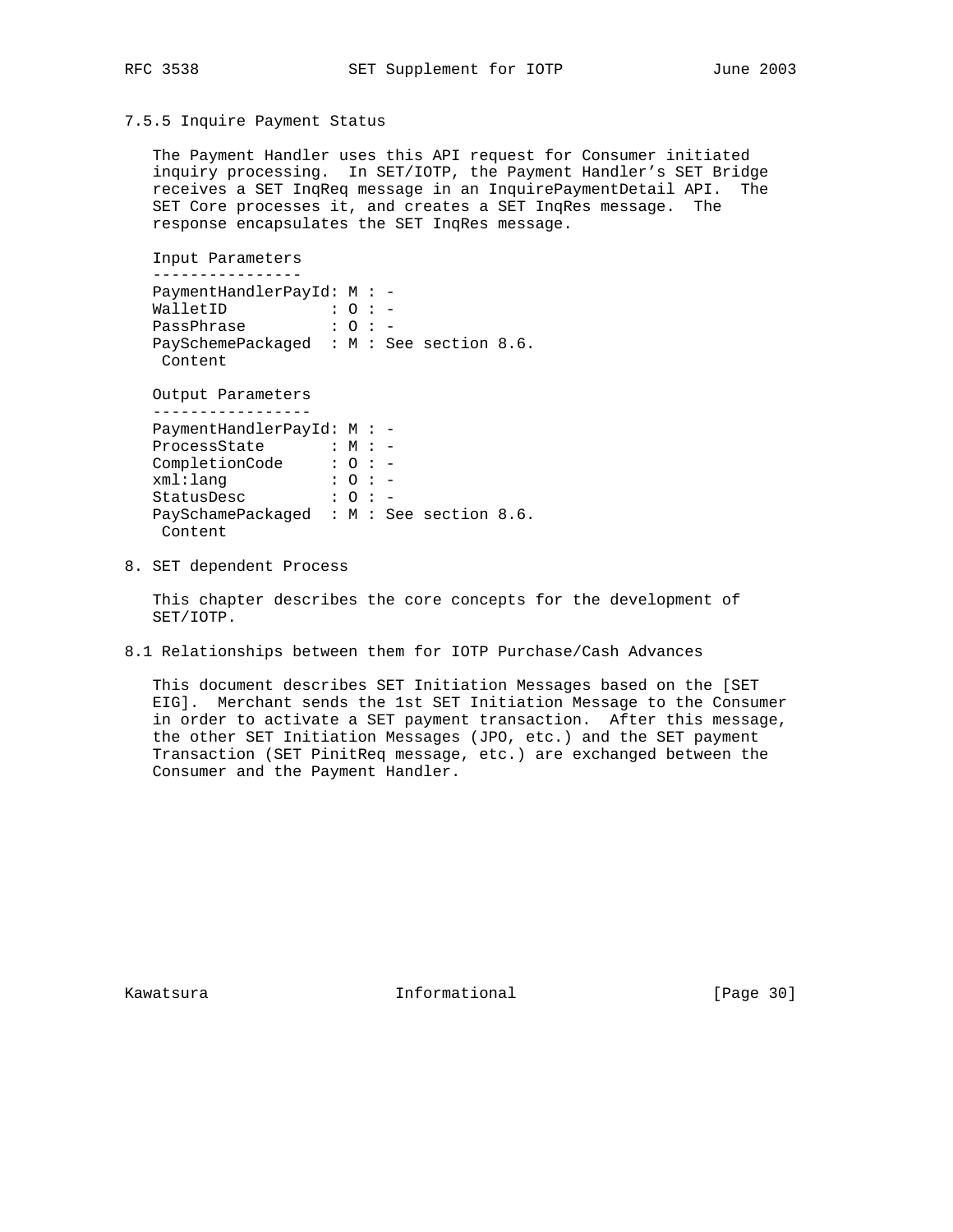### 7.5.5 Inquire Payment Status

The Payment Handler uses this API request for Consumer initiated inquiry processing. In SET/IOTP, the Payment Handler's SET Bridge receives a SET InqReq message in an InquirePaymentDetail API. The SET Core processes it, and creates a SET InqRes message. The response encapsulates the SET InqRes message.

```
Input Parameters
----------------
PaymentHandlerPayId: M : -
WalletID           : O : -
PassPhrase         : O : -
PaySchemePackaged  : M : See section 8.6.
 Content

Output Parameters
-----------------
PaymentHandlerPayId: M : -
ProcessState       : M : -
CompletionCode     : O : -
xml:lang           : O : -
StatusDesc         : O : -
PaySchamePackaged  : M : See section 8.6.
 Content
```

## 8. SET dependent Process

This chapter describes the core concepts for the development of SET/IOTP.

### 8.1 Relationships between them for IOTP Purchase/Cash Advances

This document describes SET Initiation Messages based on the [SET EIG]. Merchant sends the 1st SET Initiation Message to the Consumer in order to activate a SET payment transaction. After this message, the other SET Initiation Messages (JPO, etc.) and the SET payment Transaction (SET PinitReq message, etc.) are exchanged between the Consumer and the Payment Handler.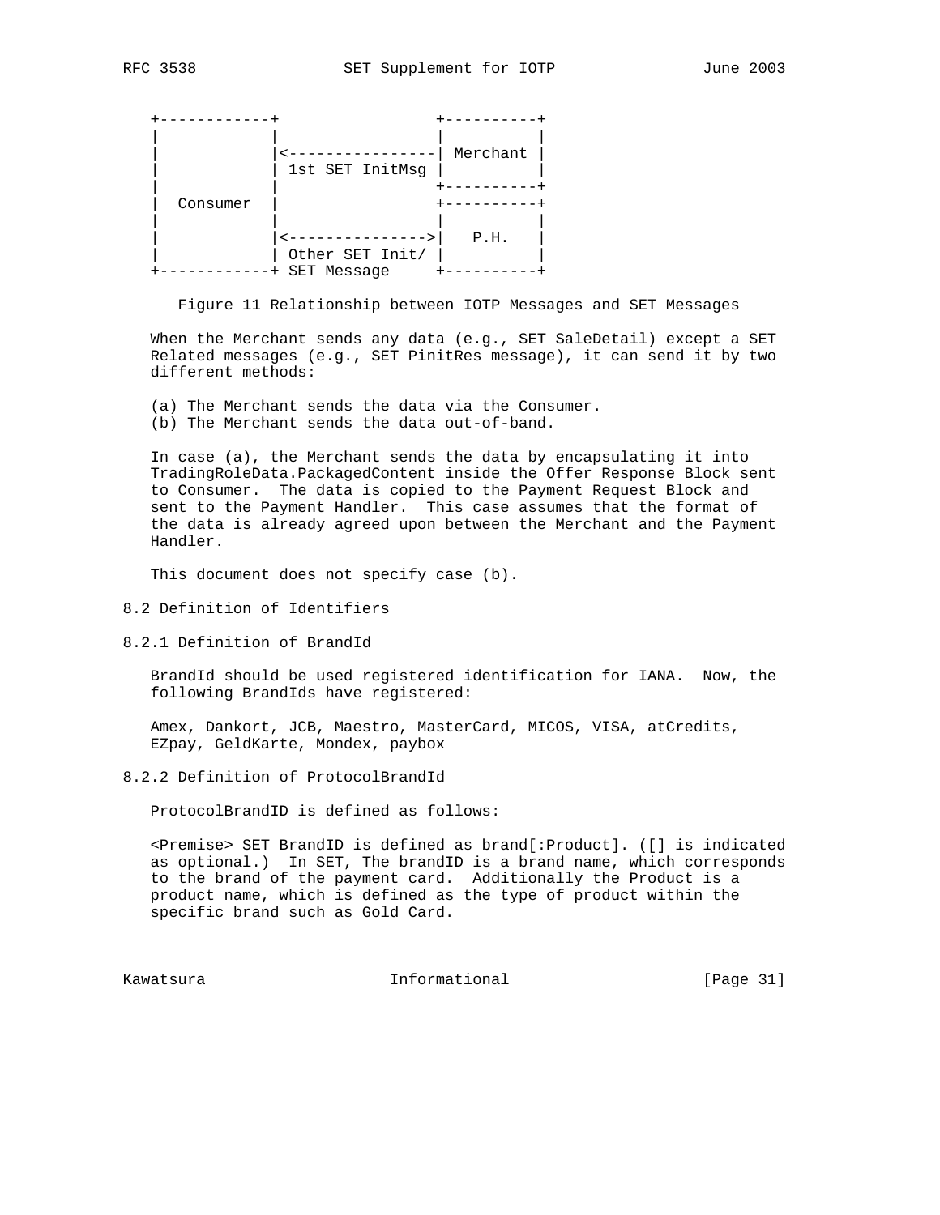```
+------------+                 +----------+
|            |                 |          |
|            |<----------------| Merchant |
|            | 1st SET InitMsg |          |
|            |                 +----------+
|  Consumer  |                 +----------+
|            |                 |          |
|            |<--------------->|   P.H.   |
|            | Other SET Init/ |          |
+------------+ SET Message     +----------+
```

Figure 11 Relationship between IOTP Messages and SET Messages

When the Merchant sends any data (e.g., SET SaleDetail) except a SET Related messages (e.g., SET PinitRes message), it can send it by two different methods:

(a) The Merchant sends the data via the Consumer.
(b) The Merchant sends the data out-of-band.

In case (a), the Merchant sends the data by encapsulating it into TradingRoleData.PackagedContent inside the Offer Response Block sent to Consumer. The data is copied to the Payment Request Block and sent to the Payment Handler. This case assumes that the format of the data is already agreed upon between the Merchant and the Payment Handler.

This document does not specify case (b).

## 8.2 Definition of Identifiers

### 8.2.1 Definition of BrandId

BrandId should be used registered identification for IANA. Now, the following BrandIds have registered:

Amex, Dankort, JCB, Maestro, MasterCard, MICOS, VISA, atCredits, EZpay, GeldKarte, Mondex, paybox

### 8.2.2 Definition of ProtocolBrandId

ProtocolBrandID is defined as follows:

<Premise> SET BrandID is defined as brand[:Product]. ([] is indicated as optional.) In SET, The brandID is a brand name, which corresponds to the brand of the payment card. Additionally the Product is a product name, which is defined as the type of product within the specific brand such as Gold Card.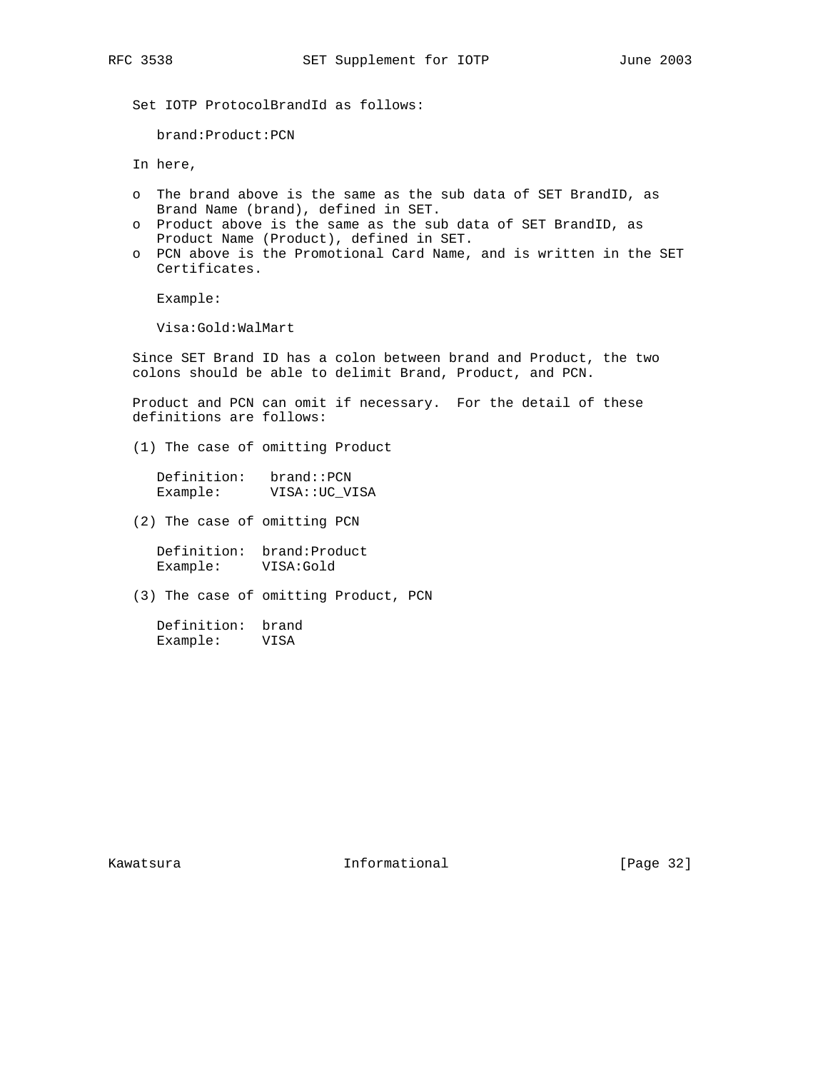Set IOTP ProtocolBrandId as follows:

```
brand:Product:PCN
```

In here,

- The brand above is the same as the sub data of SET BrandID, as Brand Name (brand), defined in SET.
- Product above is the same as the sub data of SET BrandID, as Product Name (Product), defined in SET.
- PCN above is the Promotional Card Name, and is written in the SET Certificates.

Example:

```
Visa:Gold:WalMart
```

Since SET Brand ID has a colon between brand and Product, the two colons should be able to delimit Brand, Product, and PCN.

Product and PCN can omit if necessary. For the detail of these definitions are follows:

(1) The case of omitting Product

```
Definition:   brand::PCN
Example:      VISA::UC_VISA
```

(2) The case of omitting PCN

```
Definition:  brand:Product
Example:     VISA:Gold
```

(3) The case of omitting Product, PCN

```
Definition:  brand
Example:     VISA
```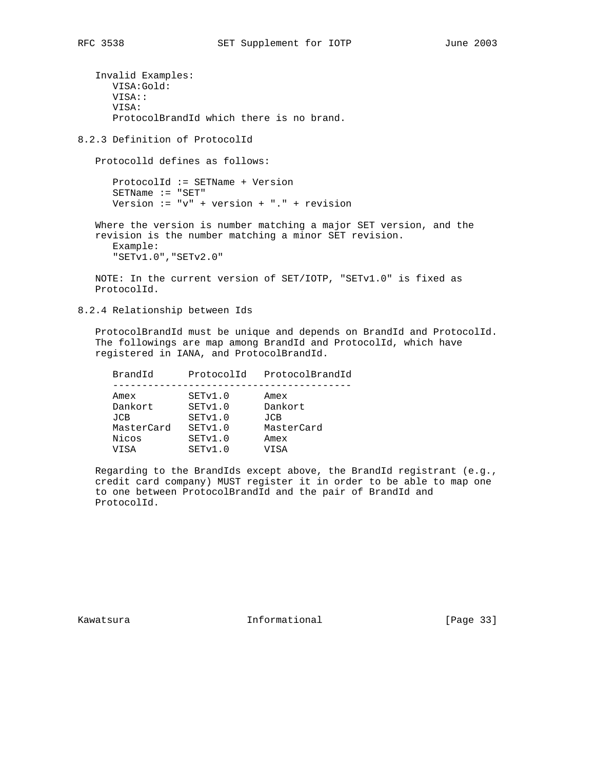Invalid Examples:

VISA:Gold:
VISA::
VISA:
ProtocolBrandId which there is no brand.

### 8.2.3 Definition of ProtocolId

Protocolld defines as follows:

```
ProtocolId := SETName + Version
SETName := "SET"
Version := "v" + version + "." + revision
```

Where the version is number matching a major SET version, and the revision is the number matching a minor SET revision.

Example:
"SETv1.0","SETv2.0"

NOTE: In the current version of SET/IOTP, "SETv1.0" is fixed as ProtocolId.

### 8.2.4 Relationship between Ids

ProtocolBrandId must be unique and depends on BrandId and ProtocolId. The followings are map among BrandId and ProtocolId, which have registered in IANA, and ProtocolBrandId.

| BrandId | ProtocolId | ProtocolBrandId |
|---|---|---|
| Amex | SETv1.0 | Amex |
| Dankort | SETv1.0 | Dankort |
| JCB | SETv1.0 | JCB |
| MasterCard | SETv1.0 | MasterCard |
| Nicos | SETv1.0 | Amex |
| VISA | SETv1.0 | VISA |

Regarding to the BrandIds except above, the BrandId registrant (e.g., credit card company) MUST register it in order to be able to map one to one between ProtocolBrandId and the pair of BrandId and ProtocolId.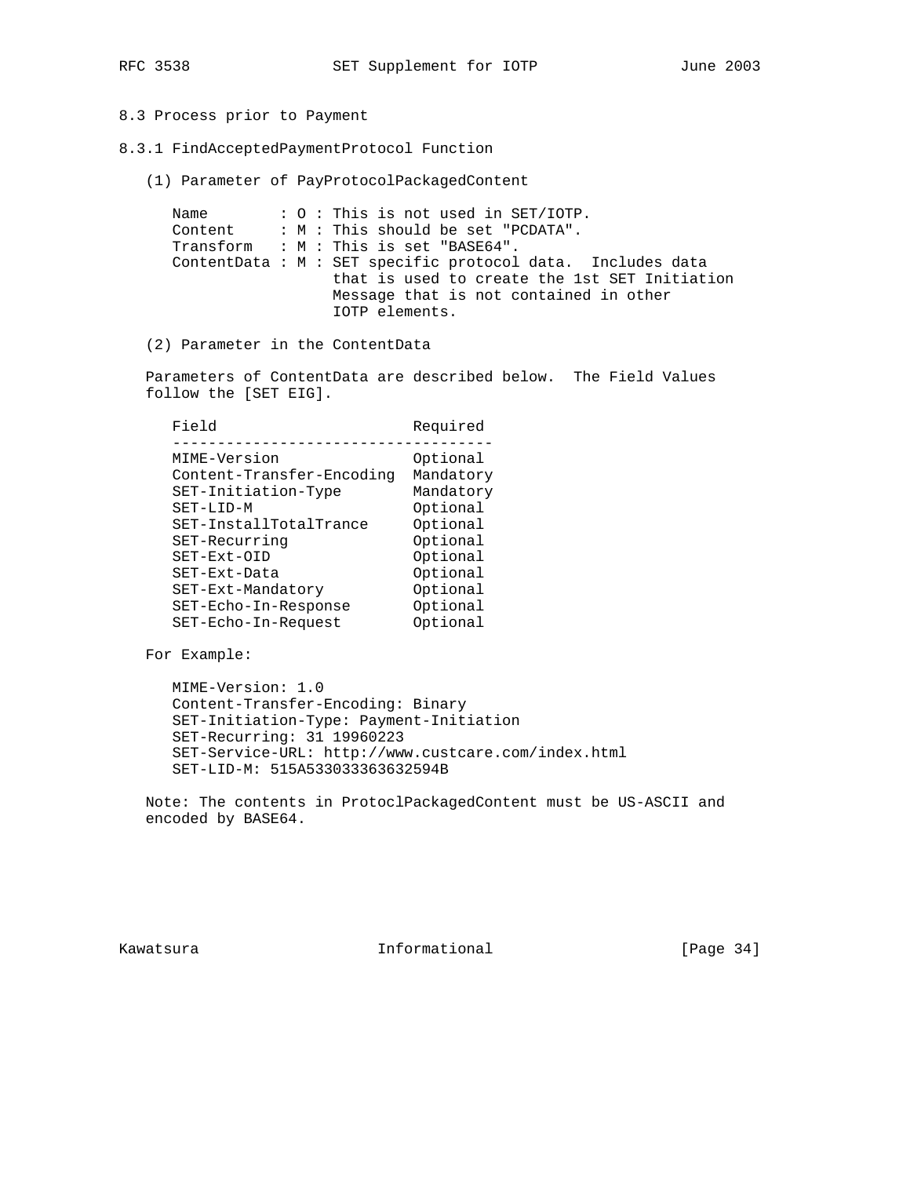## 8.3 Process prior to Payment

### 8.3.1 FindAcceptedPaymentProtocol Function

(1) Parameter of PayProtocolPackagedContent

```
Name        : O : This is not used in SET/IOTP.
Content     : M : This should be set "PCDATA".
Transform   : M : This is set "BASE64".
ContentData : M : SET specific protocol data.  Includes data
                  that is used to create the 1st SET Initiation
                  Message that is not contained in other
                  IOTP elements.
```

(2) Parameter in the ContentData

Parameters of ContentData are described below. The Field Values follow the [SET EIG].

| Field | Required |
|---|---|
| MIME-Version | Optional |
| Content-Transfer-Encoding | Mandatory |
| SET-Initiation-Type | Mandatory |
| SET-LID-M | Optional |
| SET-InstallTotalTrance | Optional |
| SET-Recurring | Optional |
| SET-Ext-OID | Optional |
| SET-Ext-Data | Optional |
| SET-Ext-Mandatory | Optional |
| SET-Echo-In-Response | Optional |
| SET-Echo-In-Request | Optional |

For Example:

```
MIME-Version: 1.0
Content-Transfer-Encoding: Binary
SET-Initiation-Type: Payment-Initiation
SET-Recurring: 31 19960223
SET-Service-URL: http://www.custcare.com/index.html
SET-LID-M: 515A533033363632594B
```

Note: The contents in ProtoclPackagedContent must be US-ASCII and encoded by BASE64.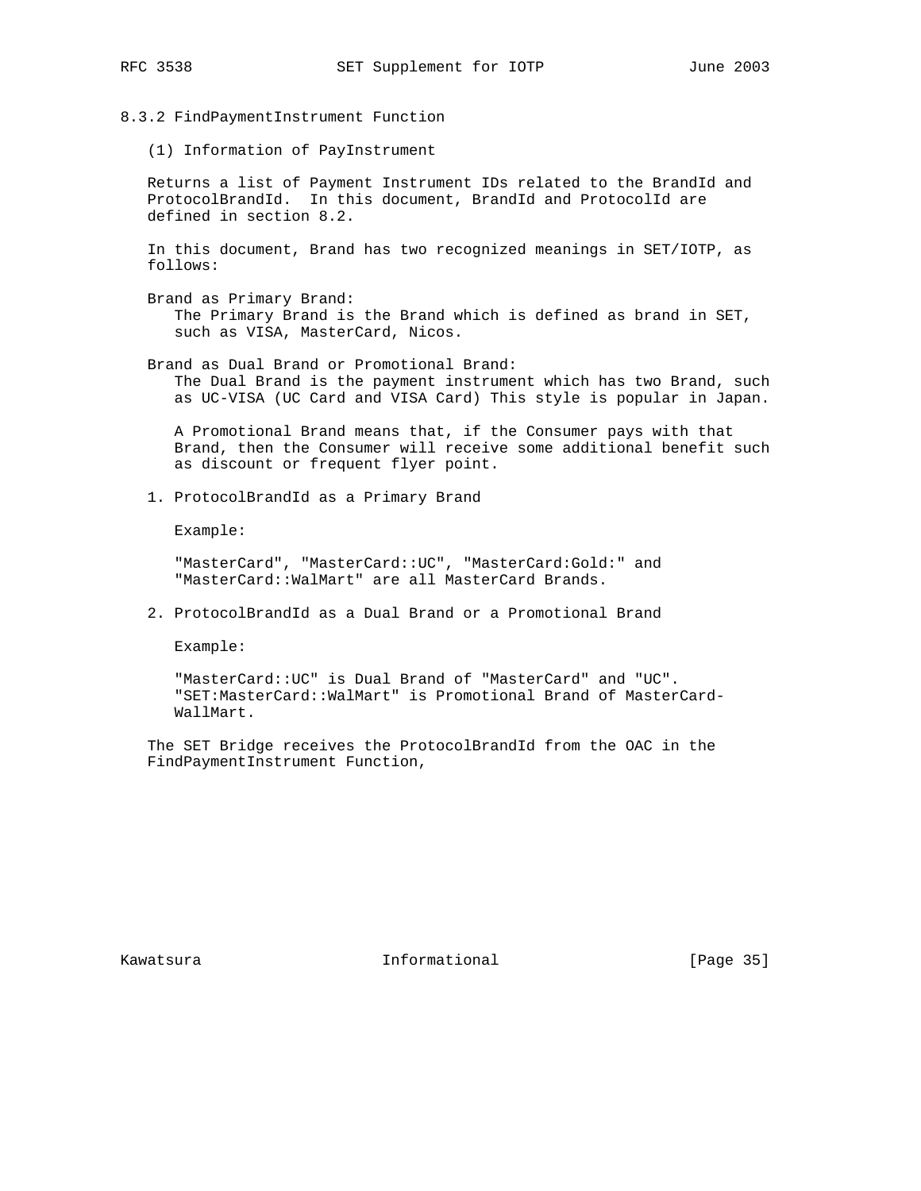### 8.3.2 FindPaymentInstrument Function

(1) Information of PayInstrument

Returns a list of Payment Instrument IDs related to the BrandId and ProtocolBrandId. In this document, BrandId and ProtocolId are defined in section 8.2.

In this document, Brand has two recognized meanings in SET/IOTP, as follows:

Brand as Primary Brand:
The Primary Brand is the Brand which is defined as brand in SET, such as VISA, MasterCard, Nicos.

Brand as Dual Brand or Promotional Brand:
The Dual Brand is the payment instrument which has two Brand, such as UC-VISA (UC Card and VISA Card) This style is popular in Japan.

A Promotional Brand means that, if the Consumer pays with that Brand, then the Consumer will receive some additional benefit such as discount or frequent flyer point.

1. ProtocolBrandId as a Primary Brand

   Example:

   "MasterCard", "MasterCard::UC", "MasterCard:Gold:" and "MasterCard::WalMart" are all MasterCard Brands.

2. ProtocolBrandId as a Dual Brand or a Promotional Brand

   Example:

   "MasterCard::UC" is Dual Brand of "MasterCard" and "UC". "SET:MasterCard::WalMart" is Promotional Brand of MasterCard-WallMart.

The SET Bridge receives the ProtocolBrandId from the OAC in the FindPaymentInstrument Function,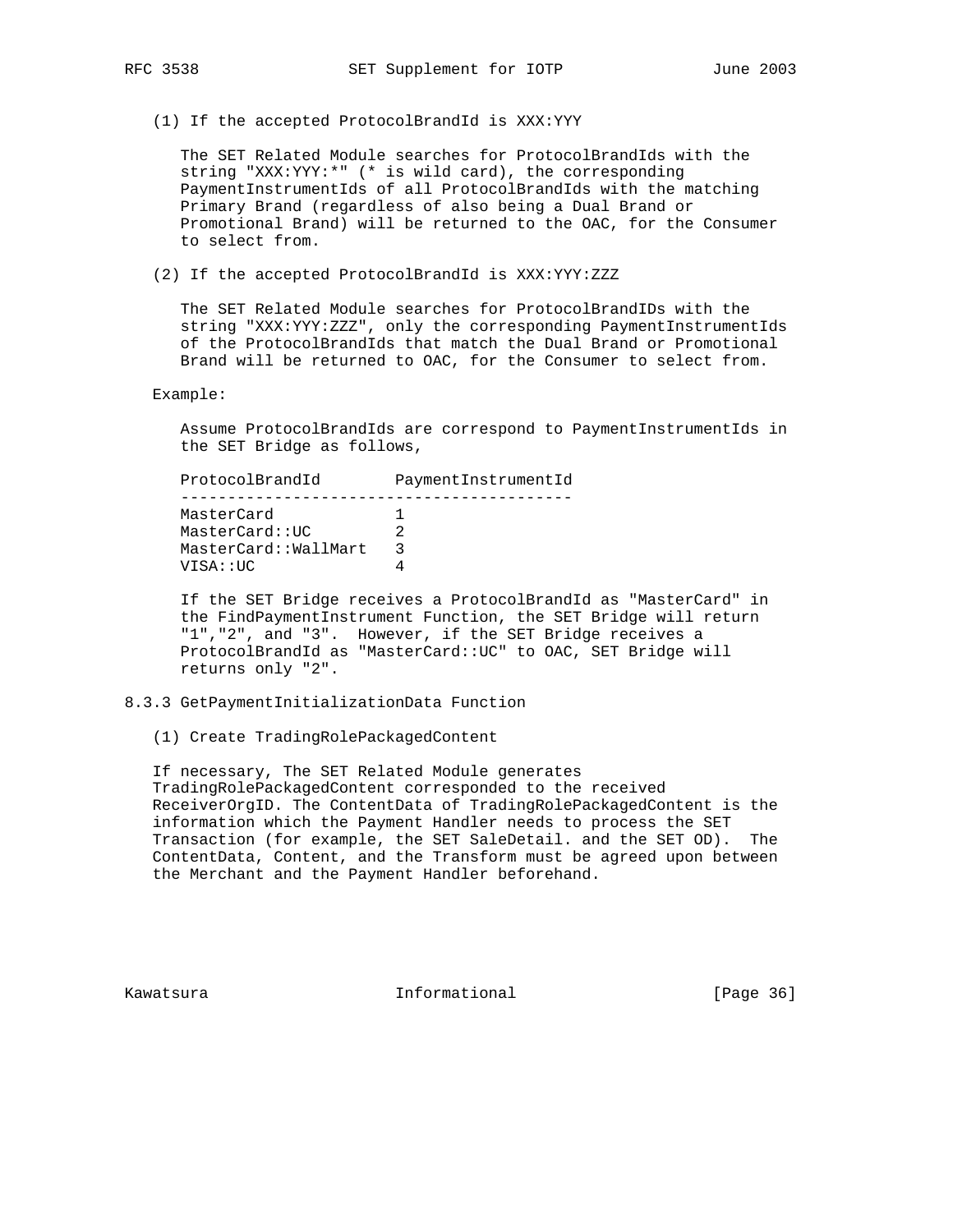(1) If the accepted ProtocolBrandId is XXX:YYY

The SET Related Module searches for ProtocolBrandIds with the string "XXX:YYY:*" (* is wild card), the corresponding PaymentInstrumentIds of all ProtocolBrandIds with the matching Primary Brand (regardless of also being a Dual Brand or Promotional Brand) will be returned to the OAC, for the Consumer to select from.

(2) If the accepted ProtocolBrandId is XXX:YYY:ZZZ

The SET Related Module searches for ProtocolBrandIDs with the string "XXX:YYY:ZZZ", only the corresponding PaymentInstrumentIds of the ProtocolBrandIds that match the Dual Brand or Promotional Brand will be returned to OAC, for the Consumer to select from.

Example:

Assume ProtocolBrandIds are correspond to PaymentInstrumentIds in the SET Bridge as follows,

| ProtocolBrandId | PaymentInstrumentId |
| --- | --- |
| MasterCard | 1 |
| MasterCard::UC | 2 |
| MasterCard::WallMart | 3 |
| VISA::UC | 4 |

If the SET Bridge receives a ProtocolBrandId as "MasterCard" in the FindPaymentInstrument Function, the SET Bridge will return "1","2", and "3". However, if the SET Bridge receives a ProtocolBrandId as "MasterCard::UC" to OAC, SET Bridge will returns only "2".

### 8.3.3 GetPaymentInitializationData Function

(1) Create TradingRolePackagedContent

If necessary, The SET Related Module generates TradingRolePackagedContent corresponded to the received ReceiverOrgID. The ContentData of TradingRolePackagedContent is the information which the Payment Handler needs to process the SET Transaction (for example, the SET SaleDetail. and the SET OD). The ContentData, Content, and the Transform must be agreed upon between the Merchant and the Payment Handler beforehand.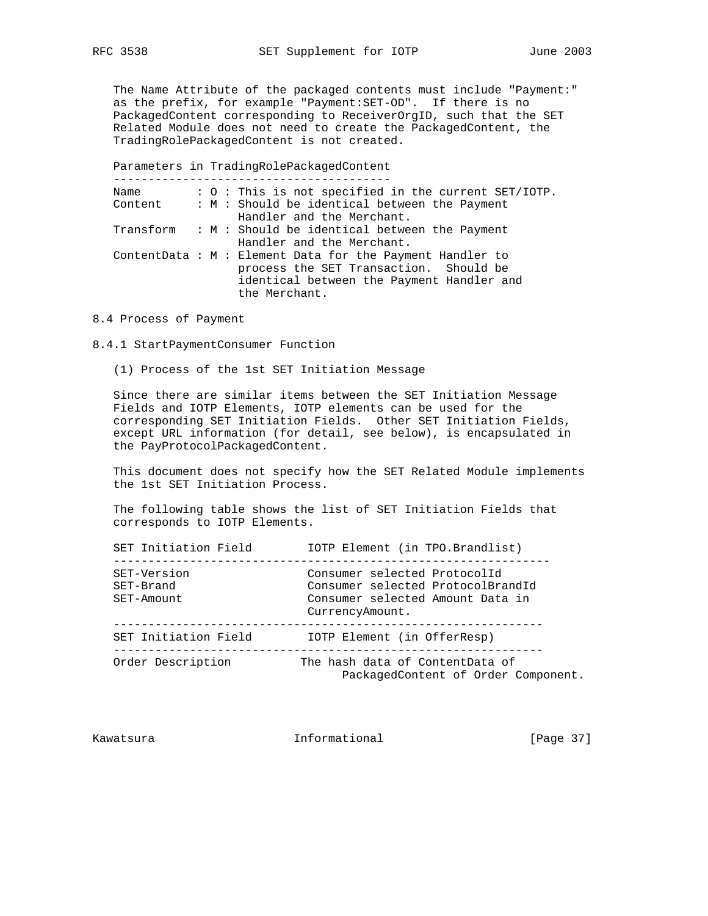The Name Attribute of the packaged contents must include "Payment:" as the prefix, for example "Payment:SET-OD". If there is no PackagedContent corresponding to ReceiverOrgID, such that the SET Related Module does not need to create the PackagedContent, the TradingRolePackagedContent is not created.

Parameters in TradingRolePackagedContent

| Parameter | | Description |
|---|---|---|
| Name | O | This is not specified in the current SET/IOTP. |
| Content | M | Should be identical between the Payment Handler and the Merchant. |
| Transform | M | Should be identical between the Payment Handler and the Merchant. |
| ContentData | M | Element Data for the Payment Handler to process the SET Transaction. Should be identical between the Payment Handler and the Merchant. |

### 8.4 Process of Payment

#### 8.4.1 StartPaymentConsumer Function

(1) Process of the 1st SET Initiation Message

Since there are similar items between the SET Initiation Message Fields and IOTP Elements, IOTP elements can be used for the corresponding SET Initiation Fields. Other SET Initiation Fields, except URL information (for detail, see below), is encapsulated in the PayProtocolPackagedContent.

This document does not specify how the SET Related Module implements the 1st SET Initiation Process.

The following table shows the list of SET Initiation Fields that corresponds to IOTP Elements.

| SET Initiation Field | IOTP Element (in TPO.Brandlist) |
|---|---|
| SET-Version | Consumer selected ProtocolId |
| SET-Brand | Consumer selected ProtocolBrandId |
| SET-Amount | Consumer selected Amount Data in CurrencyAmount. |

| SET Initiation Field | IOTP Element (in OfferResp) |
|---|---|
| Order Description | The hash data of ContentData of PackagedContent of Order Component. |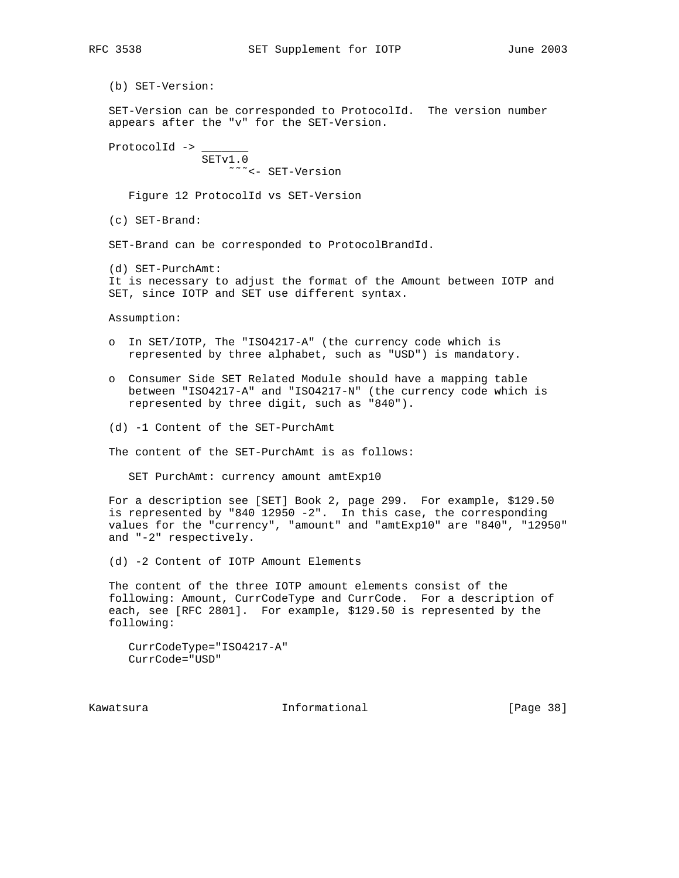(b) SET-Version:

SET-Version can be corresponded to ProtocolId. The version number appears after the "v" for the SET-Version.

```
ProtocolId -> _______
              SETv1.0
                  ~~~<- SET-Version
```

Figure 12 ProtocolId vs SET-Version

(c) SET-Brand:

SET-Brand can be corresponded to ProtocolBrandId.

(d) SET-PurchAmt:
It is necessary to adjust the format of the Amount between IOTP and SET, since IOTP and SET use different syntax.

Assumption:

- o In SET/IOTP, The "ISO4217-A" (the currency code which is represented by three alphabet, such as "USD") is mandatory.
- o Consumer Side SET Related Module should have a mapping table between "ISO4217-A" and "ISO4217-N" (the currency code which is represented by three digit, such as "840").

(d) -1 Content of the SET-PurchAmt

The content of the SET-PurchAmt is as follows:

```
SET PurchAmt: currency amount amtExp10
```

For a description see [SET] Book 2, page 299. For example, $129.50 is represented by "840 12950 -2". In this case, the corresponding values for the "currency", "amount" and "amtExp10" are "840", "12950" and "-2" respectively.

(d) -2 Content of IOTP Amount Elements

The content of the three IOTP amount elements consist of the following: Amount, CurrCodeType and CurrCode. For a description of each, see [RFC 2801]. For example, $129.50 is represented by the following:

```
CurrCodeType="ISO4217-A"
CurrCode="USD"
```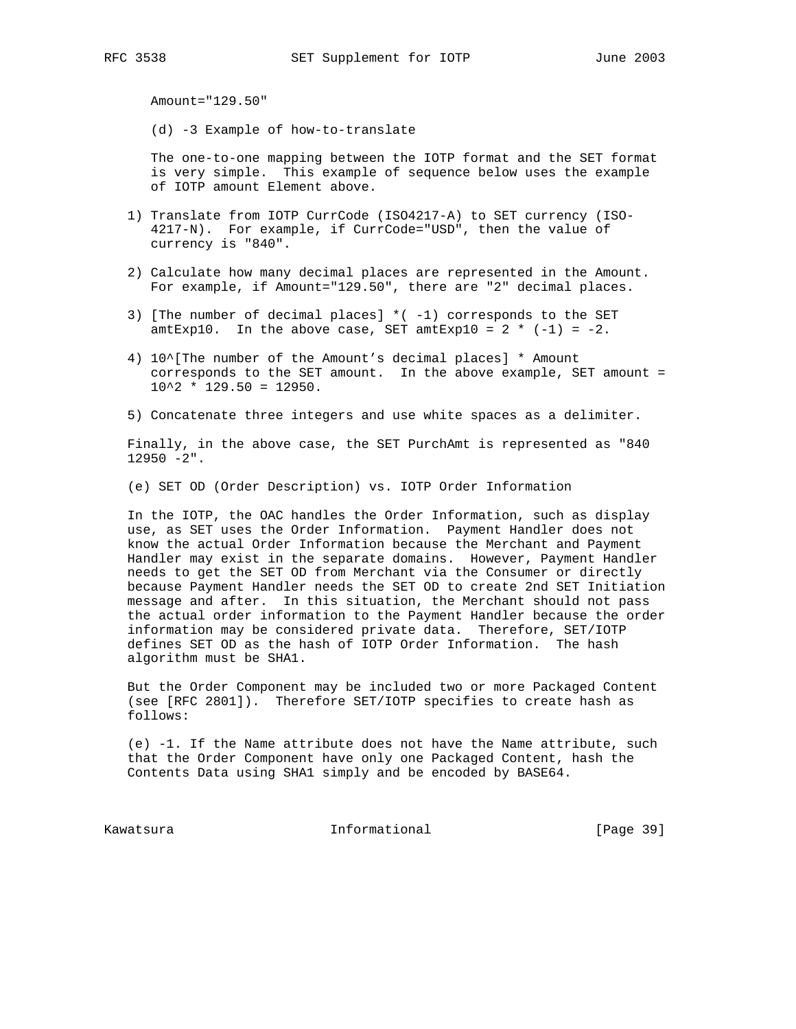Amount="129.50"

(d) -3 Example of how-to-translate

The one-to-one mapping between the IOTP format and the SET format is very simple. This example of sequence below uses the example of IOTP amount Element above.

1) Translate from IOTP CurrCode (ISO4217-A) to SET currency (ISO-4217-N). For example, if CurrCode="USD", then the value of currency is "840".

2) Calculate how many decimal places are represented in the Amount. For example, if Amount="129.50", there are "2" decimal places.

3) [The number of decimal places] *( -1) corresponds to the SET amtExp10. In the above case, SET amtExp10 = 2 * (-1) = -2.

4) 10^[The number of the Amount's decimal places] * Amount corresponds to the SET amount. In the above example, SET amount = 10^2 * 129.50 = 12950.

5) Concatenate three integers and use white spaces as a delimiter.

Finally, in the above case, the SET PurchAmt is represented as "840 12950 -2".

(e) SET OD (Order Description) vs. IOTP Order Information

In the IOTP, the OAC handles the Order Information, such as display use, as SET uses the Order Information. Payment Handler does not know the actual Order Information because the Merchant and Payment Handler may exist in the separate domains. However, Payment Handler needs to get the SET OD from Merchant via the Consumer or directly because Payment Handler needs the SET OD to create 2nd SET Initiation message and after. In this situation, the Merchant should not pass the actual order information to the Payment Handler because the order information may be considered private data. Therefore, SET/IOTP defines SET OD as the hash of IOTP Order Information. The hash algorithm must be SHA1.

But the Order Component may be included two or more Packaged Content (see [RFC 2801]). Therefore SET/IOTP specifies to create hash as follows:

(e) -1. If the Name attribute does not have the Name attribute, such that the Order Component have only one Packaged Content, hash the Contents Data using SHA1 simply and be encoded by BASE64.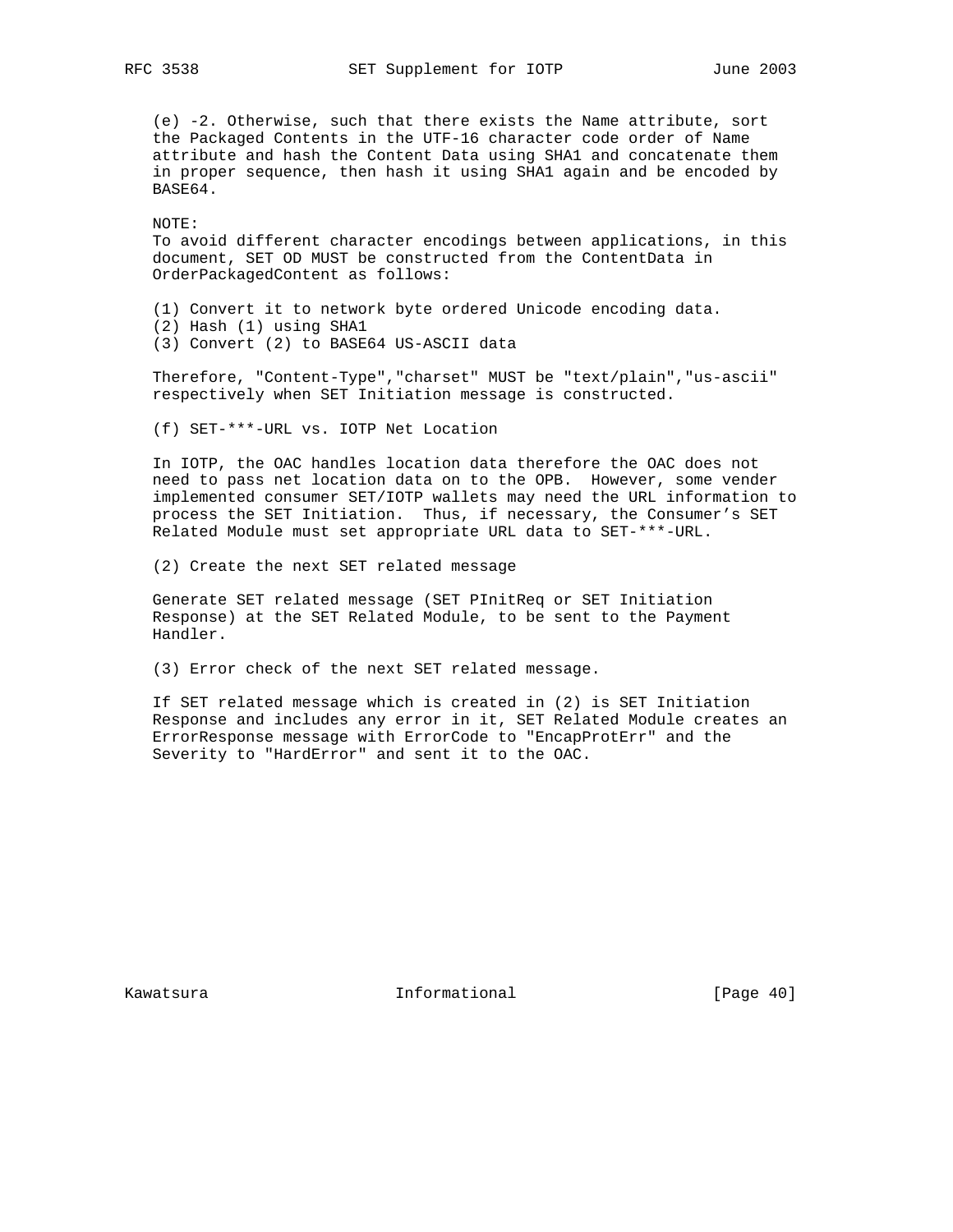(e) -2. Otherwise, such that there exists the Name attribute, sort the Packaged Contents in the UTF-16 character code order of Name attribute and hash the Content Data using SHA1 and concatenate them in proper sequence, then hash it using SHA1 again and be encoded by BASE64.

NOTE:
To avoid different character encodings between applications, in this document, SET OD MUST be constructed from the ContentData in OrderPackagedContent as follows:

(1) Convert it to network byte ordered Unicode encoding data.
(2) Hash (1) using SHA1
(3) Convert (2) to BASE64 US-ASCII data

Therefore, "Content-Type","charset" MUST be "text/plain","us-ascii" respectively when SET Initiation message is constructed.

(f) SET-***-URL vs. IOTP Net Location

In IOTP, the OAC handles location data therefore the OAC does not need to pass net location data on to the OPB. However, some vender implemented consumer SET/IOTP wallets may need the URL information to process the SET Initiation. Thus, if necessary, the Consumer's SET Related Module must set appropriate URL data to SET-***-URL.

(2) Create the next SET related message

Generate SET related message (SET PInitReq or SET Initiation Response) at the SET Related Module, to be sent to the Payment Handler.

(3) Error check of the next SET related message.

If SET related message which is created in (2) is SET Initiation Response and includes any error in it, SET Related Module creates an ErrorResponse message with ErrorCode to "EncapProtErr" and the Severity to "HardError" and sent it to the OAC.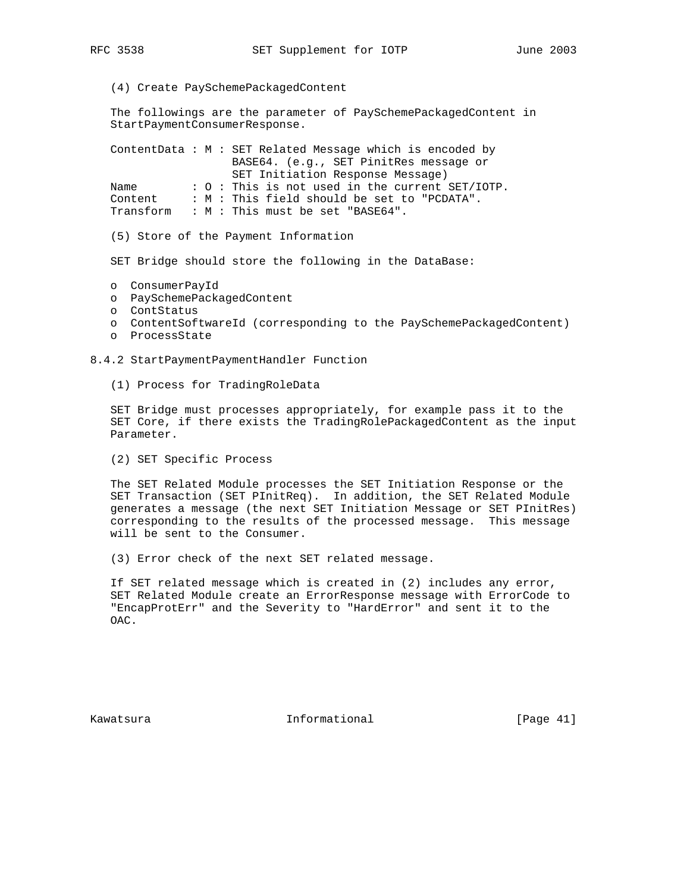(4) Create PaySchemePackagedContent

The followings are the parameter of PaySchemePackagedContent in StartPaymentConsumerResponse.

```
ContentData : M : SET Related Message which is encoded by
                  BASE64. (e.g., SET PinitRes message or
                  SET Initiation Response Message)
Name        : O : This is not used in the current SET/IOTP.
Content     : M : This field should be set to "PCDATA".
Transform   : M : This must be set "BASE64".
```

(5) Store of the Payment Information

SET Bridge should store the following in the DataBase:

- ConsumerPayId
- PaySchemePackagedContent
- ContStatus
- ContentSoftwareId (corresponding to the PaySchemePackagedContent)
- ProcessState

### 8.4.2 StartPaymentPaymentHandler Function

(1) Process for TradingRoleData

SET Bridge must processes appropriately, for example pass it to the SET Core, if there exists the TradingRolePackagedContent as the input Parameter.

(2) SET Specific Process

The SET Related Module processes the SET Initiation Response or the SET Transaction (SET PInitReq). In addition, the SET Related Module generates a message (the next SET Initiation Message or SET PInitRes) corresponding to the results of the processed message. This message will be sent to the Consumer.

(3) Error check of the next SET related message.

If SET related message which is created in (2) includes any error, SET Related Module create an ErrorResponse message with ErrorCode to "EncapProtErr" and the Severity to "HardError" and sent it to the OAC.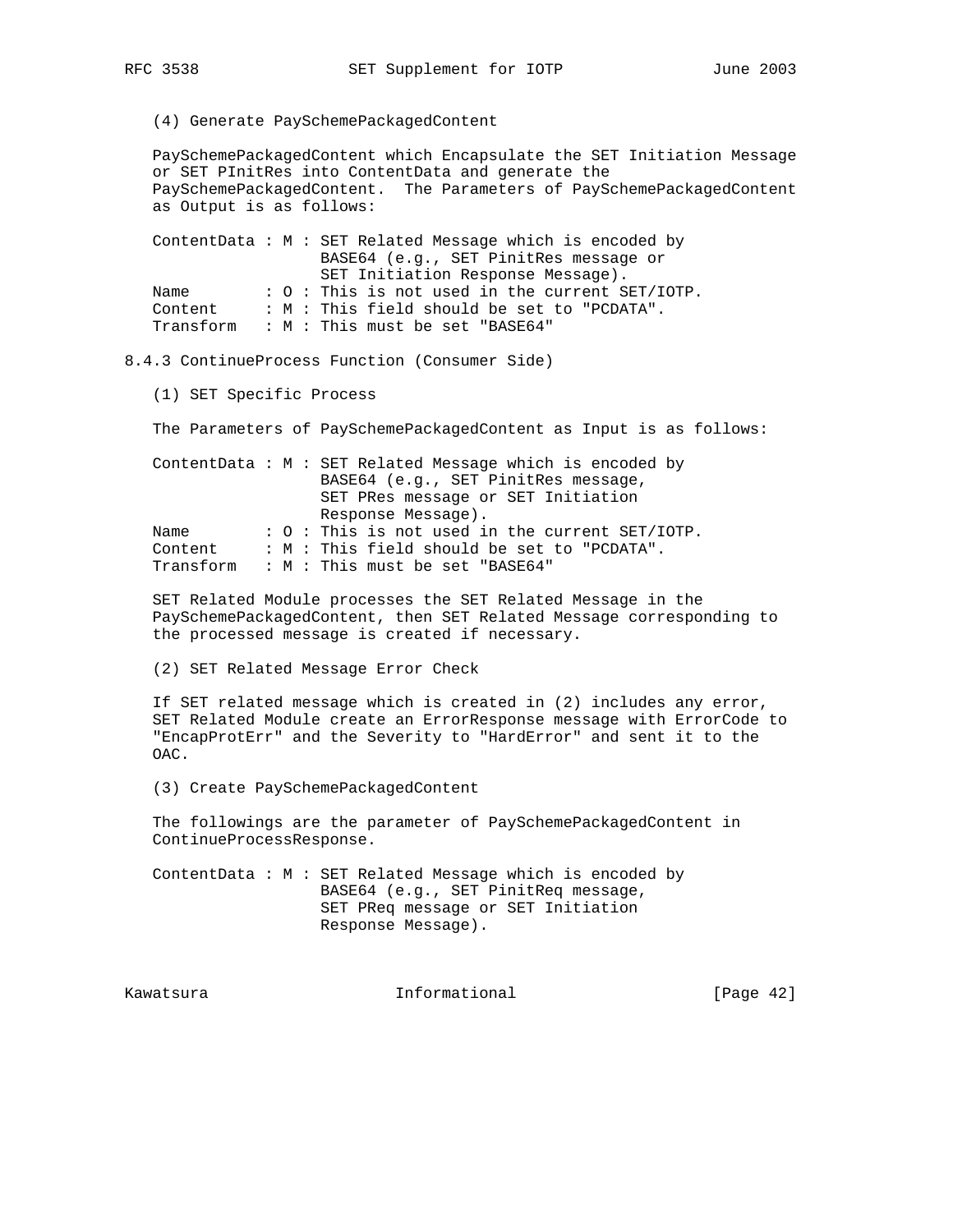(4) Generate PaySchemePackagedContent

PaySchemePackagedContent which Encapsulate the SET Initiation Message or SET PInitRes into ContentData and generate the PaySchemePackagedContent. The Parameters of PaySchemePackagedContent as Output is as follows:

```
ContentData : M : SET Related Message which is encoded by
                  BASE64 (e.g., SET PinitRes message or
                  SET Initiation Response Message).
Name        : O : This is not used in the current SET/IOTP.
Content     : M : This field should be set to "PCDATA".
Transform   : M : This must be set "BASE64"
```

### 8.4.3 ContinueProcess Function (Consumer Side)

(1) SET Specific Process

The Parameters of PaySchemePackagedContent as Input is as follows:

```
ContentData : M : SET Related Message which is encoded by
                  BASE64 (e.g., SET PinitRes message,
                  SET PRes message or SET Initiation
                  Response Message).
Name        : O : This is not used in the current SET/IOTP.
Content     : M : This field should be set to "PCDATA".
Transform   : M : This must be set "BASE64"
```

SET Related Module processes the SET Related Message in the PaySchemePackagedContent, then SET Related Message corresponding to the processed message is created if necessary.

(2) SET Related Message Error Check

If SET related message which is created in (2) includes any error, SET Related Module create an ErrorResponse message with ErrorCode to "EncapProtErr" and the Severity to "HardError" and sent it to the OAC.

(3) Create PaySchemePackagedContent

The followings are the parameter of PaySchemePackagedContent in ContinueProcessResponse.

```
ContentData : M : SET Related Message which is encoded by
                  BASE64 (e.g., SET PinitReq message,
                  SET PReq message or SET Initiation
                  Response Message).
```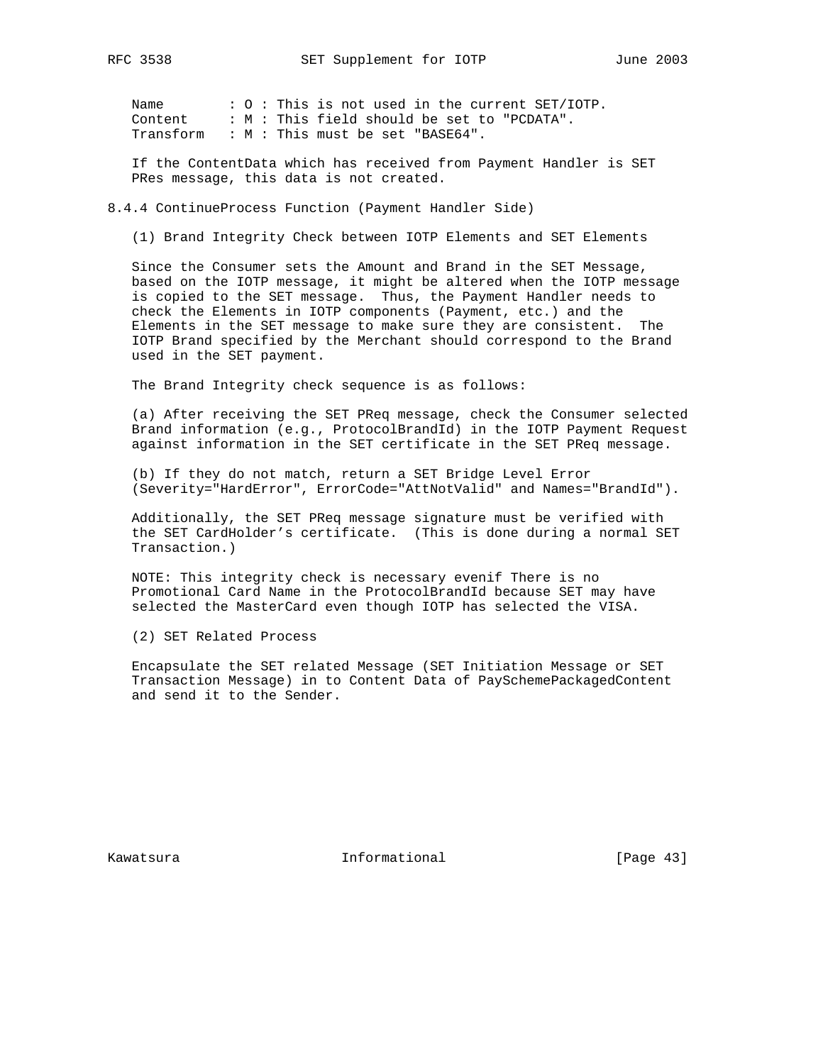Name        : O : This is not used in the current SET/IOTP.
Content     : M : This field should be set to "PCDATA".
Transform   : M : This must be set "BASE64".

If the ContentData which has received from Payment Handler is SET PRes message, this data is not created.

### 8.4.4 ContinueProcess Function (Payment Handler Side)

(1) Brand Integrity Check between IOTP Elements and SET Elements

Since the Consumer sets the Amount and Brand in the SET Message, based on the IOTP message, it might be altered when the IOTP message is copied to the SET message. Thus, the Payment Handler needs to check the Elements in IOTP components (Payment, etc.) and the Elements in the SET message to make sure they are consistent. The IOTP Brand specified by the Merchant should correspond to the Brand used in the SET payment.

The Brand Integrity check sequence is as follows:

(a) After receiving the SET PReq message, check the Consumer selected Brand information (e.g., ProtocolBrandId) in the IOTP Payment Request against information in the SET certificate in the SET PReq message.

(b) If they do not match, return a SET Bridge Level Error (Severity="HardError", ErrorCode="AttNotValid" and Names="BrandId").

Additionally, the SET PReq message signature must be verified with the SET CardHolder’s certificate. (This is done during a normal SET Transaction.)

NOTE: This integrity check is necessary evenif There is no Promotional Card Name in the ProtocolBrandId because SET may have selected the MasterCard even though IOTP has selected the VISA.

(2) SET Related Process

Encapsulate the SET related Message (SET Initiation Message or SET Transaction Message) in to Content Data of PaySchemePackagedContent and send it to the Sender.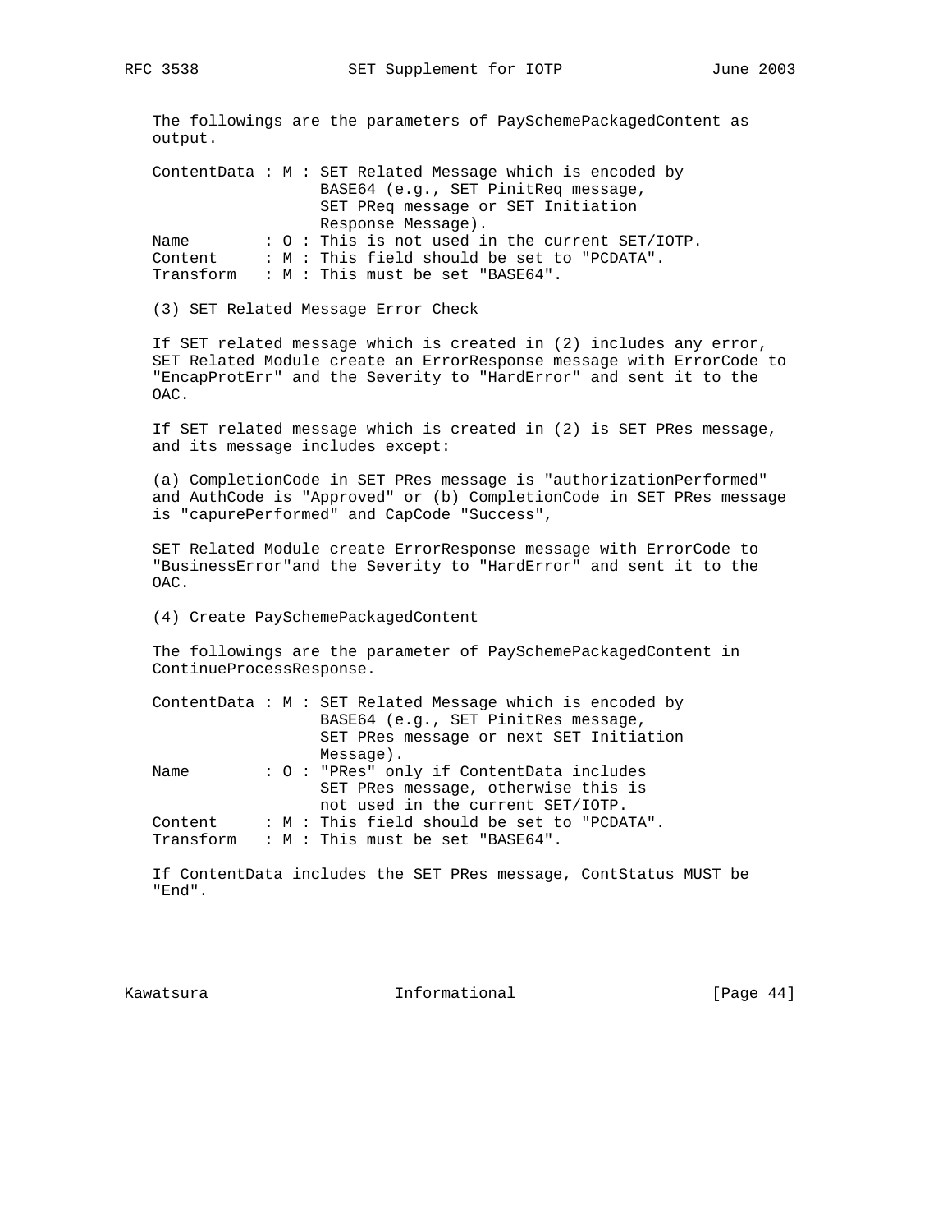The followings are the parameters of PaySchemePackagedContent as output.

```
ContentData : M : SET Related Message which is encoded by
                  BASE64 (e.g., SET PinitReq message,
                  SET PReq message or SET Initiation
                  Response Message).
Name        : O : This is not used in the current SET/IOTP.
Content     : M : This field should be set to "PCDATA".
Transform   : M : This must be set "BASE64".
```

(3) SET Related Message Error Check

If SET related message which is created in (2) includes any error, SET Related Module create an ErrorResponse message with ErrorCode to "EncapProtErr" and the Severity to "HardError" and sent it to the OAC.

If SET related message which is created in (2) is SET PRes message, and its message includes except:

(a) CompletionCode in SET PRes message is "authorizationPerformed" and AuthCode is "Approved" or (b) CompletionCode in SET PRes message is "capurePerformed" and CapCode "Success",

SET Related Module create ErrorResponse message with ErrorCode to "BusinessError"and the Severity to "HardError" and sent it to the OAC.

(4) Create PaySchemePackagedContent

The followings are the parameter of PaySchemePackagedContent in ContinueProcessResponse.

```
ContentData : M : SET Related Message which is encoded by
                  BASE64 (e.g., SET PinitRes message,
                  SET PRes message or next SET Initiation
                  Message).
Name        : O : "PRes" only if ContentData includes
                  SET PRes message, otherwise this is
                  not used in the current SET/IOTP.
Content     : M : This field should be set to "PCDATA".
Transform   : M : This must be set "BASE64".
```

If ContentData includes the SET PRes message, ContStatus MUST be "End".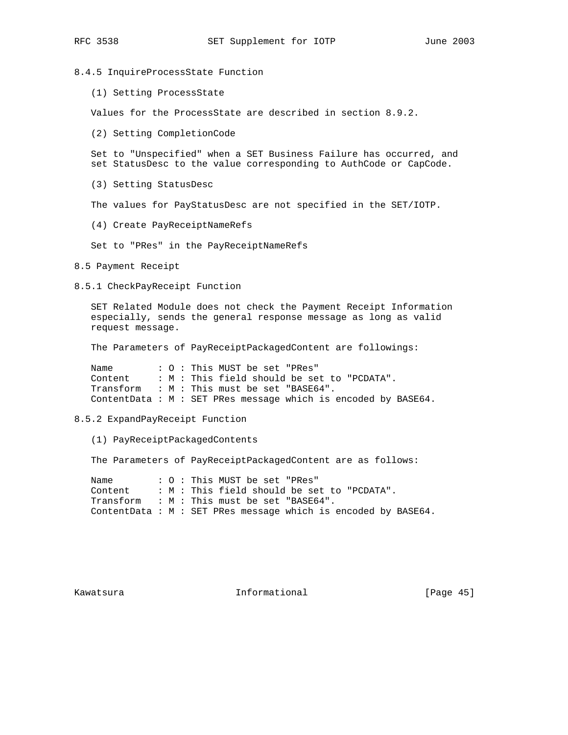### 8.4.5 InquireProcessState Function

(1) Setting ProcessState

Values for the ProcessState are described in section 8.9.2.

(2) Setting CompletionCode

Set to "Unspecified" when a SET Business Failure has occurred, and set StatusDesc to the value corresponding to AuthCode or CapCode.

(3) Setting StatusDesc

The values for PayStatusDesc are not specified in the SET/IOTP.

(4) Create PayReceiptNameRefs

Set to "PRes" in the PayReceiptNameRefs

## 8.5 Payment Receipt

### 8.5.1 CheckPayReceipt Function

SET Related Module does not check the Payment Receipt Information especially, sends the general response message as long as valid request message.

The Parameters of PayReceiptPackagedContent are followings:

```
Name        : O : This MUST be set "PRes"
Content     : M : This field should be set to "PCDATA".
Transform   : M : This must be set "BASE64".
ContentData : M : SET PRes message which is encoded by BASE64.
```

### 8.5.2 ExpandPayReceipt Function

(1) PayReceiptPackagedContents

The Parameters of PayReceiptPackagedContent are as follows:

```
Name        : O : This MUST be set "PRes"
Content     : M : This field should be set to "PCDATA".
Transform   : M : This must be set "BASE64".
ContentData : M : SET PRes message which is encoded by BASE64.
```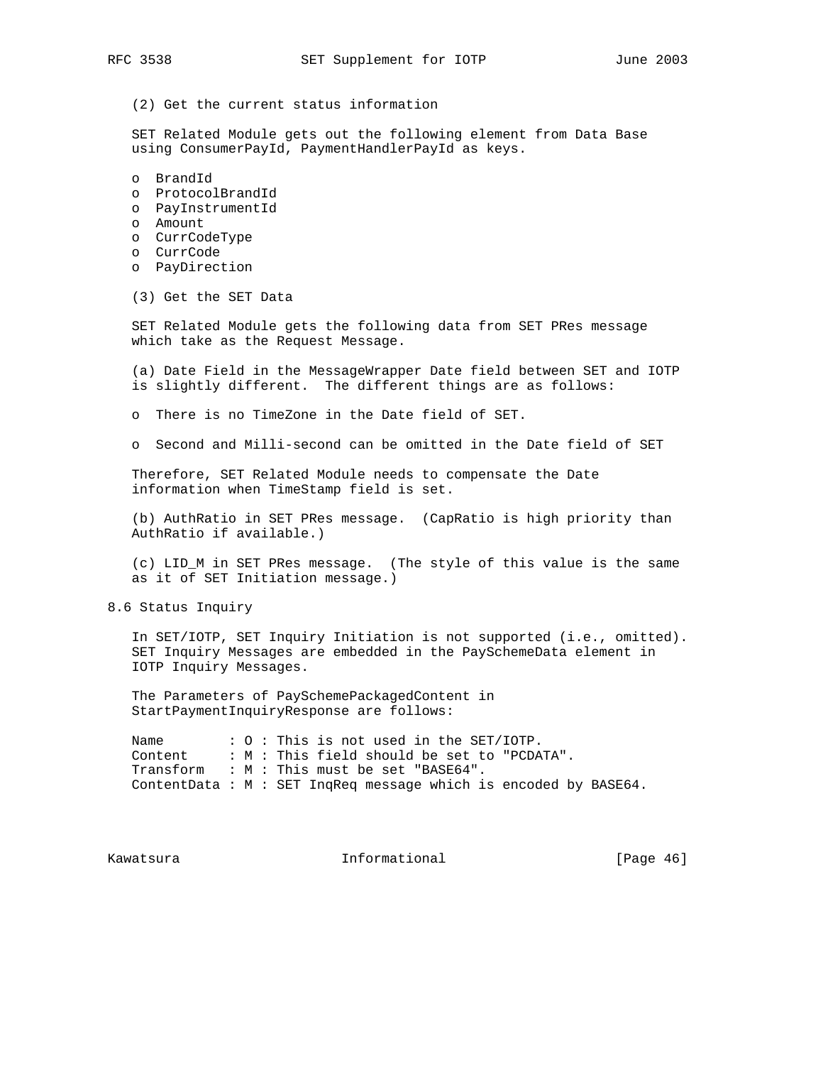(2) Get the current status information

SET Related Module gets out the following element from Data Base using ConsumerPayId, PaymentHandlerPayId as keys.

- BrandId
- ProtocolBrandId
- PayInstrumentId
- Amount
- CurrCodeType
- CurrCode
- PayDirection

(3) Get the SET Data

SET Related Module gets the following data from SET PRes message which take as the Request Message.

(a) Date Field in the MessageWrapper Date field between SET and IOTP is slightly different. The different things are as follows:

- There is no TimeZone in the Date field of SET.
- Second and Milli-second can be omitted in the Date field of SET

Therefore, SET Related Module needs to compensate the Date information when TimeStamp field is set.

(b) AuthRatio in SET PRes message. (CapRatio is high priority than AuthRatio if available.)

(c) LID_M in SET PRes message. (The style of this value is the same as it of SET Initiation message.)

## 8.6 Status Inquiry

In SET/IOTP, SET Inquiry Initiation is not supported (i.e., omitted). SET Inquiry Messages are embedded in the PaySchemeData element in IOTP Inquiry Messages.

The Parameters of PaySchemePackagedContent in StartPaymentInquiryResponse are follows:

```
Name        : O : This is not used in the SET/IOTP.
Content     : M : This field should be set to "PCDATA".
Transform   : M : This must be set "BASE64".
ContentData : M : SET InqReq message which is encoded by BASE64.
```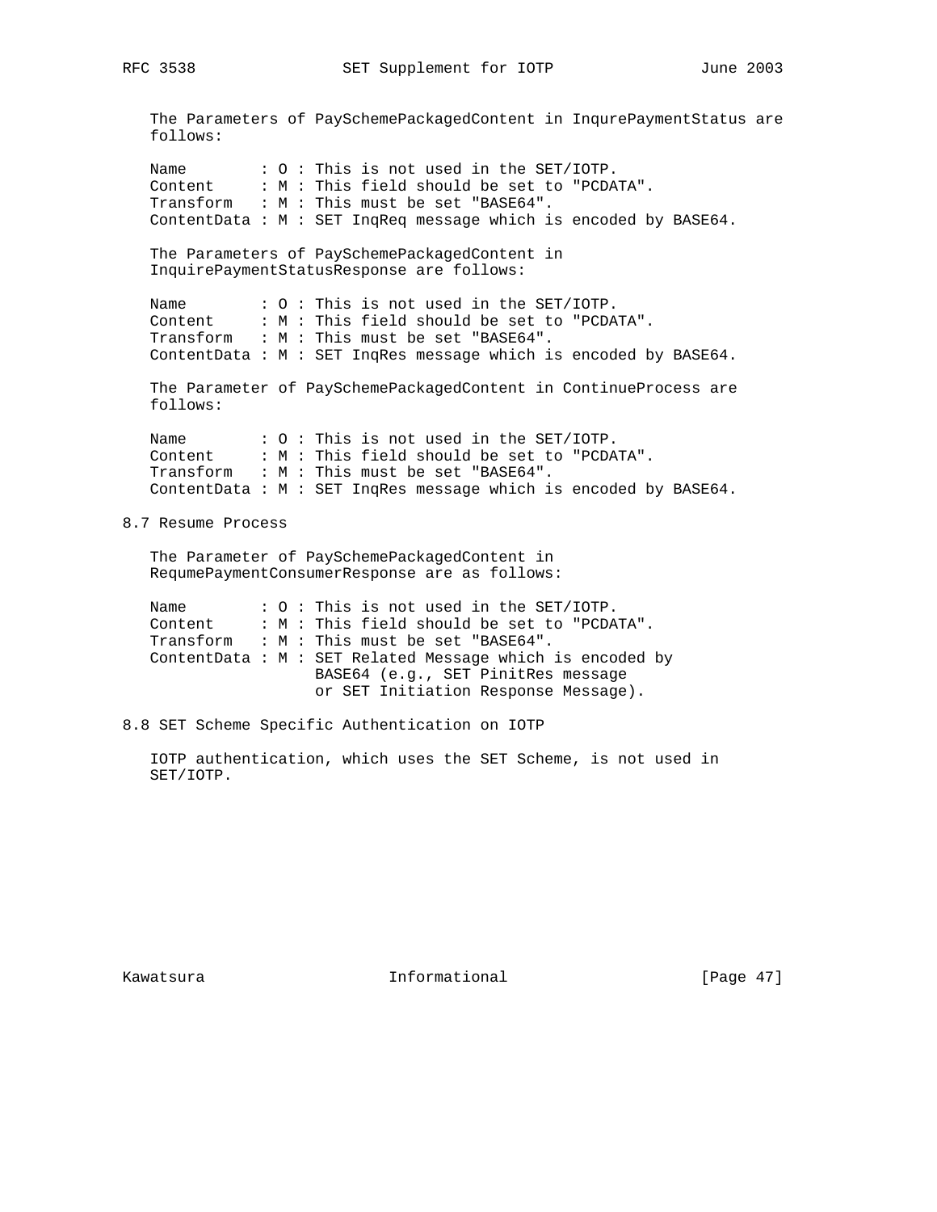The Parameters of PaySchemePackagedContent in InqurePaymentStatus are follows:

```
Name        : O : This is not used in the SET/IOTP.
Content     : M : This field should be set to "PCDATA".
Transform   : M : This must be set "BASE64".
ContentData : M : SET InqReq message which is encoded by BASE64.
```

The Parameters of PaySchemePackagedContent in InquirePaymentStatusResponse are follows:

```
Name        : O : This is not used in the SET/IOTP.
Content     : M : This field should be set to "PCDATA".
Transform   : M : This must be set "BASE64".
ContentData : M : SET InqRes message which is encoded by BASE64.
```

The Parameter of PaySchemePackagedContent in ContinueProcess are follows:

```
Name        : O : This is not used in the SET/IOTP.
Content     : M : This field should be set to "PCDATA".
Transform   : M : This must be set "BASE64".
ContentData : M : SET InqRes message which is encoded by BASE64.
```

## 8.7 Resume Process

The Parameter of PaySchemePackagedContent in RequmePaymentConsumerResponse are as follows:

```
Name        : O : This is not used in the SET/IOTP.
Content     : M : This field should be set to "PCDATA".
Transform   : M : This must be set "BASE64".
ContentData : M : SET Related Message which is encoded by
                  BASE64 (e.g., SET PinitRes message
                  or SET Initiation Response Message).
```

## 8.8 SET Scheme Specific Authentication on IOTP

IOTP authentication, which uses the SET Scheme, is not used in SET/IOTP.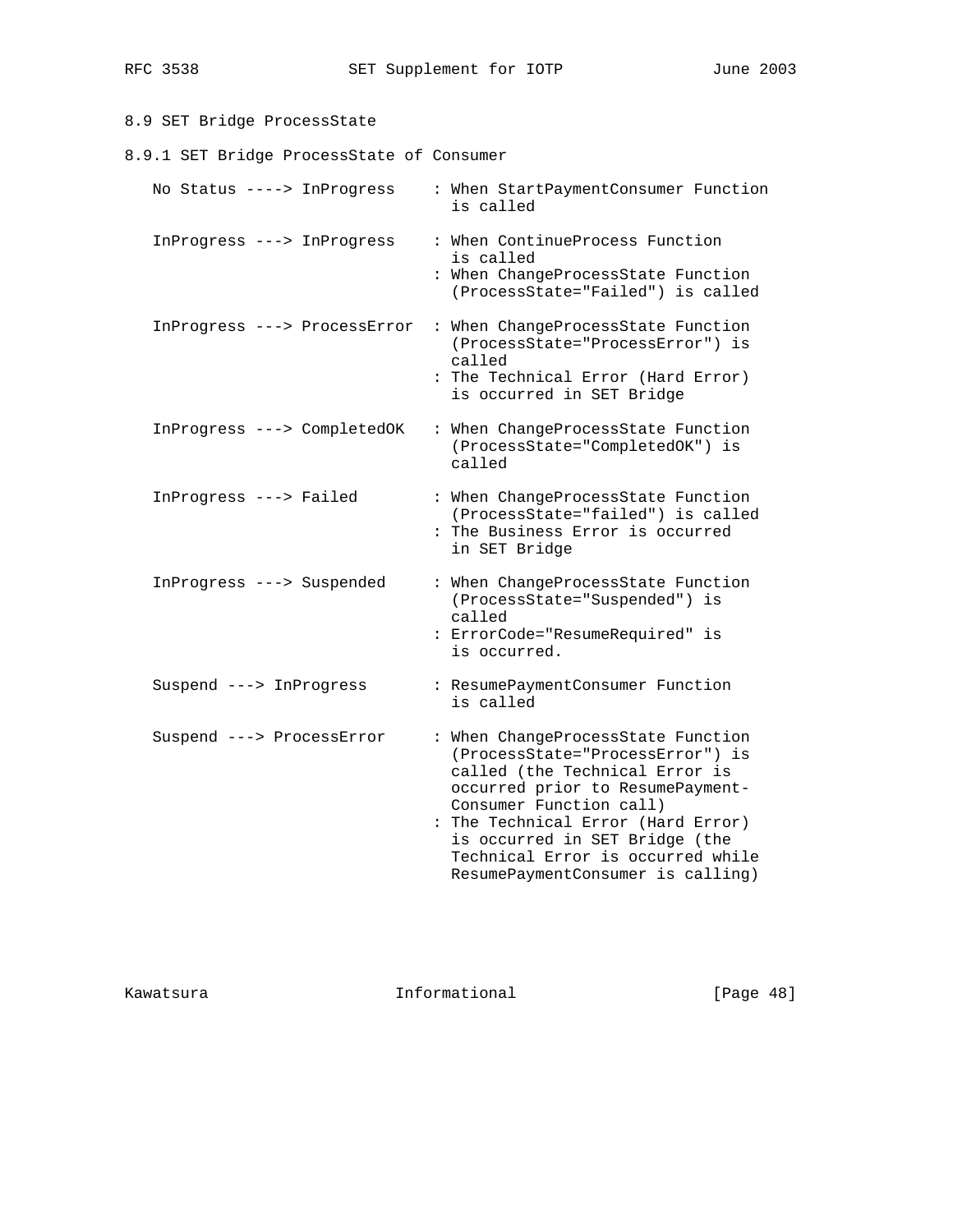## 8.9 SET Bridge ProcessState

### 8.9.1 SET Bridge ProcessState of Consumer

```
   No Status ----> InProgress    : When StartPaymentConsumer Function
                                   is called

   InProgress ---> InProgress    : When ContinueProcess Function
                                   is called
                                 : When ChangeProcessState Function
                                   (ProcessState="Failed") is called

   InProgress ---> ProcessError  : When ChangeProcessState Function
                                   (ProcessState="ProcessError") is
                                   called
                                 : The Technical Error (Hard Error)
                                   is occurred in SET Bridge

   InProgress ---> CompletedOK   : When ChangeProcessState Function
                                   (ProcessState="CompletedOK") is
                                   called

   InProgress ---> Failed        : When ChangeProcessState Function
                                   (ProcessState="failed") is called
                                 : The Business Error is occurred
                                   in SET Bridge

   InProgress ---> Suspended     : When ChangeProcessState Function
                                   (ProcessState="Suspended") is
                                   called
                                 : ErrorCode="ResumeRequired" is
                                   is occurred.

   Suspend ---> InProgress       : ResumePaymentConsumer Function
                                   is called

   Suspend ---> ProcessError     : When ChangeProcessState Function
                                   (ProcessState="ProcessError") is
                                   called (the Technical Error is
                                   occurred prior to ResumePayment-
                                   Consumer Function call)
                                 : The Technical Error (Hard Error)
                                   is occurred in SET Bridge (the
                                   Technical Error is occurred while
                                   ResumePaymentConsumer is calling)
```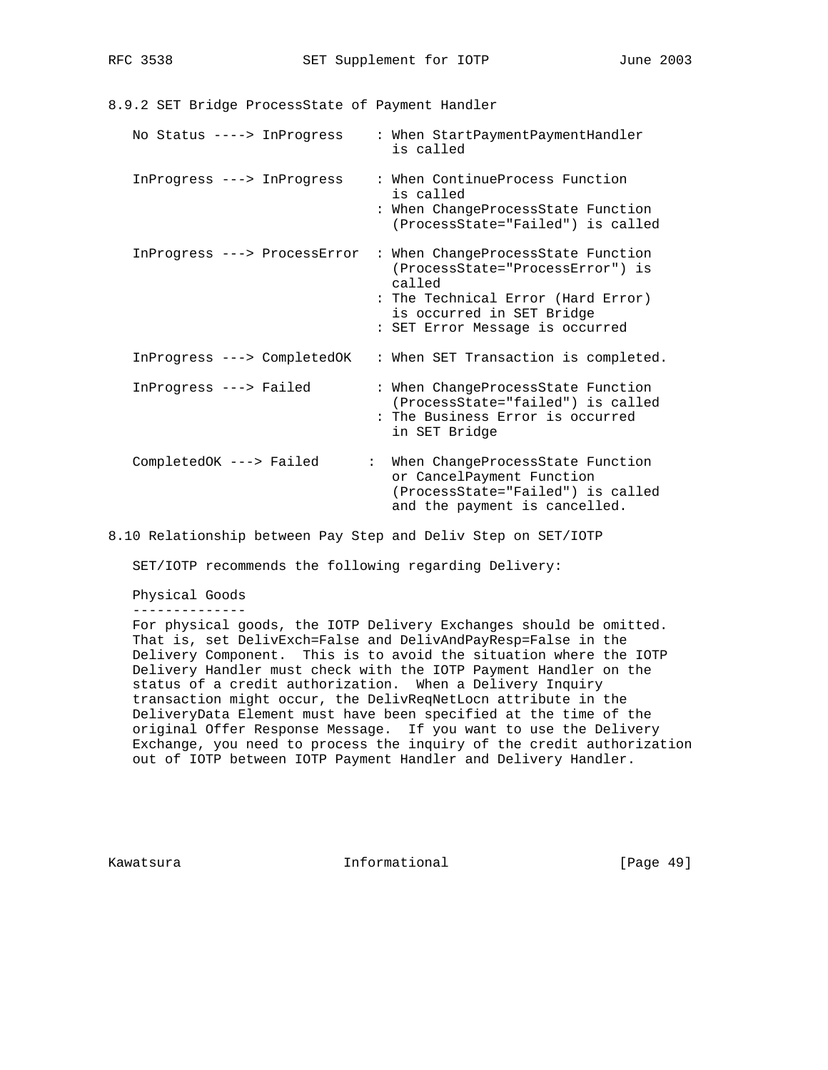### 8.9.2 SET Bridge ProcessState of Payment Handler

```
   No Status ----> InProgress    : When StartPaymentPaymentHandler
                                   is called

   InProgress ---> InProgress    : When ContinueProcess Function
                                   is called
                                 : When ChangeProcessState Function
                                   (ProcessState="Failed") is called

   InProgress ---> ProcessError  : When ChangeProcessState Function
                                   (ProcessState="ProcessError") is
                                   called
                                 : The Technical Error (Hard Error)
                                   is occurred in SET Bridge
                                 : SET Error Message is occurred

   InProgress ---> CompletedOK   : When SET Transaction is completed.

   InProgress ---> Failed        : When ChangeProcessState Function
                                   (ProcessState="failed") is called
                                 : The Business Error is occurred
                                   in SET Bridge

   CompletedOK ---> Failed      :  When ChangeProcessState Function
                                   or CancelPayment Function
                                   (ProcessState="Failed") is called
                                   and the payment is cancelled.
```

### 8.10 Relationship between Pay Step and Deliv Step on SET/IOTP

SET/IOTP recommends the following regarding Delivery:

Physical Goods
--------------

For physical goods, the IOTP Delivery Exchanges should be omitted. That is, set DelivExch=False and DelivAndPayResp=False in the Delivery Component. This is to avoid the situation where the IOTP Delivery Handler must check with the IOTP Payment Handler on the status of a credit authorization. When a Delivery Inquiry transaction might occur, the DelivReqNetLocn attribute in the DeliveryData Element must have been specified at the time of the original Offer Response Message. If you want to use the Delivery Exchange, you need to process the inquiry of the credit authorization out of IOTP between IOTP Payment Handler and Delivery Handler.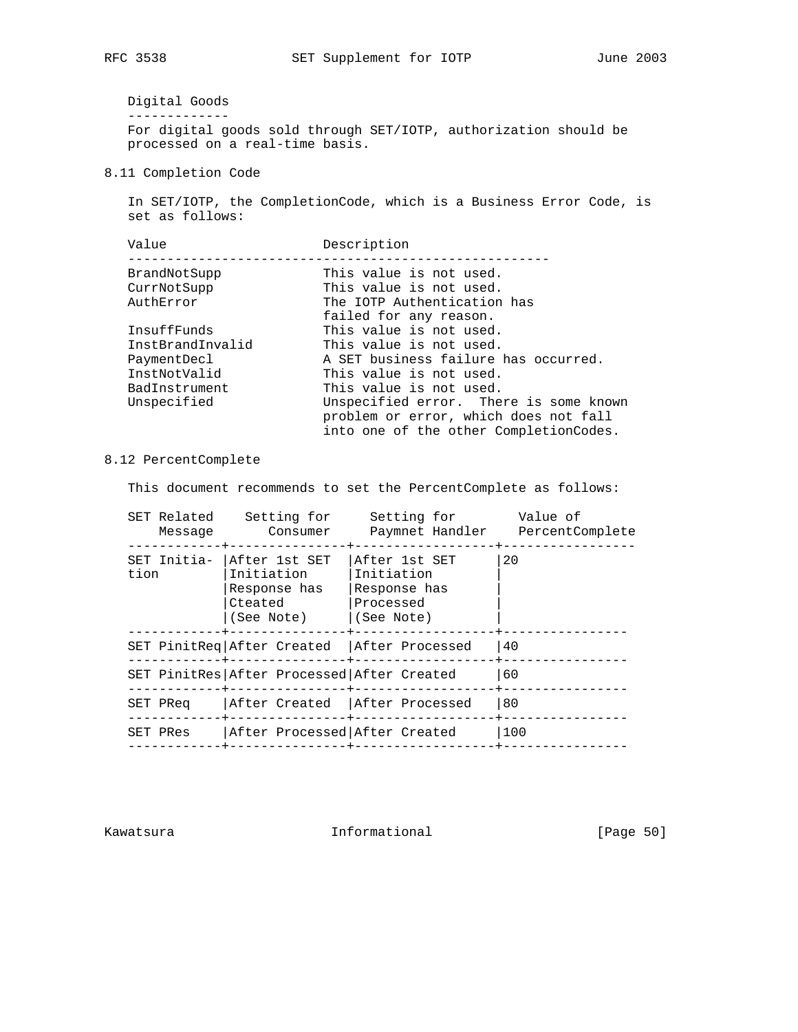Digital Goods

For digital goods sold through SET/IOTP, authorization should be processed on a real-time basis.

## 8.11 Completion Code

In SET/IOTP, the CompletionCode, which is a Business Error Code, is set as follows:

| Value | Description |
|---|---|
| BrandNotSupp | This value is not used. |
| CurrNotSupp | This value is not used. |
| AuthError | The IOTP Authentication has failed for any reason. |
| InsuffFunds | This value is not used. |
| InstBrandInvalid | This value is not used. |
| PaymentDecl | A SET business failure has occurred. |
| InstNotValid | This value is not used. |
| BadInstrument | This value is not used. |
| Unspecified | Unspecified error. There is some known problem or error, which does not fall into one of the other CompletionCodes. |

## 8.12 PercentComplete

This document recommends to set the PercentComplete as follows:

| SET Related Message | Setting for Consumer | Setting for Paymnet Handler | Value of PercentComplete |
|---|---|---|---|
| SET Initia- tion | After 1st SET Initiation Response has Cteated (See Note) | After 1st SET Initiation Response has Processed (See Note) | 20 |
| SET PinitReq | After Created | After Processed | 40 |
| SET PinitRes | After Processed | After Created | 60 |
| SET PReq | After Created | After Processed | 80 |
| SET PRes | After Processed | After Created | 100 |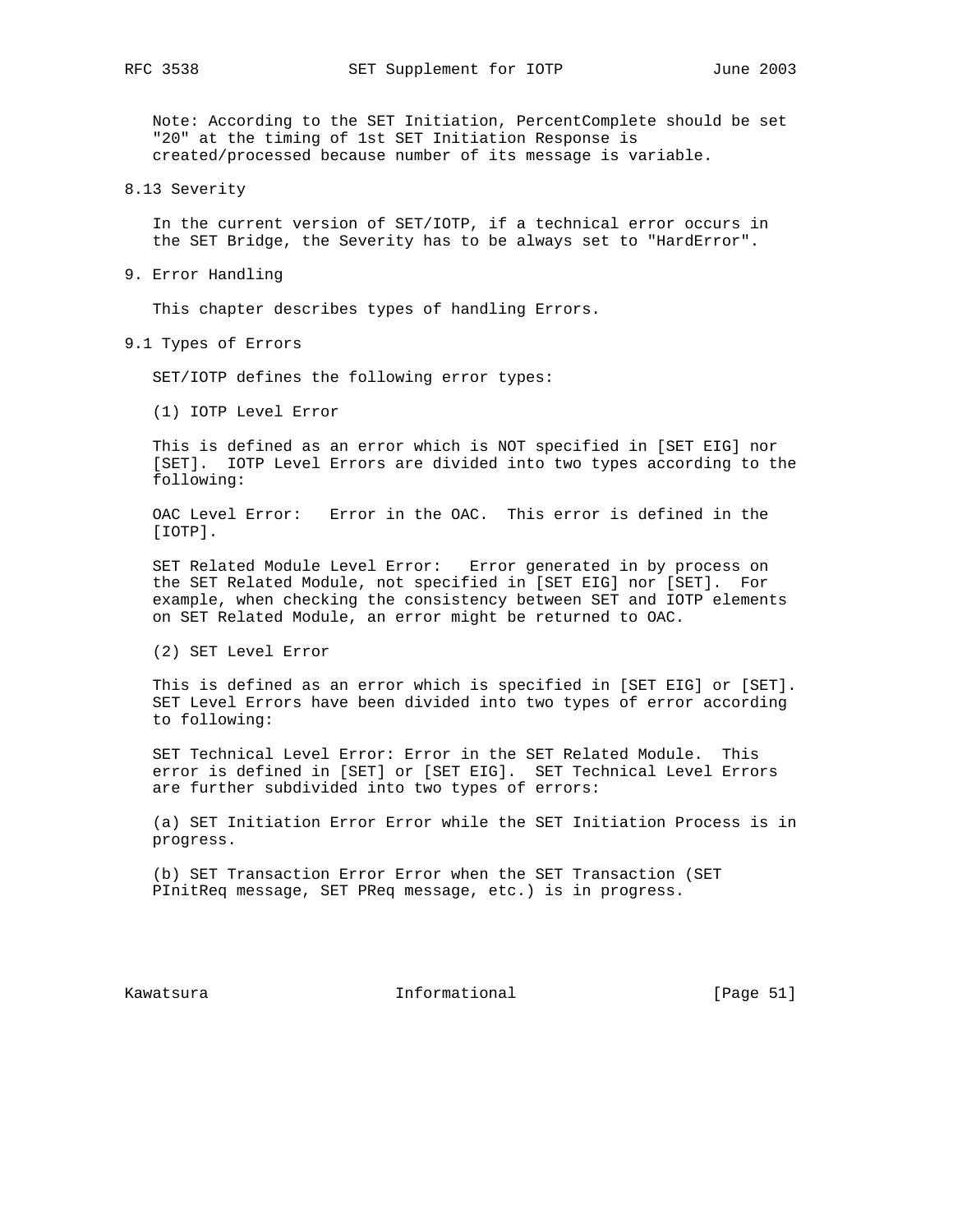Note: According to the SET Initiation, PercentComplete should be set "20" at the timing of 1st SET Initiation Response is created/processed because number of its message is variable.

## 8.13 Severity

In the current version of SET/IOTP, if a technical error occurs in the SET Bridge, the Severity has to be always set to "HardError".

# 9. Error Handling

This chapter describes types of handling Errors.

## 9.1 Types of Errors

SET/IOTP defines the following error types:

(1) IOTP Level Error

This is defined as an error which is NOT specified in [SET EIG] nor [SET]. IOTP Level Errors are divided into two types according to the following:

OAC Level Error: Error in the OAC. This error is defined in the [IOTP].

SET Related Module Level Error: Error generated in by process on the SET Related Module, not specified in [SET EIG] nor [SET]. For example, when checking the consistency between SET and IOTP elements on SET Related Module, an error might be returned to OAC.

(2) SET Level Error

This is defined as an error which is specified in [SET EIG] or [SET]. SET Level Errors have been divided into two types of error according to following:

SET Technical Level Error: Error in the SET Related Module. This error is defined in [SET] or [SET EIG]. SET Technical Level Errors are further subdivided into two types of errors:

(a) SET Initiation Error Error while the SET Initiation Process is in progress.

(b) SET Transaction Error Error when the SET Transaction (SET PInitReq message, SET PReq message, etc.) is in progress.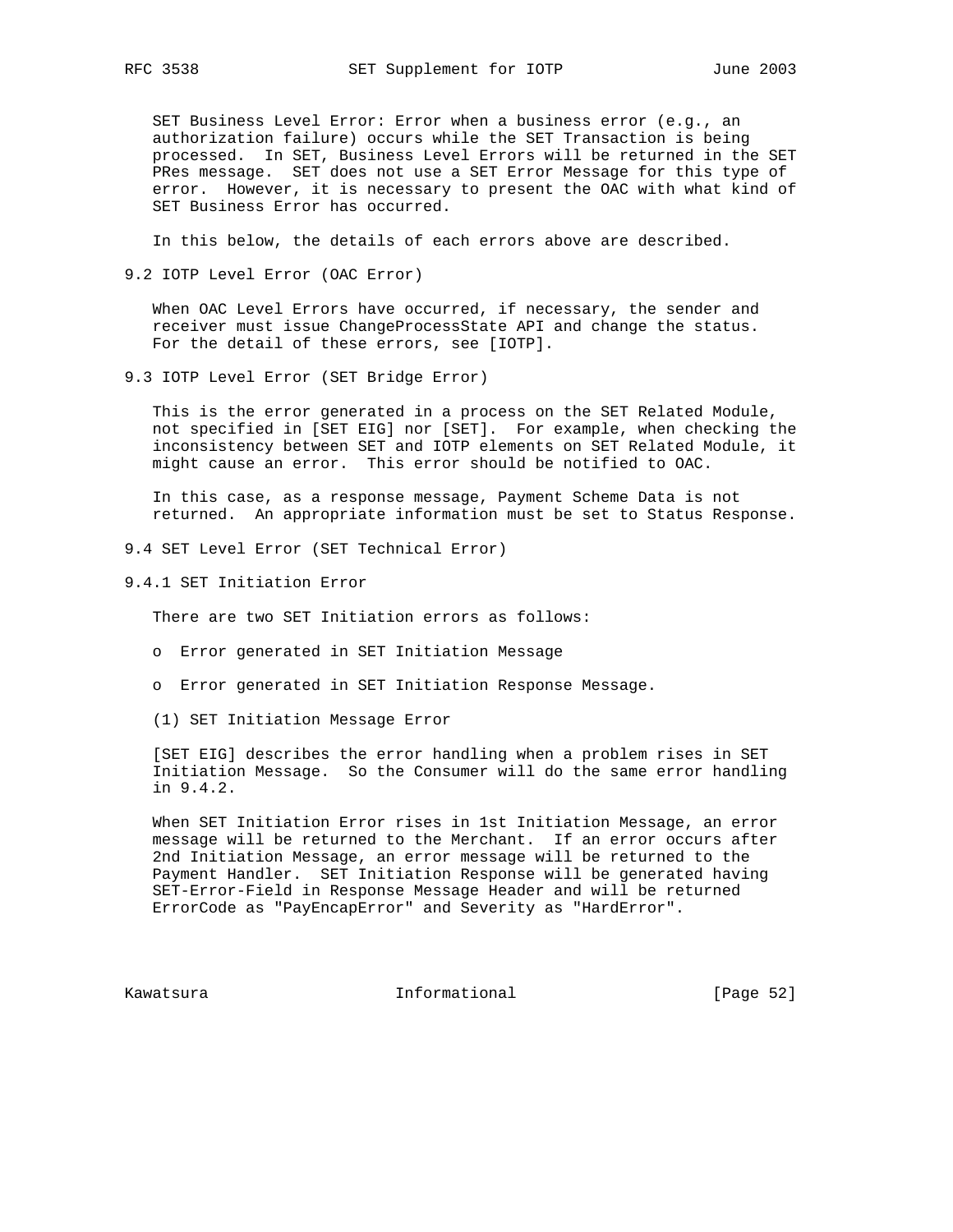SET Business Level Error: Error when a business error (e.g., an authorization failure) occurs while the SET Transaction is being processed. In SET, Business Level Errors will be returned in the SET PRes message. SET does not use a SET Error Message for this type of error. However, it is necessary to present the OAC with what kind of SET Business Error has occurred.

In this below, the details of each errors above are described.

## 9.2 IOTP Level Error (OAC Error)

When OAC Level Errors have occurred, if necessary, the sender and receiver must issue ChangeProcessState API and change the status. For the detail of these errors, see [IOTP].

## 9.3 IOTP Level Error (SET Bridge Error)

This is the error generated in a process on the SET Related Module, not specified in [SET EIG] nor [SET]. For example, when checking the inconsistency between SET and IOTP elements on SET Related Module, it might cause an error. This error should be notified to OAC.

In this case, as a response message, Payment Scheme Data is not returned. An appropriate information must be set to Status Response.

## 9.4 SET Level Error (SET Technical Error)

### 9.4.1 SET Initiation Error

There are two SET Initiation errors as follows:

- Error generated in SET Initiation Message
- Error generated in SET Initiation Response Message.

(1) SET Initiation Message Error

[SET EIG] describes the error handling when a problem rises in SET Initiation Message. So the Consumer will do the same error handling in 9.4.2.

When SET Initiation Error rises in 1st Initiation Message, an error message will be returned to the Merchant. If an error occurs after 2nd Initiation Message, an error message will be returned to the Payment Handler. SET Initiation Response will be generated having SET-Error-Field in Response Message Header and will be returned ErrorCode as "PayEncapError" and Severity as "HardError".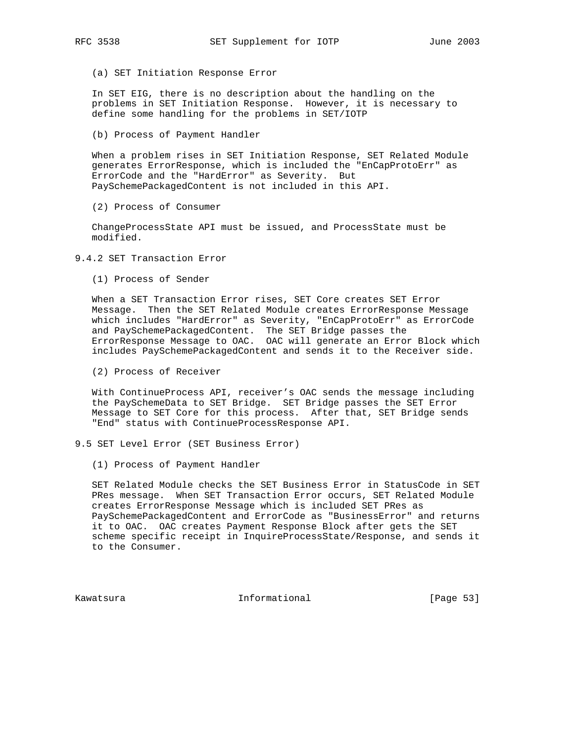(a) SET Initiation Response Error

In SET EIG, there is no description about the handling on the problems in SET Initiation Response. However, it is necessary to define some handling for the problems in SET/IOTP

(b) Process of Payment Handler

When a problem rises in SET Initiation Response, SET Related Module generates ErrorResponse, which is included the "EnCapProtoErr" as ErrorCode and the "HardError" as Severity. But PaySchemePackagedContent is not included in this API.

(2) Process of Consumer

ChangeProcessState API must be issued, and ProcessState must be modified.

### 9.4.2 SET Transaction Error

(1) Process of Sender

When a SET Transaction Error rises, SET Core creates SET Error Message. Then the SET Related Module creates ErrorResponse Message which includes "HardError" as Severity, "EnCapProtoErr" as ErrorCode and PaySchemePackagedContent. The SET Bridge passes the ErrorResponse Message to OAC. OAC will generate an Error Block which includes PaySchemePackagedContent and sends it to the Receiver side.

(2) Process of Receiver

With ContinueProcess API, receiver’s OAC sends the message including the PaySchemeData to SET Bridge. SET Bridge passes the SET Error Message to SET Core for this process. After that, SET Bridge sends "End" status with ContinueProcessResponse API.

## 9.5 SET Level Error (SET Business Error)

(1) Process of Payment Handler

SET Related Module checks the SET Business Error in StatusCode in SET PRes message. When SET Transaction Error occurs, SET Related Module creates ErrorResponse Message which is included SET PRes as PaySchemePackagedContent and ErrorCode as "BusinessError" and returns it to OAC. OAC creates Payment Response Block after gets the SET scheme specific receipt in InquireProcessState/Response, and sends it to the Consumer.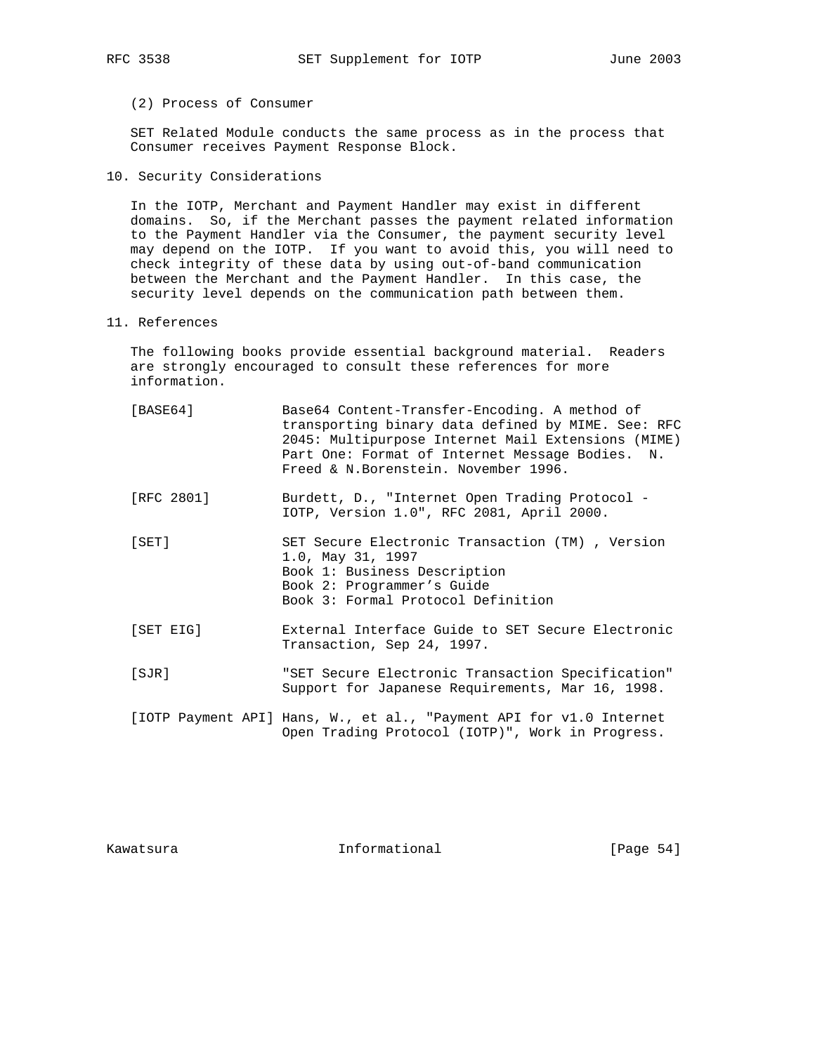(2) Process of Consumer

SET Related Module conducts the same process as in the process that Consumer receives Payment Response Block.

## 10. Security Considerations

In the IOTP, Merchant and Payment Handler may exist in different domains. So, if the Merchant passes the payment related information to the Payment Handler via the Consumer, the payment security level may depend on the IOTP. If you want to avoid this, you will need to check integrity of these data by using out-of-band communication between the Merchant and the Payment Handler. In this case, the security level depends on the communication path between them.

## 11. References

The following books provide essential background material. Readers are strongly encouraged to consult these references for more information.

[BASE64] Base64 Content-Transfer-Encoding. A method of transporting binary data defined by MIME. See: RFC 2045: Multipurpose Internet Mail Extensions (MIME) Part One: Format of Internet Message Bodies. N. Freed & N.Borenstein. November 1996.

[RFC 2801] Burdett, D., "Internet Open Trading Protocol - IOTP, Version 1.0", RFC 2081, April 2000.

[SET] SET Secure Electronic Transaction (TM) , Version 1.0, May 31, 1997
Book 1: Business Description
Book 2: Programmer's Guide
Book 3: Formal Protocol Definition

[SET EIG] External Interface Guide to SET Secure Electronic Transaction, Sep 24, 1997.

[SJR] "SET Secure Electronic Transaction Specification" Support for Japanese Requirements, Mar 16, 1998.

[IOTP Payment API] Hans, W., et al., "Payment API for v1.0 Internet Open Trading Protocol (IOTP)", Work in Progress.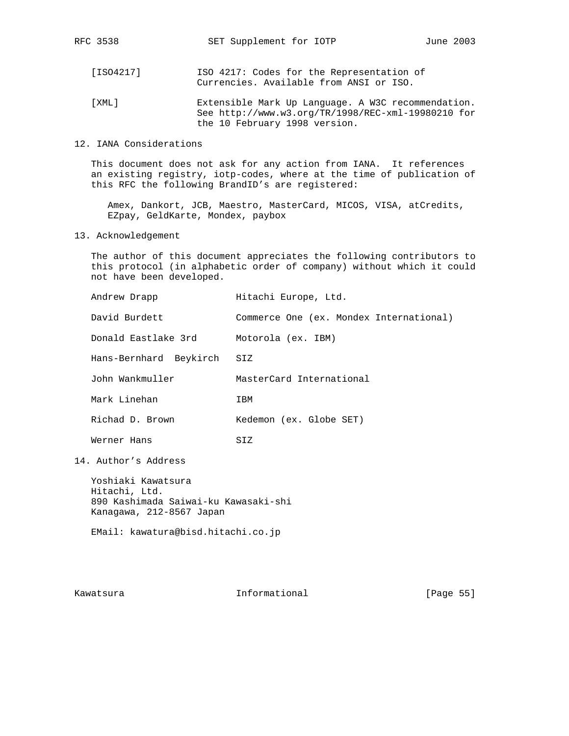[ISO4217] ISO 4217: Codes for the Representation of Currencies. Available from ANSI or ISO.

[XML] Extensible Mark Up Language. A W3C recommendation. See http://www.w3.org/TR/1998/REC-xml-19980210 for the 10 February 1998 version.

## 12. IANA Considerations

This document does not ask for any action from IANA. It references an existing registry, iotp-codes, where at the time of publication of this RFC the following BrandID's are registered:

Amex, Dankort, JCB, Maestro, MasterCard, MICOS, VISA, atCredits, EZpay, GeldKarte, Mondex, paybox

## 13. Acknowledgement

The author of this document appreciates the following contributors to this protocol (in alphabetic order of company) without which it could not have been developed.

| | |
|---|---|
| Andrew Drapp | Hitachi Europe, Ltd. |
| David Burdett | Commerce One (ex. Mondex International) |
| Donald Eastlake 3rd | Motorola (ex. IBM) |
| Hans-Bernhard Beykirch | SIZ |
| John Wankmuller | MasterCard International |
| Mark Linehan | IBM |
| Richad D. Brown | Kedemon (ex. Globe SET) |
| Werner Hans | SIZ |

## 14. Author's Address

Yoshiaki Kawatsura
Hitachi, Ltd.
890 Kashimada Saiwai-ku Kawasaki-shi
Kanagawa, 212-8567 Japan

EMail: kawatura@bisd.hitachi.co.jp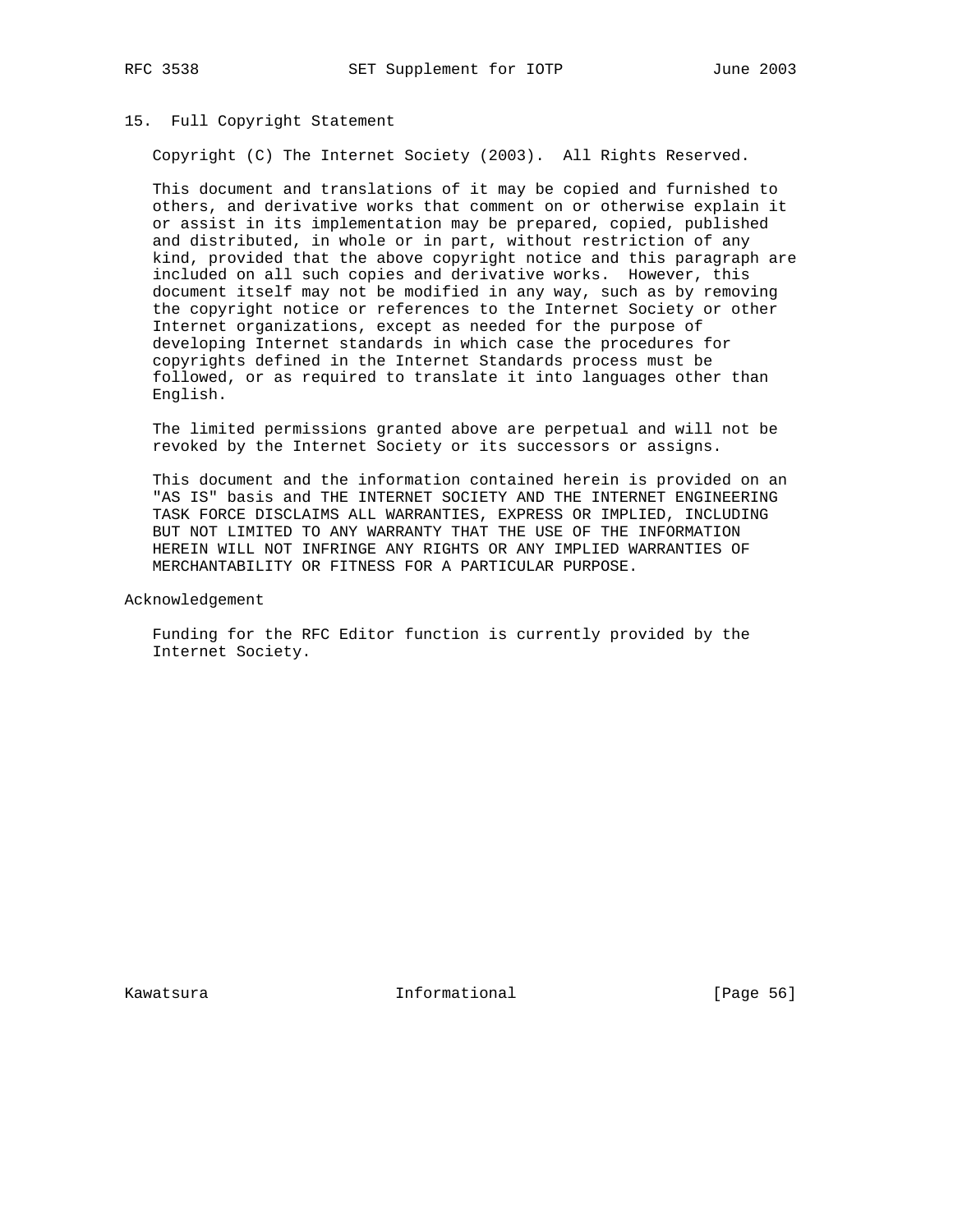## 15. Full Copyright Statement

Copyright (C) The Internet Society (2003). All Rights Reserved.

This document and translations of it may be copied and furnished to others, and derivative works that comment on or otherwise explain it or assist in its implementation may be prepared, copied, published and distributed, in whole or in part, without restriction of any kind, provided that the above copyright notice and this paragraph are included on all such copies and derivative works. However, this document itself may not be modified in any way, such as by removing the copyright notice or references to the Internet Society or other Internet organizations, except as needed for the purpose of developing Internet standards in which case the procedures for copyrights defined in the Internet Standards process must be followed, or as required to translate it into languages other than English.

The limited permissions granted above are perpetual and will not be revoked by the Internet Society or its successors or assigns.

This document and the information contained herein is provided on an "AS IS" basis and THE INTERNET SOCIETY AND THE INTERNET ENGINEERING TASK FORCE DISCLAIMS ALL WARRANTIES, EXPRESS OR IMPLIED, INCLUDING BUT NOT LIMITED TO ANY WARRANTY THAT THE USE OF THE INFORMATION HEREIN WILL NOT INFRINGE ANY RIGHTS OR ANY IMPLIED WARRANTIES OF MERCHANTABILITY OR FITNESS FOR A PARTICULAR PURPOSE.

## Acknowledgement

Funding for the RFC Editor function is currently provided by the Internet Society.